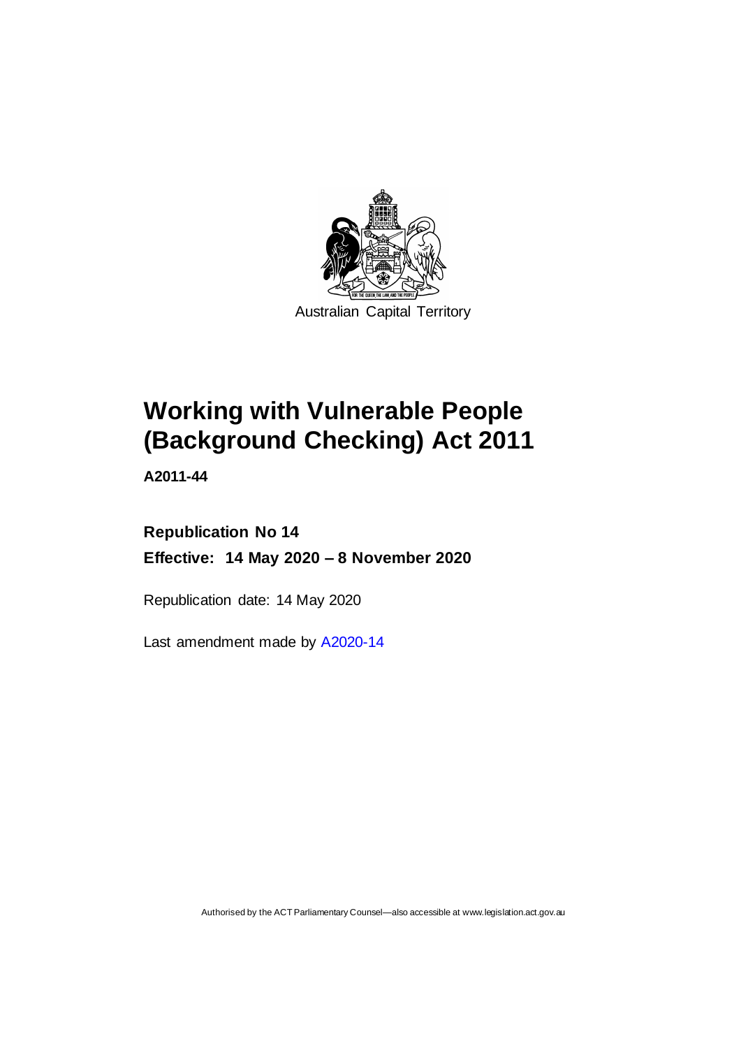Australian Capital Territory

# Working with Vulnerable People (Background Checking) Act 2011

**A2011-44**

**Republication No 14**

**Effective: 14 May 2020 – 8 November 2020**

Republication date: 14 May 2020

Last amendment made by A2020-14

Authorised by the ACT Parliamentary Counsel—also accessible at www.legislation.act.gov.au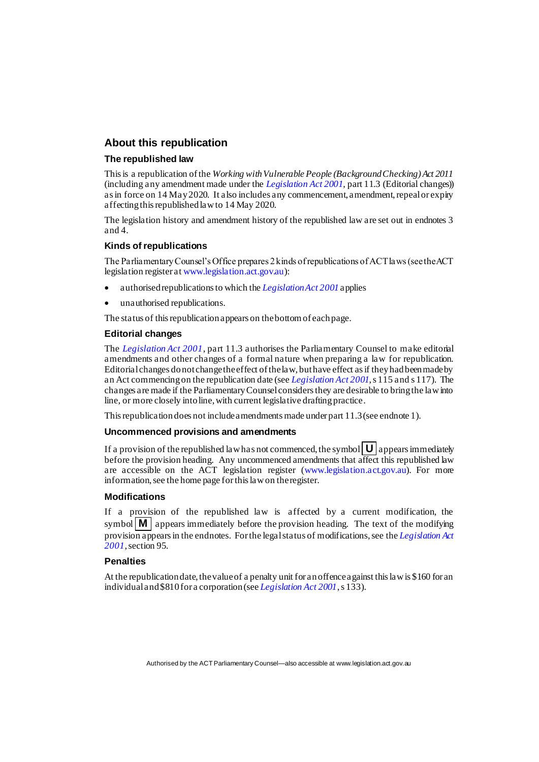## About this republication

### The republished law

This is a republication of the *Working with Vulnerable People (Background Checking) Act 2011* (including any amendment made under the *Legislation Act 2001*, part 11.3 (Editorial changes)) as in force on 14 May 2020. It also includes any commencement, amendment, repeal or expiry affecting this republished law to 14 May 2020.

The legislation history and amendment history of the republished law are set out in endnotes 3 and 4.

### Kinds of republications

The Parliamentary Counsel's Office prepares 2 kinds of republications of ACT laws (see the ACT legislation register at www.legislation.act.gov.au):

- authorised republications to which the *Legislation Act 2001* applies
- unauthorised republications.

The status of this republication appears on the bottom of each page.

### Editorial changes

The *Legislation Act 2001*, part 11.3 authorises the Parliamentary Counsel to make editorial amendments and other changes of a formal nature when preparing a law for republication. Editorial changes do not change the effect of the law, but have effect as if they had been made by an Act commencing on the republication date (see *Legislation Act 2001*, s 115 and s 117). The changes are made if the Parliamentary Counsel considers they are desirable to bring the law into line, or more closely into line, with current legislative drafting practice.

This republication does not include amendments made under part 11.3 (see endnote 1).

### Uncommenced provisions and amendments

If a provision of the republished law has not commenced, the symbol **U** appears immediately before the provision heading. Any uncommenced amendments that affect this republished law are accessible on the ACT legislation register (www.legislation.act.gov.au). For more information, see the home page for this law on the register.

### Modifications

If a provision of the republished law is affected by a current modification, the symbol **M** appears immediately before the provision heading. The text of the modifying provision appears in the endnotes. For the legal status of modifications, see the *Legislation Act 2001*, section 95.

### Penalties

At the republication date, the value of a penalty unit for an offence against this law is $160 for an individual and $810 for a corporation (see *Legislation Act 2001*, s 133).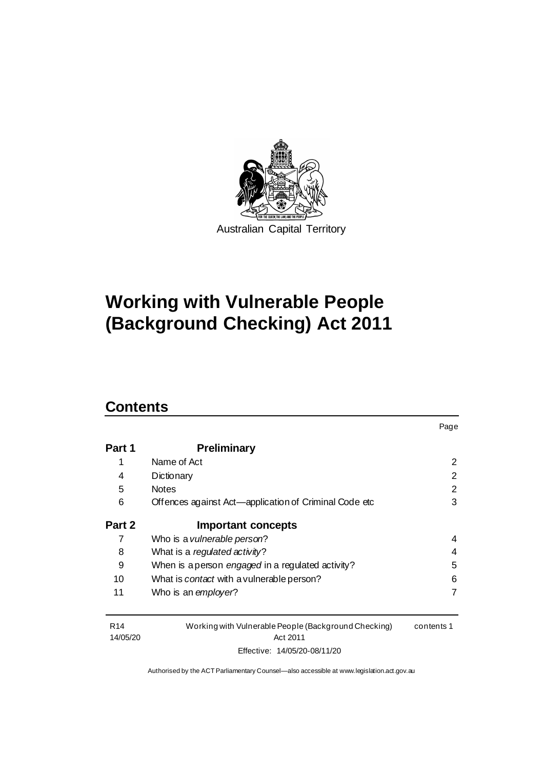Australian Capital Territory

# Working with Vulnerable People (Background Checking) Act 2011

## Contents

| | | Page |
|---|---|---|
| **Part 1** | **Preliminary** | |
| 1 | Name of Act | 2 |
| 4 | Dictionary | 2 |
| 5 | Notes | 2 |
| 6 | Offences against Act—application of Criminal Code etc | 3 |
| **Part 2** | **Important concepts** | |
| 7 | Who is a *vulnerable person*? | 4 |
| 8 | What is a *regulated activity*? | 4 |
| 9 | When is a person *engaged* in a regulated activity? | 5 |
| 10 | What is *contact* with a vulnerable person? | 6 |
| 11 | Who is an *employer*? | 7 |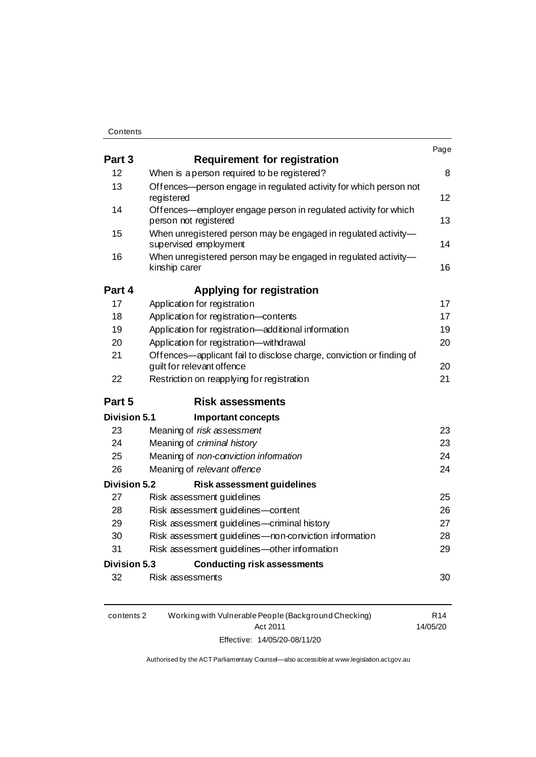| | | Page |
|---|---|---|
| **Part 3** | **Requirement for registration** | |
| 12 | When is a person required to be registered? | 8 |
| 13 | Offences—person engage in regulated activity for which person not registered | 12 |
| 14 | Offences—employer engage person in regulated activity for which person not registered | 13 |
| 15 | When unregistered person may be engaged in regulated activity—supervised employment | 14 |
| 16 | When unregistered person may be engaged in regulated activity—kinship carer | 16 |
| **Part 4** | **Applying for registration** | |
| 17 | Application for registration | 17 |
| 18 | Application for registration—contents | 17 |
| 19 | Application for registration—additional information | 19 |
| 20 | Application for registration—withdrawal | 20 |
| 21 | Offences—applicant fail to disclose charge, conviction or finding of guilt for relevant offence | 20 |
| 22 | Restriction on reapplying for registration | 21 |
| **Part 5** | **Risk assessments** | |
| **Division 5.1** | **Important concepts** | |
| 23 | Meaning of *risk assessment* | 23 |
| 24 | Meaning of *criminal history* | 23 |
| 25 | Meaning of *non-conviction information* | 24 |
| 26 | Meaning of *relevant offence* | 24 |
| **Division 5.2** | **Risk assessment guidelines** | |
| 27 | Risk assessment guidelines | 25 |
| 28 | Risk assessment guidelines—content | 26 |
| 29 | Risk assessment guidelines—criminal history | 27 |
| 30 | Risk assessment guidelines—non-conviction information | 28 |
| 31 | Risk assessment guidelines—other information | 29 |
| **Division 5.3** | **Conducting risk assessments** | |
| 32 | Risk assessments | 30 |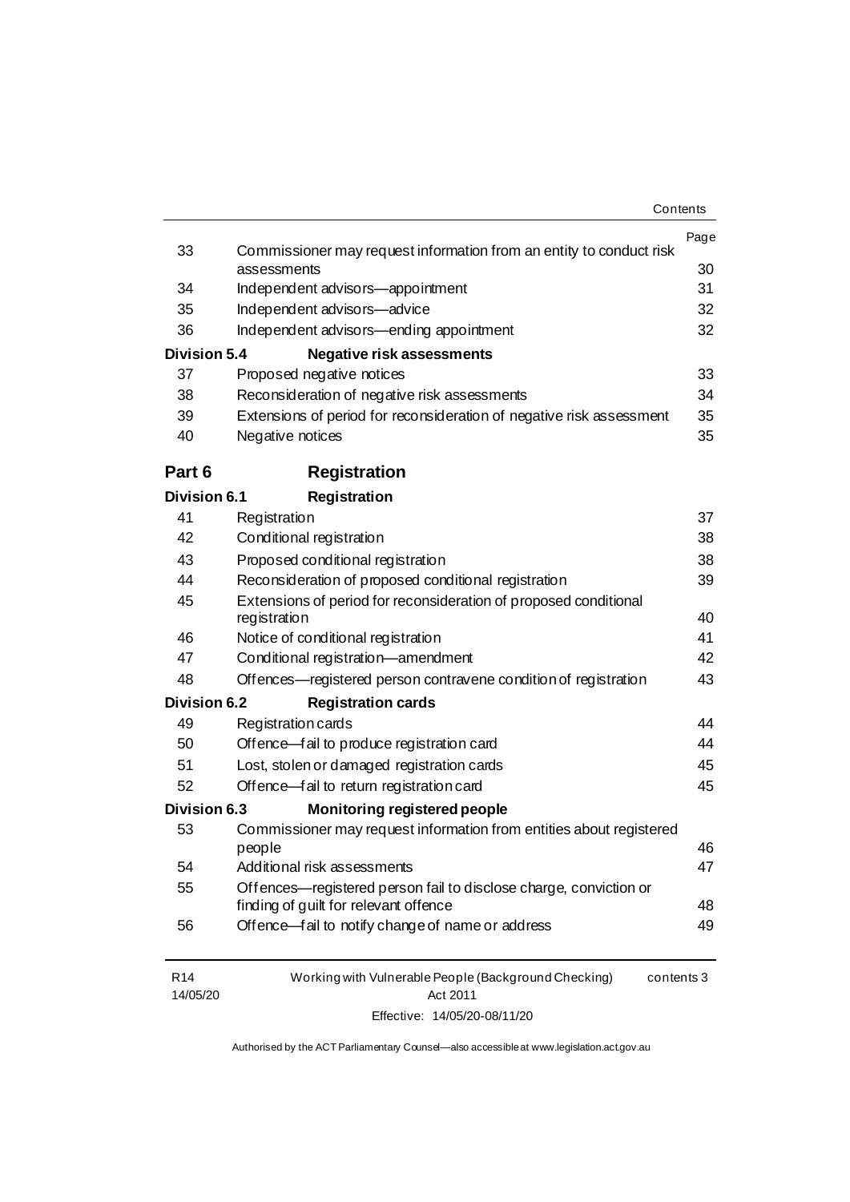| | | Page |
|---|---|---|
| 33 | Commissioner may request information from an entity to conduct risk assessments | 30 |
| 34 | Independent advisors—appointment | 31 |
| 35 | Independent advisors—advice | 32 |
| 36 | Independent advisors—ending appointment | 32 |
| **Division 5.4** | **Negative risk assessments** | |
| 37 | Proposed negative notices | 33 |
| 38 | Reconsideration of negative risk assessments | 34 |
| 39 | Extensions of period for reconsideration of negative risk assessment | 35 |
| 40 | Negative notices | 35 |
| **Part 6** | **Registration** | |
| **Division 6.1** | **Registration** | |
| 41 | Registration | 37 |
| 42 | Conditional registration | 38 |
| 43 | Proposed conditional registration | 38 |
| 44 | Reconsideration of proposed conditional registration | 39 |
| 45 | Extensions of period for reconsideration of proposed conditional registration | 40 |
| 46 | Notice of conditional registration | 41 |
| 47 | Conditional registration—amendment | 42 |
| 48 | Offences—registered person contravene condition of registration | 43 |
| **Division 6.2** | **Registration cards** | |
| 49 | Registration cards | 44 |
| 50 | Offence—fail to produce registration card | 44 |
| 51 | Lost, stolen or damaged registration cards | 45 |
| 52 | Offence—fail to return registration card | 45 |
| **Division 6.3** | **Monitoring registered people** | |
| 53 | Commissioner may request information from entities about registered people | 46 |
| 54 | Additional risk assessments | 47 |
| 55 | Offences—registered person fail to disclose charge, conviction or finding of guilt for relevant offence | 48 |
| 56 | Offence—fail to notify change of name or address | 49 |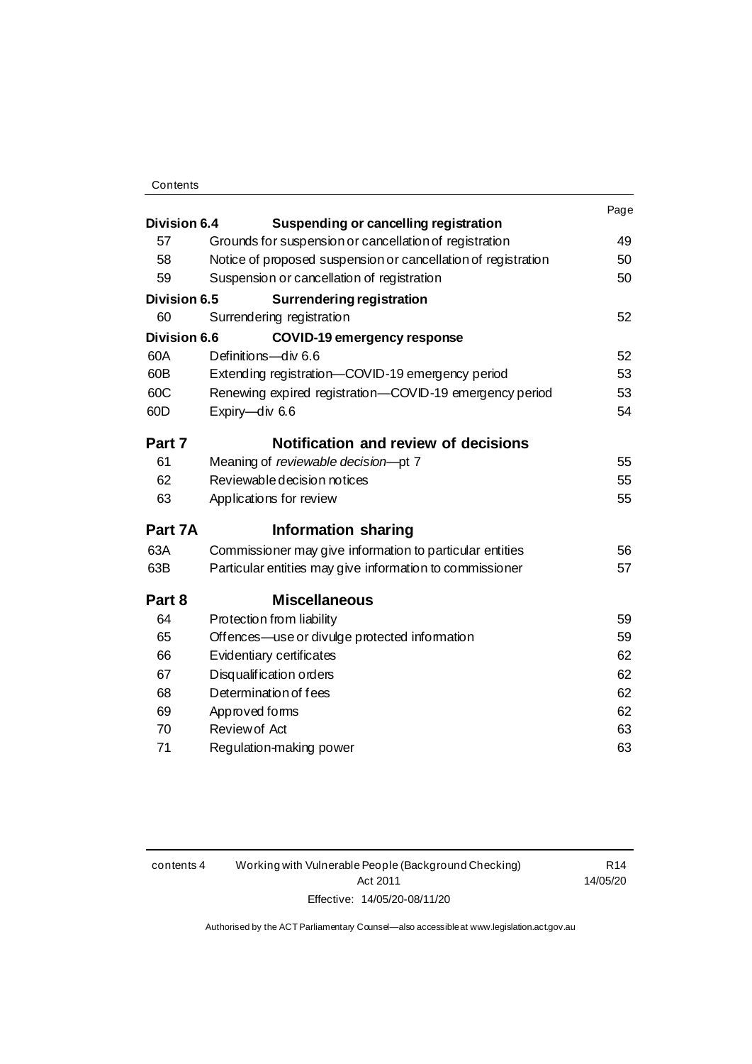| | | Page |
|---|---|---|
| **Division 6.4** | **Suspending or cancelling registration** | |
| 57 | Grounds for suspension or cancellation of registration | 49 |
| 58 | Notice of proposed suspension or cancellation of registration | 50 |
| 59 | Suspension or cancellation of registration | 50 |
| **Division 6.5** | **Surrendering registration** | |
| 60 | Surrendering registration | 52 |
| **Division 6.6** | **COVID-19 emergency response** | |
| 60A | Definitions—div 6.6 | 52 |
| 60B | Extending registration—COVID-19 emergency period | 53 |
| 60C | Renewing expired registration—COVID-19 emergency period | 53 |
| 60D | Expiry—div 6.6 | 54 |
| **Part 7** | **Notification and review of decisions** | |
| 61 | Meaning of *reviewable decision*—pt 7 | 55 |
| 62 | Reviewable decision notices | 55 |
| 63 | Applications for review | 55 |
| **Part 7A** | **Information sharing** | |
| 63A | Commissioner may give information to particular entities | 56 |
| 63B | Particular entities may give information to commissioner | 57 |
| **Part 8** | **Miscellaneous** | |
| 64 | Protection from liability | 59 |
| 65 | Offences—use or divulge protected information | 59 |
| 66 | Evidentiary certificates | 62 |
| 67 | Disqualification orders | 62 |
| 68 | Determination of fees | 62 |
| 69 | Approved forms | 62 |
| 70 | Review of Act | 63 |
| 71 | Regulation-making power | 63 |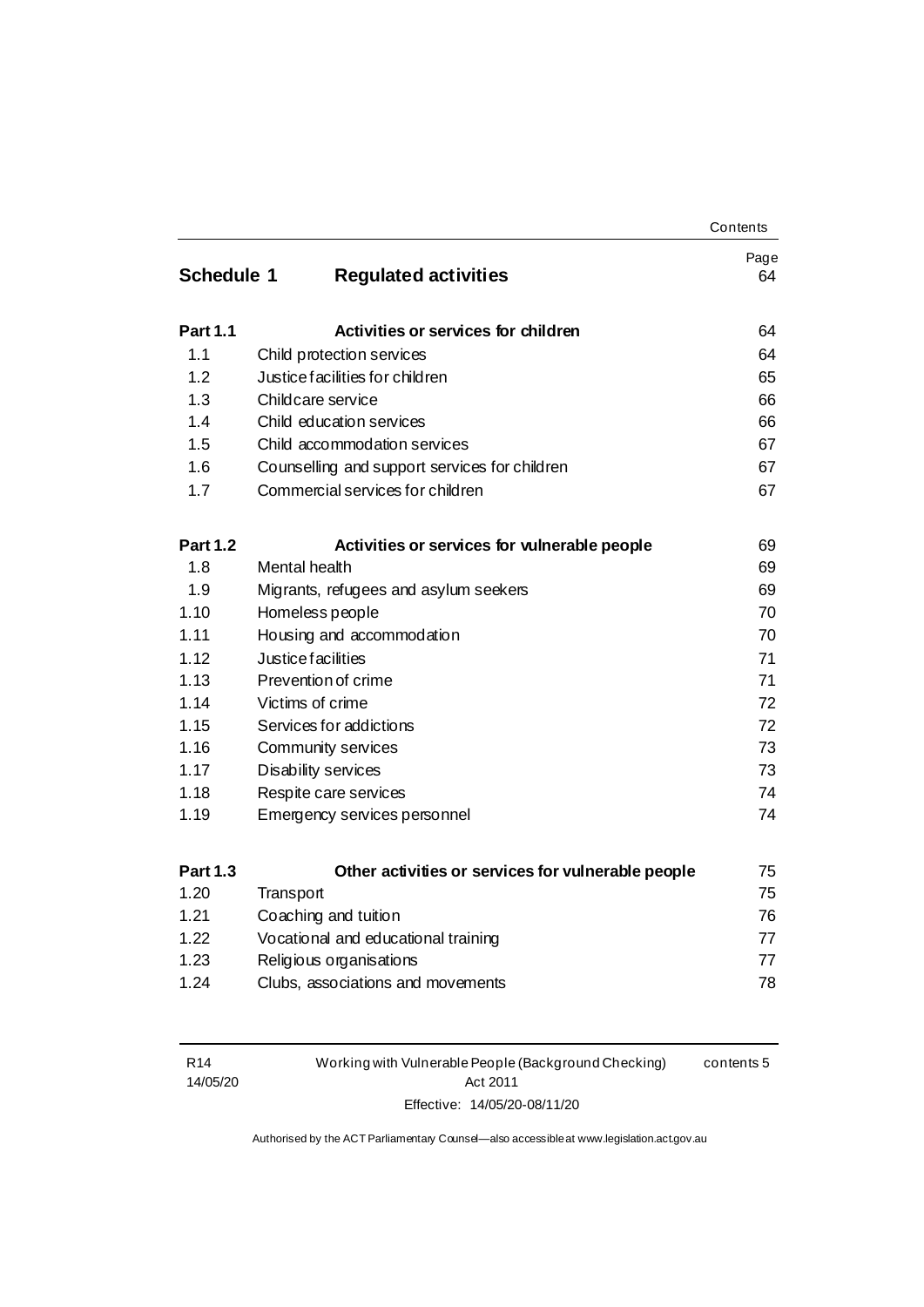| | | Page |
|---|---|---|
| **Schedule 1** | **Regulated activities** | 64 |
| **Part 1.1** | **Activities or services for children** | 64 |
| 1.1 | Child protection services | 64 |
| 1.2 | Justice facilities for children | 65 |
| 1.3 | Childcare service | 66 |
| 1.4 | Child education services | 66 |
| 1.5 | Child accommodation services | 67 |
| 1.6 | Counselling and support services for children | 67 |
| 1.7 | Commercial services for children | 67 |
| **Part 1.2** | **Activities or services for vulnerable people** | 69 |
| 1.8 | Mental health | 69 |
| 1.9 | Migrants, refugees and asylum seekers | 69 |
| 1.10 | Homeless people | 70 |
| 1.11 | Housing and accommodation | 70 |
| 1.12 | Justice facilities | 71 |
| 1.13 | Prevention of crime | 71 |
| 1.14 | Victims of crime | 72 |
| 1.15 | Services for addictions | 72 |
| 1.16 | Community services | 73 |
| 1.17 | Disability services | 73 |
| 1.18 | Respite care services | 74 |
| 1.19 | Emergency services personnel | 74 |
| **Part 1.3** | **Other activities or services for vulnerable people** | 75 |
| 1.20 | Transport | 75 |
| 1.21 | Coaching and tuition | 76 |
| 1.22 | Vocational and educational training | 77 |
| 1.23 | Religious organisations | 77 |
| 1.24 | Clubs, associations and movements | 78 |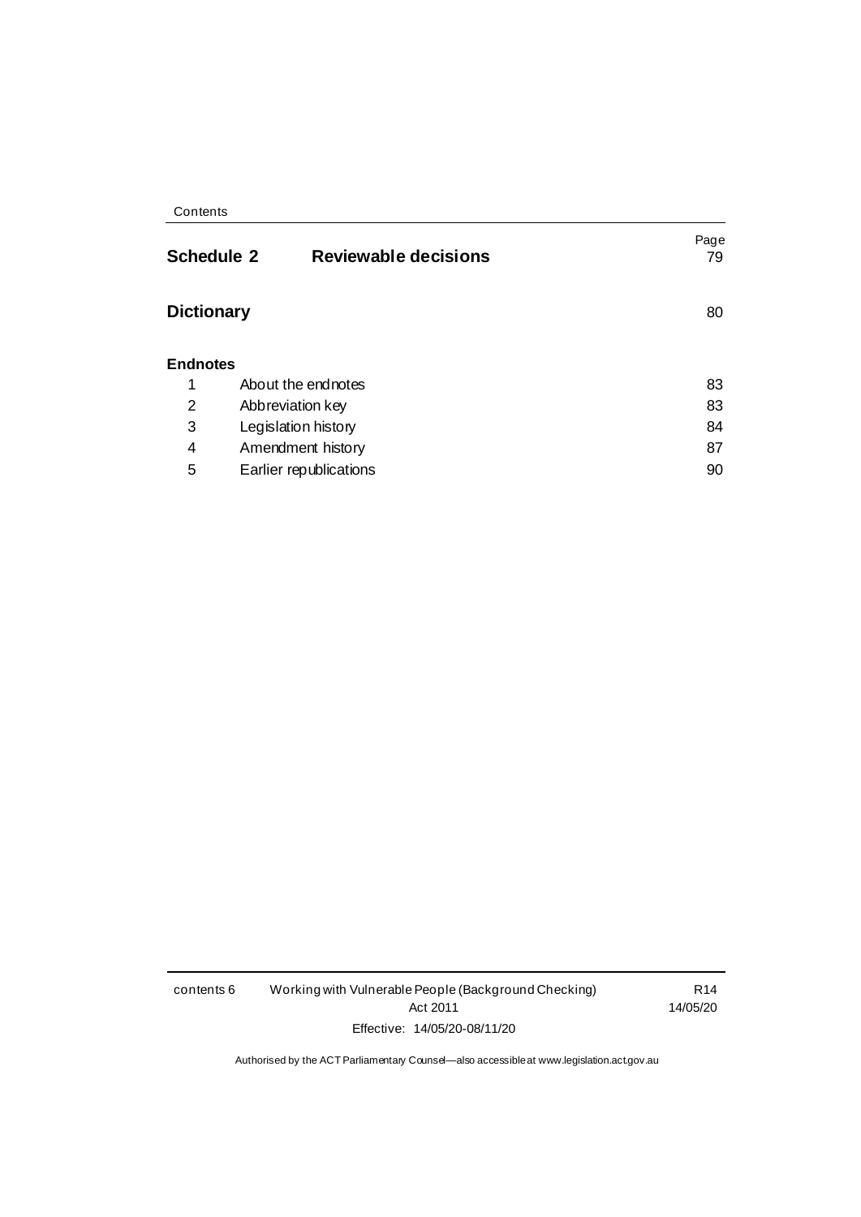| | | Page |
|---|---|---|
| **Schedule 2** | **Reviewable decisions** | 79 |
| **Dictionary** | | 80 |
| **Endnotes** | | |
| 1 | About the endnotes | 83 |
| 2 | Abbreviation key | 83 |
| 3 | Legislation history | 84 |
| 4 | Amendment history | 87 |
| 5 | Earlier republications | 90 |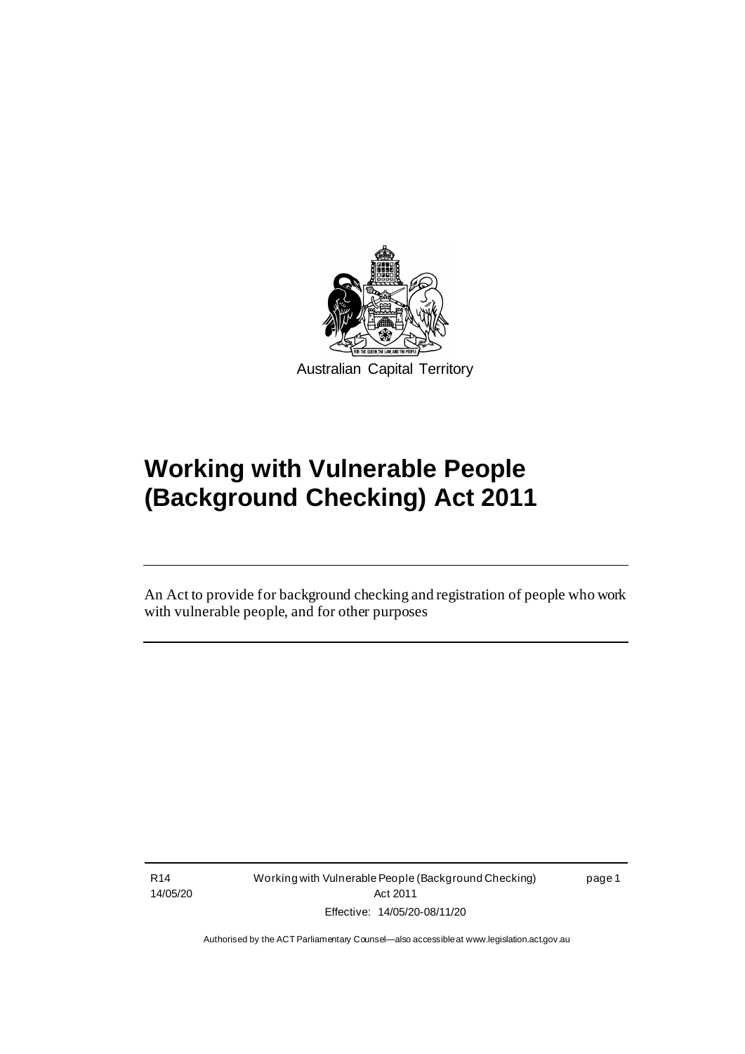Australian Capital Territory

# Working with Vulnerable People (Background Checking) Act 2011

An Act to provide for background checking and registration of people who work with vulnerable people, and for other purposes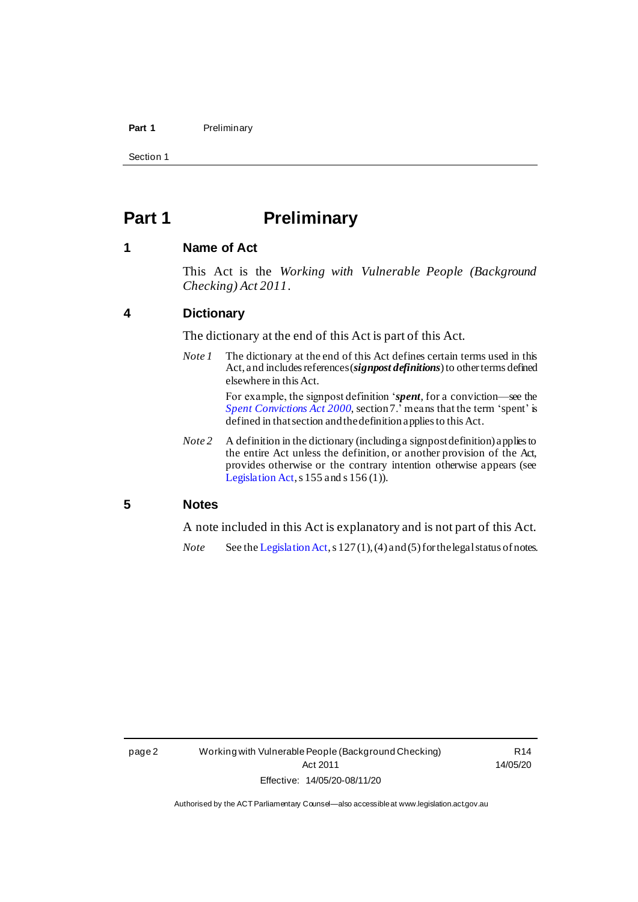# Part 1 Preliminary

## 1 Name of Act

This Act is the *Working with Vulnerable People (Background Checking) Act 2011*.

## 4 Dictionary

The dictionary at the end of this Act is part of this Act.

*Note 1* The dictionary at the end of this Act defines certain terms used in this Act, and includes references (***signpost definitions***) to other terms defined elsewhere in this Act.

For example, the signpost definition '***spent***, for a conviction—see the *Spent Convictions Act 2000*, section 7.' means that the term 'spent' is defined in that section and the definition applies to this Act.

*Note 2* A definition in the dictionary (including a signpost definition) applies to the entire Act unless the definition, or another provision of the Act, provides otherwise or the contrary intention otherwise appears (see Legislation Act, s 155 and s 156 (1)).

## 5 Notes

A note included in this Act is explanatory and is not part of this Act.

*Note* See the Legislation Act, s 127 (1), (4) and (5) for the legal status of notes.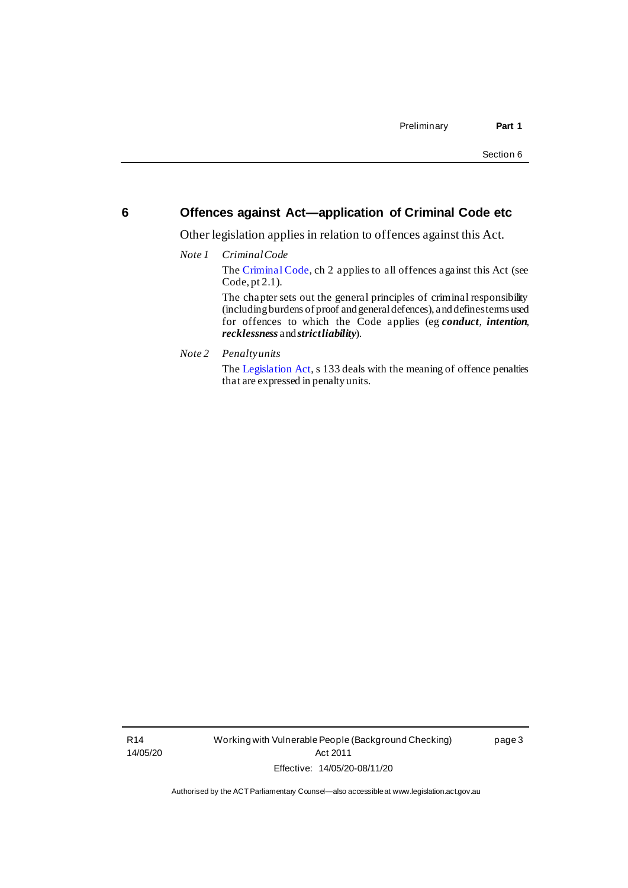## 6 Offences against Act—application of Criminal Code etc

Other legislation applies in relation to offences against this Act.

*Note 1* *Criminal Code*

The Criminal Code, ch 2 applies to all offences against this Act (see Code, pt 2.1).

The chapter sets out the general principles of criminal responsibility (including burdens of proof and general defences), and defines terms used for offences to which the Code applies (eg ***conduct***, ***intention***, ***recklessness*** and ***strict liability***).

*Note 2* *Penalty units*

The Legislation Act, s 133 deals with the meaning of offence penalties that are expressed in penalty units.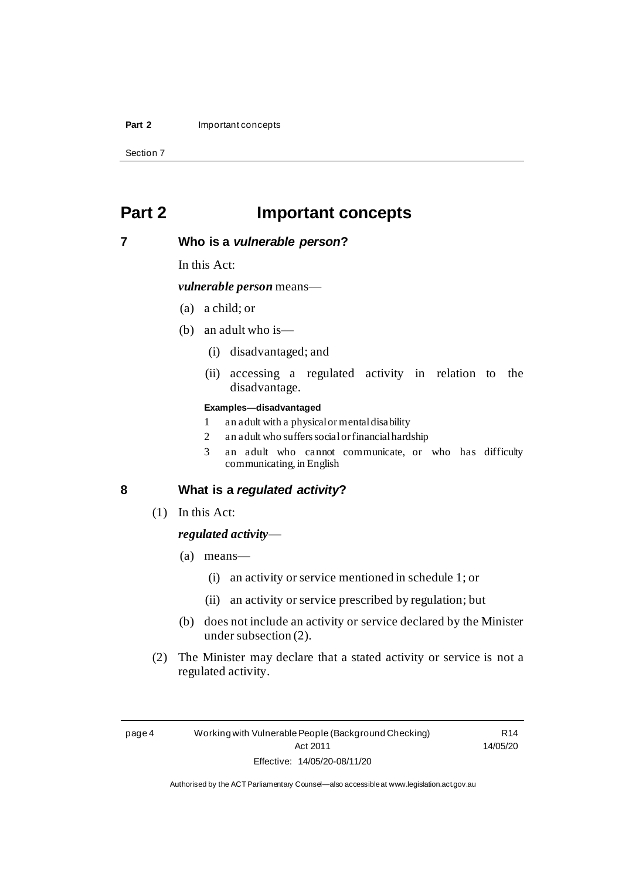# Part 2 Important concepts

## 7 Who is a *vulnerable person*?

In this Act:

***vulnerable person*** means—

(a) a child; or

(b) an adult who is—

(i) disadvantaged; and

(ii) accessing a regulated activity in relation to the disadvantage.

**Examples—disadvantaged**

1 an adult with a physical or mental disability

2 an adult who suffers social or financial hardship

3 an adult who cannot communicate, or who has difficulty communicating, in English

## 8 What is a *regulated activity*?

(1) In this Act:

***regulated activity***—

(a) means—

(i) an activity or service mentioned in schedule 1; or

(ii) an activity or service prescribed by regulation; but

(b) does not include an activity or service declared by the Minister under subsection (2).

(2) The Minister may declare that a stated activity or service is not a regulated activity.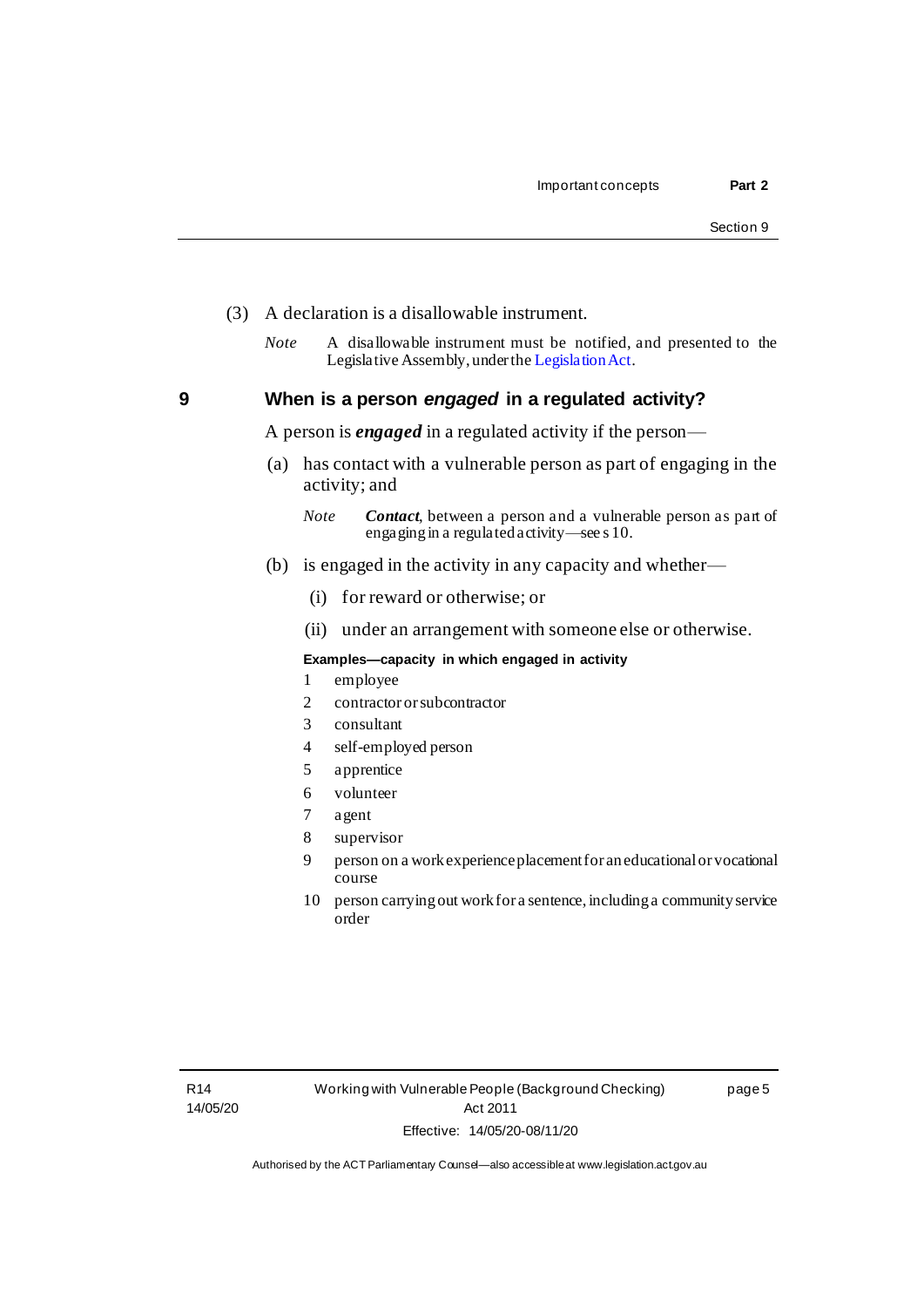(3) A declaration is a disallowable instrument.

*Note* A disallowable instrument must be notified, and presented to the Legislative Assembly, under the Legislation Act.

## 9 When is a person *engaged* in a regulated activity?

A person is ***engaged*** in a regulated activity if the person—

(a) has contact with a vulnerable person as part of engaging in the activity; and

*Note* ***Contact***, between a person and a vulnerable person as part of engaging in a regulated activity—see s 10.

(b) is engaged in the activity in any capacity and whether—

(i) for reward or otherwise; or

(ii) under an arrangement with someone else or otherwise.

**Examples—capacity in which engaged in activity**

1 employee

2 contractor or subcontractor

3 consultant

4 self-employed person

5 apprentice

6 volunteer

7 agent

8 supervisor

9 person on a work experience placement for an educational or vocational course

10 person carrying out work for a sentence, including a community service order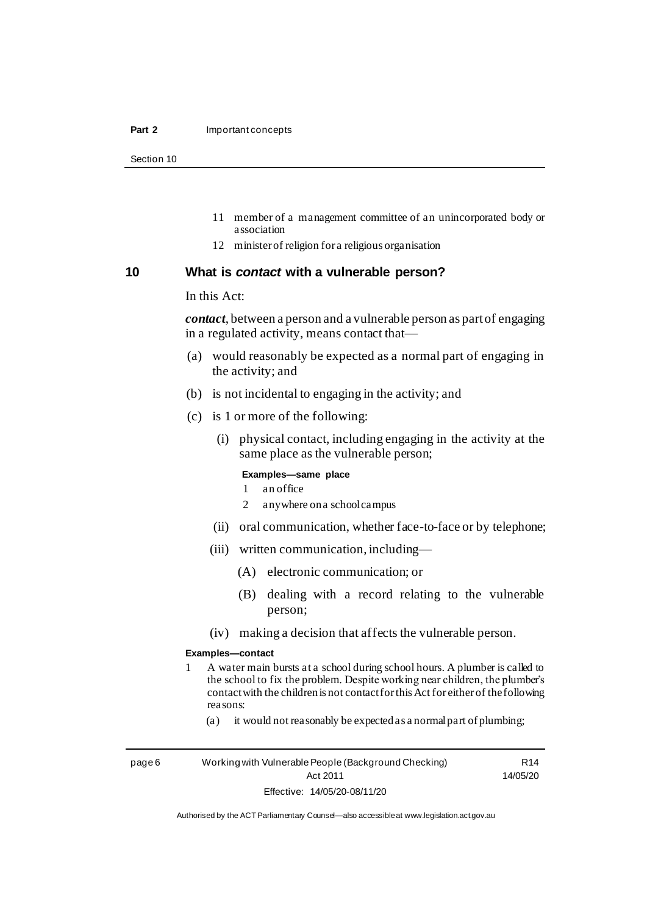11 member of a management committee of an unincorporated body or association

12 minister of religion for a religious organisation

## 10 What is *contact* with a vulnerable person?

In this Act:

***contact***, between a person and a vulnerable person as part of engaging in a regulated activity, means contact that—

(a) would reasonably be expected as a normal part of engaging in the activity; and

(b) is not incidental to engaging in the activity; and

(c) is 1 or more of the following:

(i) physical contact, including engaging in the activity at the same place as the vulnerable person;

**Examples—same place**

1 an office

2 anywhere on a school campus

(ii) oral communication, whether face-to-face or by telephone;

(iii) written communication, including—

(A) electronic communication; or

(B) dealing with a record relating to the vulnerable person;

(iv) making a decision that affects the vulnerable person.

**Examples—contact**

1 A water main bursts at a school during school hours. A plumber is called to the school to fix the problem. Despite working near children, the plumber's contact with the children is not contact for this Act for either of the following reasons:

(a) it would not reasonably be expected as a normal part of plumbing;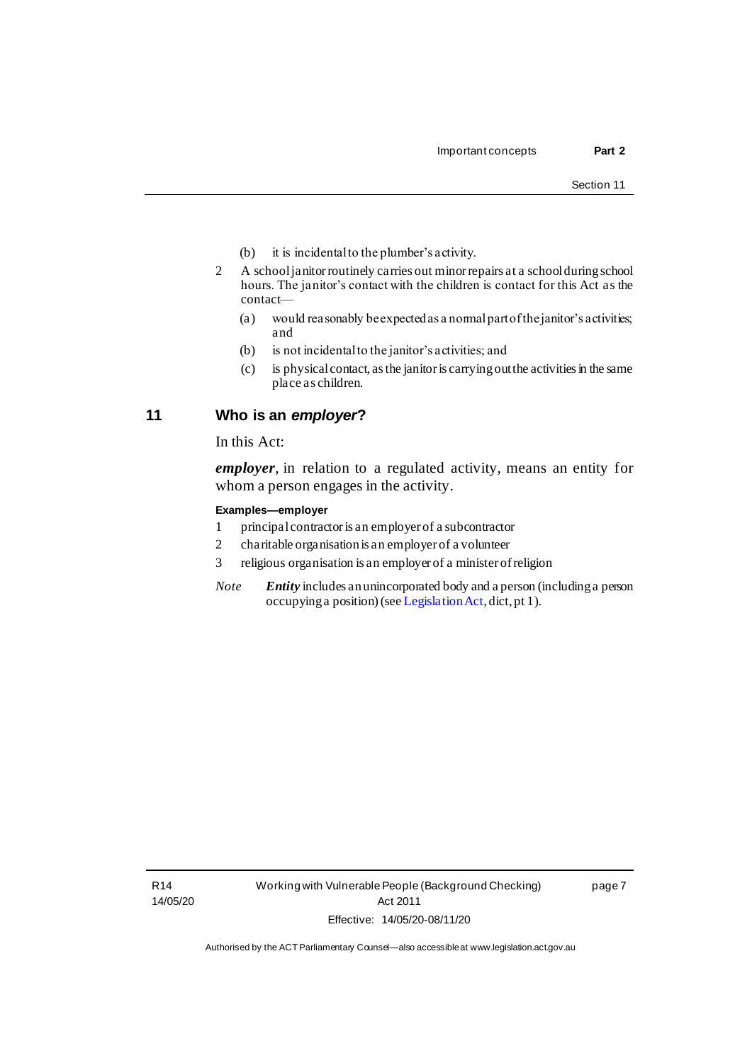(b) it is incidental to the plumber's activity.

2 A school janitor routinely carries out minor repairs at a school during school hours. The janitor's contact with the children is contact for this Act as the contact—

(a) would reasonably be expected as a normal part of the janitor's activities; and

(b) is not incidental to the janitor's activities; and

(c) is physical contact, as the janitor is carrying out the activities in the same place as children.

## 11 Who is an *employer*?

In this Act:

***employer***, in relation to a regulated activity, means an entity for whom a person engages in the activity.

**Examples—employer**

1 principal contractor is an employer of a subcontractor

2 charitable organisation is an employer of a volunteer

3 religious organisation is an employer of a minister of religion

*Note* ***Entity*** includes an unincorporated body and a person (including a person occupying a position) (see Legislation Act, dict, pt 1).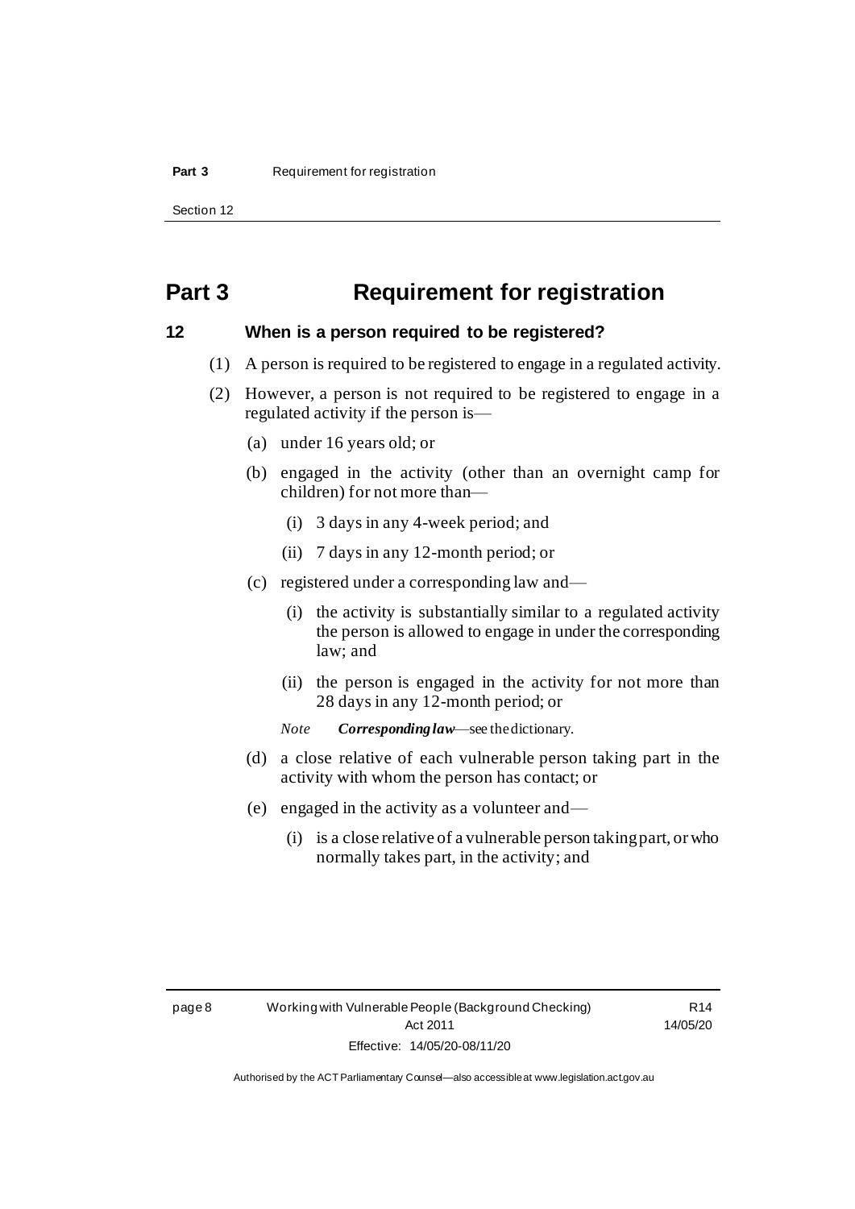# Part 3 Requirement for registration

## 12 When is a person required to be registered?

(1) A person is required to be registered to engage in a regulated activity.

(2) However, a person is not required to be registered to engage in a regulated activity if the person is—

(a) under 16 years old; or

(b) engaged in the activity (other than an overnight camp for children) for not more than—

(i) 3 days in any 4-week period; and

(ii) 7 days in any 12-month period; or

(c) registered under a corresponding law and—

(i) the activity is substantially similar to a regulated activity the person is allowed to engage in under the corresponding law; and

(ii) the person is engaged in the activity for not more than 28 days in any 12-month period; or

*Note* ***Corresponding law***—see the dictionary.

(d) a close relative of each vulnerable person taking part in the activity with whom the person has contact; or

(e) engaged in the activity as a volunteer and—

(i) is a close relative of a vulnerable person taking part, or who normally takes part, in the activity; and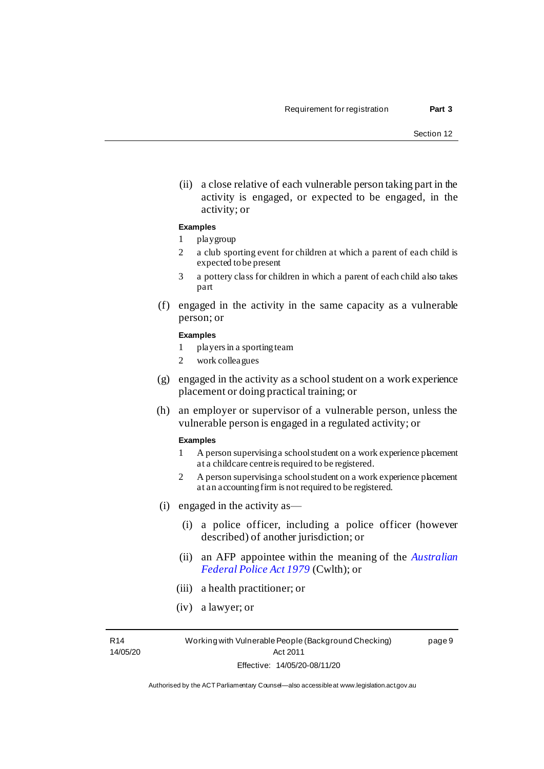(ii) a close relative of each vulnerable person taking part in the activity is engaged, or expected to be engaged, in the activity; or

**Examples**

1 playgroup

2 a club sporting event for children at which a parent of each child is expected to be present

3 a pottery class for children in which a parent of each child also takes part

(f) engaged in the activity in the same capacity as a vulnerable person; or

**Examples**

1 players in a sporting team

2 work colleagues

(g) engaged in the activity as a school student on a work experience placement or doing practical training; or

(h) an employer or supervisor of a vulnerable person, unless the vulnerable person is engaged in a regulated activity; or

**Examples**

1 A person supervising a school student on a work experience placement at a childcare centre is required to be registered.

2 A person supervising a school student on a work experience placement at an accounting firm is not required to be registered.

(i) engaged in the activity as—

(i) a police officer, including a police officer (however described) of another jurisdiction; or

(ii) an AFP appointee within the meaning of the *Australian Federal Police Act 1979* (Cwlth); or

(iii) a health practitioner; or

(iv) a lawyer; or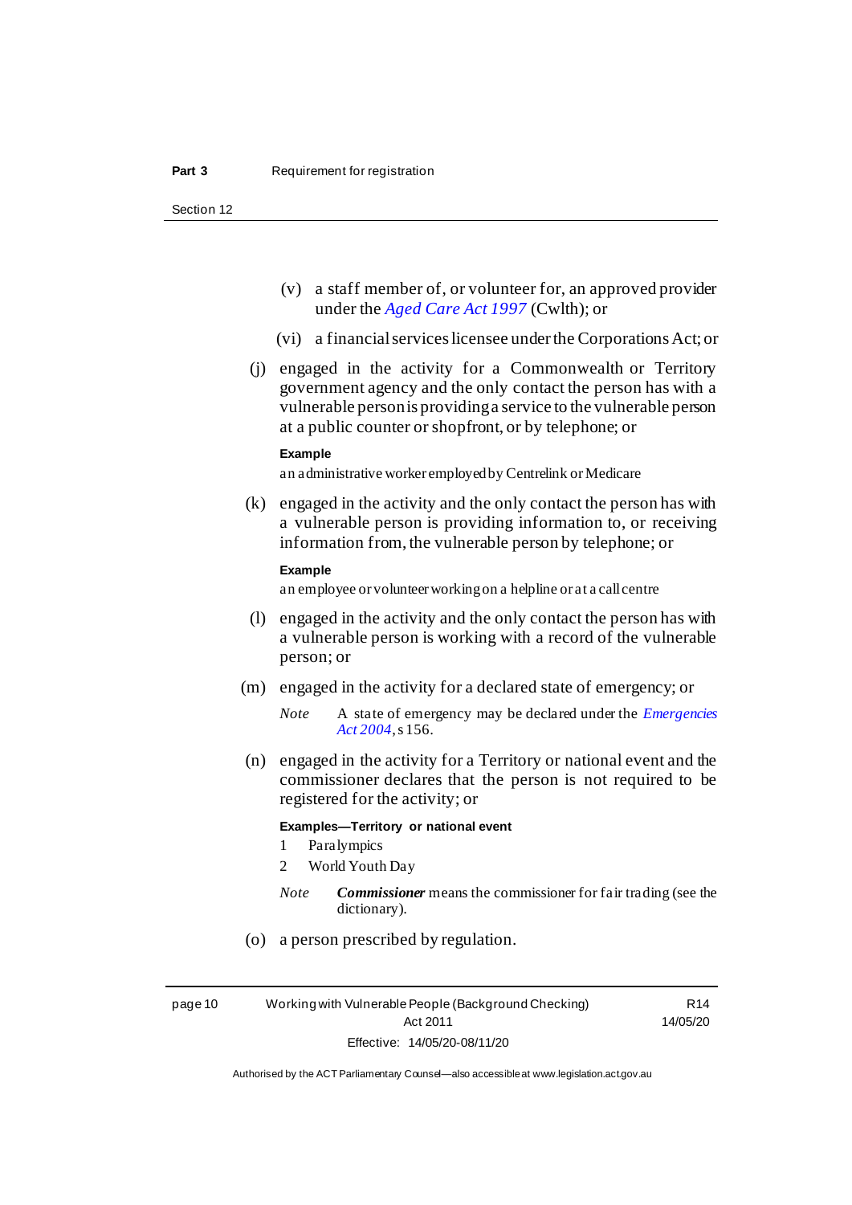(v) a staff member of, or volunteer for, an approved provider under the *Aged Care Act 1997* (Cwlth); or

(vi) a financial services licensee under the Corporations Act; or

(j) engaged in the activity for a Commonwealth or Territory government agency and the only contact the person has with a vulnerable person is providing a service to the vulnerable person at a public counter or shopfront, or by telephone; or

**Example**

an administrative worker employed by Centrelink or Medicare

(k) engaged in the activity and the only contact the person has with a vulnerable person is providing information to, or receiving information from, the vulnerable person by telephone; or

**Example**

an employee or volunteer working on a helpline or at a call centre

(l) engaged in the activity and the only contact the person has with a vulnerable person is working with a record of the vulnerable person; or

(m) engaged in the activity for a declared state of emergency; or

*Note* A state of emergency may be declared under the *Emergencies Act 2004*, s 156.

(n) engaged in the activity for a Territory or national event and the commissioner declares that the person is not required to be registered for the activity; or

**Examples—Territory or national event**

1 Paralympics

2 World Youth Day

*Note* ***Commissioner*** means the commissioner for fair trading (see the dictionary).

(o) a person prescribed by regulation.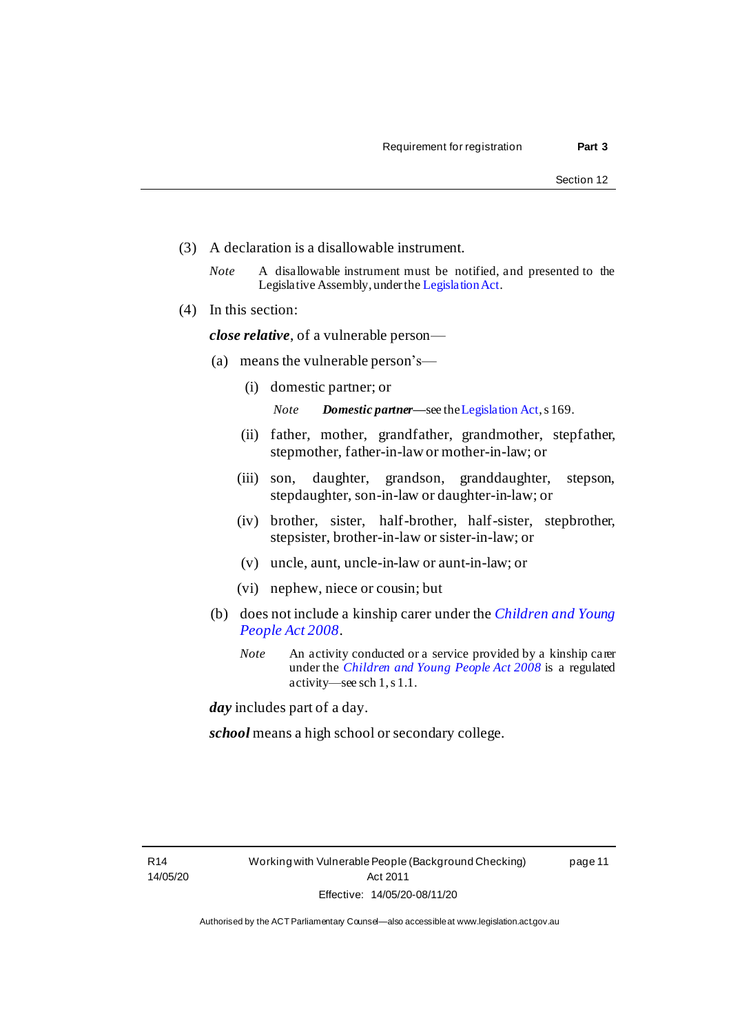(3) A declaration is a disallowable instrument.

*Note* A disallowable instrument must be notified, and presented to the Legislative Assembly, under the Legislation Act.

(4) In this section:

***close relative***, of a vulnerable person—

(a) means the vulnerable person's—

(i) domestic partner; or

*Note* ***Domestic partner***—see the Legislation Act, s 169.

(ii) father, mother, grandfather, grandmother, stepfather, stepmother, father-in-law or mother-in-law; or

(iii) son, daughter, grandson, granddaughter, stepson, stepdaughter, son-in-law or daughter-in-law; or

(iv) brother, sister, half-brother, half-sister, stepbrother, stepsister, brother-in-law or sister-in-law; or

(v) uncle, aunt, uncle-in-law or aunt-in-law; or

(vi) nephew, niece or cousin; but

(b) does not include a kinship carer under the *Children and Young People Act 2008*.

*Note* An activity conducted or a service provided by a kinship carer under the *Children and Young People Act 2008* is a regulated activity—see sch 1, s 1.1.

***day*** includes part of a day.

***school*** means a high school or secondary college.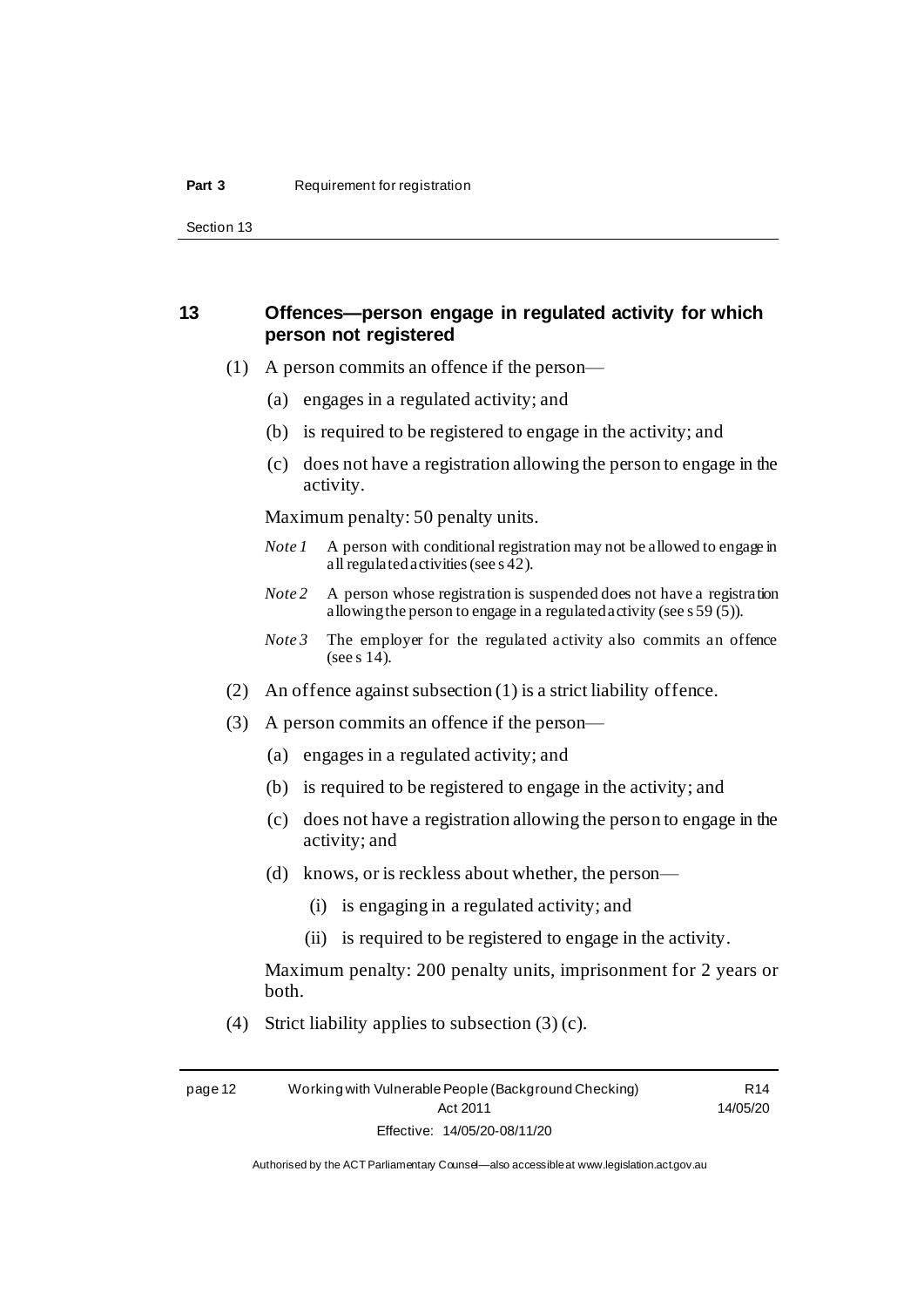## 13 Offences—person engage in regulated activity for which person not registered

(1) A person commits an offence if the person—

(a) engages in a regulated activity; and

(b) is required to be registered to engage in the activity; and

(c) does not have a registration allowing the person to engage in the activity.

Maximum penalty: 50 penalty units.

*Note 1* A person with conditional registration may not be allowed to engage in all regulated activities (see s 42).

*Note 2* A person whose registration is suspended does not have a registration allowing the person to engage in a regulated activity (see s 59 (5)).

*Note 3* The employer for the regulated activity also commits an offence (see s 14).

(2) An offence against subsection (1) is a strict liability offence.

(3) A person commits an offence if the person—

(a) engages in a regulated activity; and

(b) is required to be registered to engage in the activity; and

(c) does not have a registration allowing the person to engage in the activity; and

(d) knows, or is reckless about whether, the person—

(i) is engaging in a regulated activity; and

(ii) is required to be registered to engage in the activity.

Maximum penalty: 200 penalty units, imprisonment for 2 years or both.

(4) Strict liability applies to subsection (3) (c).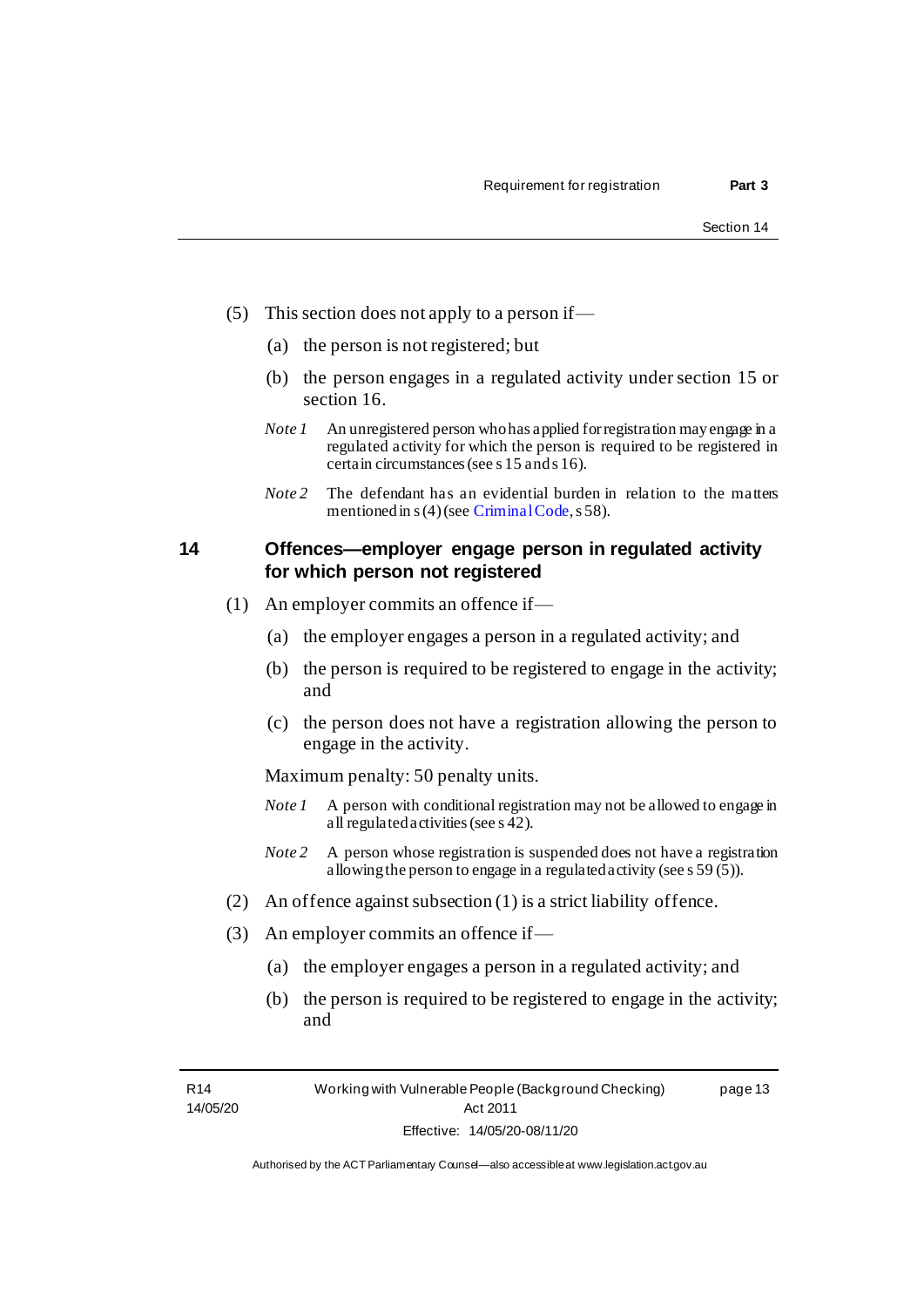(5) This section does not apply to a person if—

(a) the person is not registered; but

(b) the person engages in a regulated activity under section 15 or section 16.

*Note 1* An unregistered person who has applied for registration may engage in a regulated activity for which the person is required to be registered in certain circumstances (see s 15 and s 16).

*Note 2* The defendant has an evidential burden in relation to the matters mentioned in s (4) (see Criminal Code, s 58).

## 14 Offences—employer engage person in regulated activity for which person not registered

(1) An employer commits an offence if—

(a) the employer engages a person in a regulated activity; and

(b) the person is required to be registered to engage in the activity; and

(c) the person does not have a registration allowing the person to engage in the activity.

Maximum penalty: 50 penalty units.

*Note 1* A person with conditional registration may not be allowed to engage in all regulated activities (see s 42).

*Note 2* A person whose registration is suspended does not have a registration allowing the person to engage in a regulated activity (see s 59 (5)).

(2) An offence against subsection (1) is a strict liability offence.

(3) An employer commits an offence if—

(a) the employer engages a person in a regulated activity; and

(b) the person is required to be registered to engage in the activity; and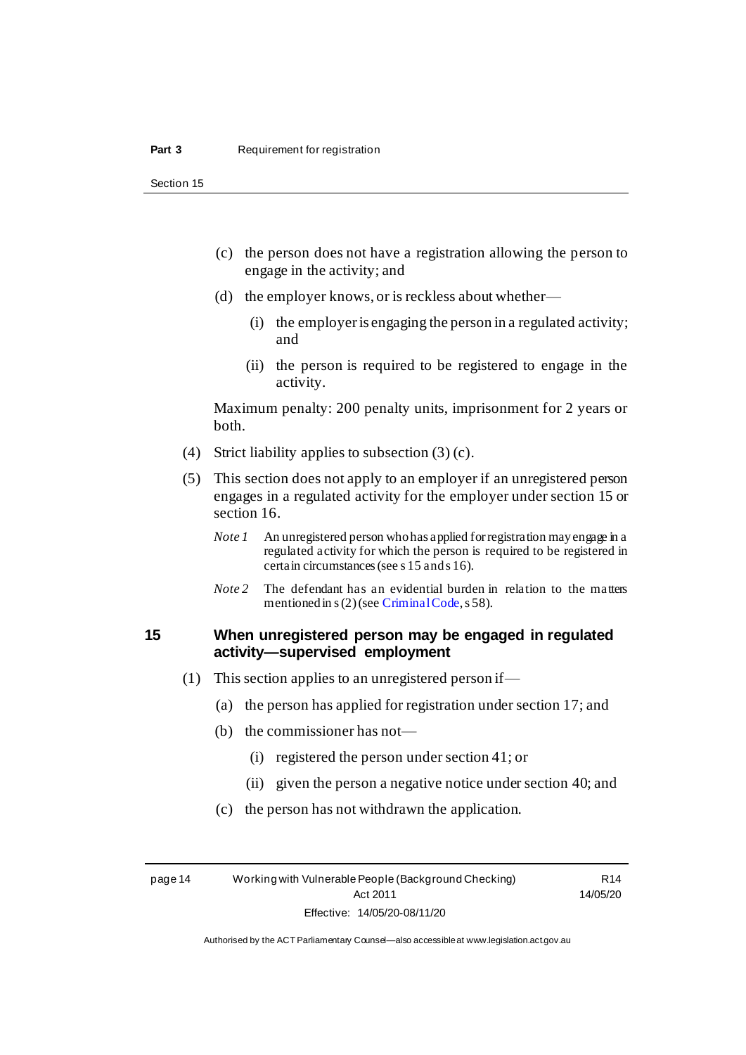(c) the person does not have a registration allowing the person to engage in the activity; and

(d) the employer knows, or is reckless about whether—

(i) the employer is engaging the person in a regulated activity; and

(ii) the person is required to be registered to engage in the activity.

Maximum penalty: 200 penalty units, imprisonment for 2 years or both.

(4) Strict liability applies to subsection (3) (c).

(5) This section does not apply to an employer if an unregistered person engages in a regulated activity for the employer under section 15 or section 16.

*Note 1* An unregistered person who has applied for registration may engage in a regulated activity for which the person is required to be registered in certain circumstances (see s 15 and s 16).

*Note 2* The defendant has an evidential burden in relation to the matters mentioned in s (2) (see Criminal Code, s 58).

## 15 When unregistered person may be engaged in regulated activity—supervised employment

(1) This section applies to an unregistered person if—

(a) the person has applied for registration under section 17; and

(b) the commissioner has not—

(i) registered the person under section 41; or

(ii) given the person a negative notice under section 40; and

(c) the person has not withdrawn the application.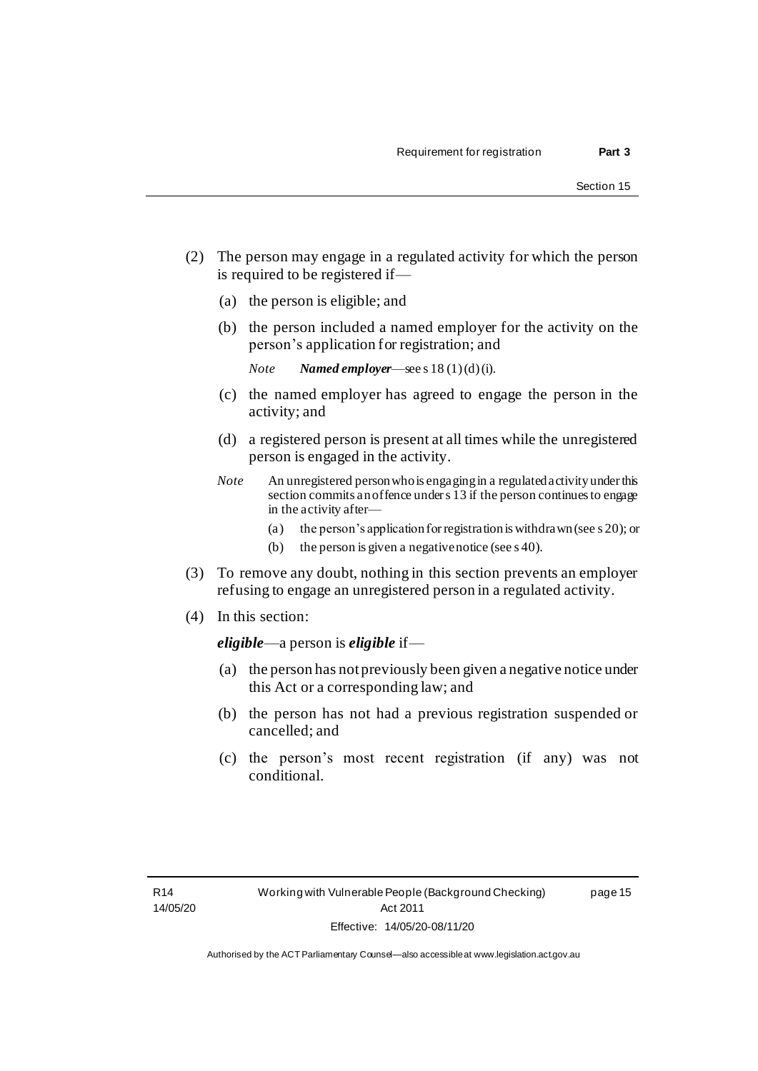(2) The person may engage in a regulated activity for which the person is required to be registered if—

(a) the person is eligible; and

(b) the person included a named employer for the activity on the person's application for registration; and

*Note* ***Named employer***—see s 18 (1) (d) (i).

(c) the named employer has agreed to engage the person in the activity; and

(d) a registered person is present at all times while the unregistered person is engaged in the activity.

*Note* An unregistered person who is engaging in a regulated activity under this section commits an offence under s 13 if the person continues to engage in the activity after—

(a) the person's application for registration is withdrawn (see s 20); or

(b) the person is given a negative notice (see s 40).

(3) To remove any doubt, nothing in this section prevents an employer refusing to engage an unregistered person in a regulated activity.

(4) In this section:

***eligible***—a person is ***eligible*** if—

(a) the person has not previously been given a negative notice under this Act or a corresponding law; and

(b) the person has not had a previous registration suspended or cancelled; and

(c) the person's most recent registration (if any) was not conditional.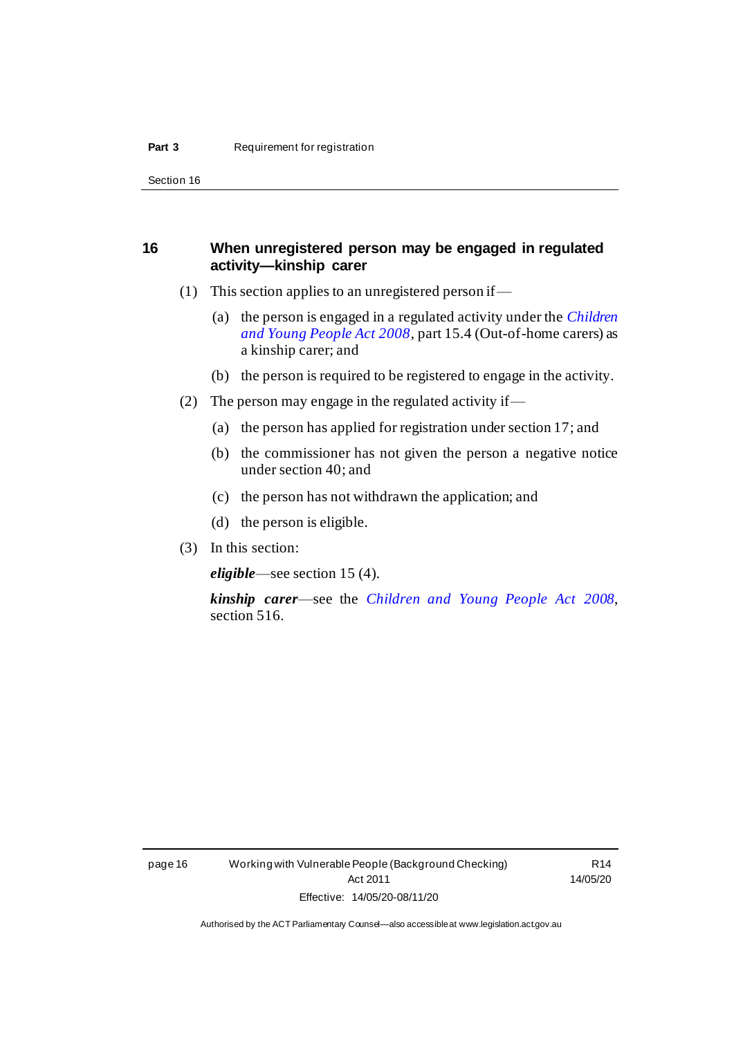## 16 When unregistered person may be engaged in regulated activity—kinship carer

(1) This section applies to an unregistered person if—

(a) the person is engaged in a regulated activity under the *Children and Young People Act 2008*, part 15.4 (Out-of-home carers) as a kinship carer; and

(b) the person is required to be registered to engage in the activity.

(2) The person may engage in the regulated activity if—

(a) the person has applied for registration under section 17; and

(b) the commissioner has not given the person a negative notice under section 40; and

(c) the person has not withdrawn the application; and

(d) the person is eligible.

(3) In this section:

***eligible***—see section 15 (4).

***kinship carer***—see the *Children and Young People Act 2008*, section 516.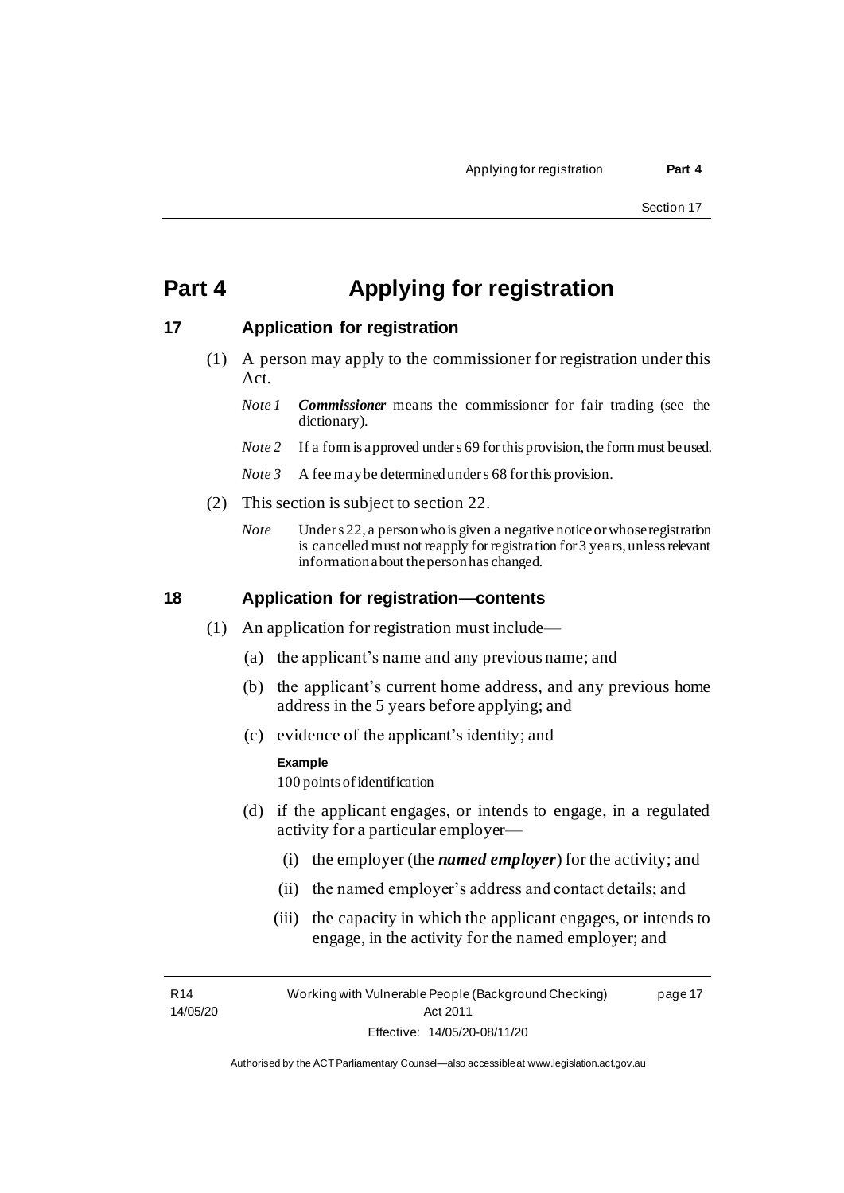# Part 4 Applying for registration

## 17 Application for registration

(1) A person may apply to the commissioner for registration under this Act.

*Note 1* ***Commissioner*** means the commissioner for fair trading (see the dictionary).

*Note 2* If a form is approved under s 69 for this provision, the form must be used.

*Note 3* A fee may be determined under s 68 for this provision.

(2) This section is subject to section 22.

*Note* Under s 22, a person who is given a negative notice or whose registration is cancelled must not reapply for registration for 3 years, unless relevant information about the person has changed.

## 18 Application for registration—contents

(1) An application for registration must include—

(a) the applicant's name and any previous name; and

(b) the applicant's current home address, and any previous home address in the 5 years before applying; and

(c) evidence of the applicant's identity; and

**Example**

100 points of identification

(d) if the applicant engages, or intends to engage, in a regulated activity for a particular employer—

(i) the employer (the ***named employer***) for the activity; and

(ii) the named employer's address and contact details; and

(iii) the capacity in which the applicant engages, or intends to engage, in the activity for the named employer; and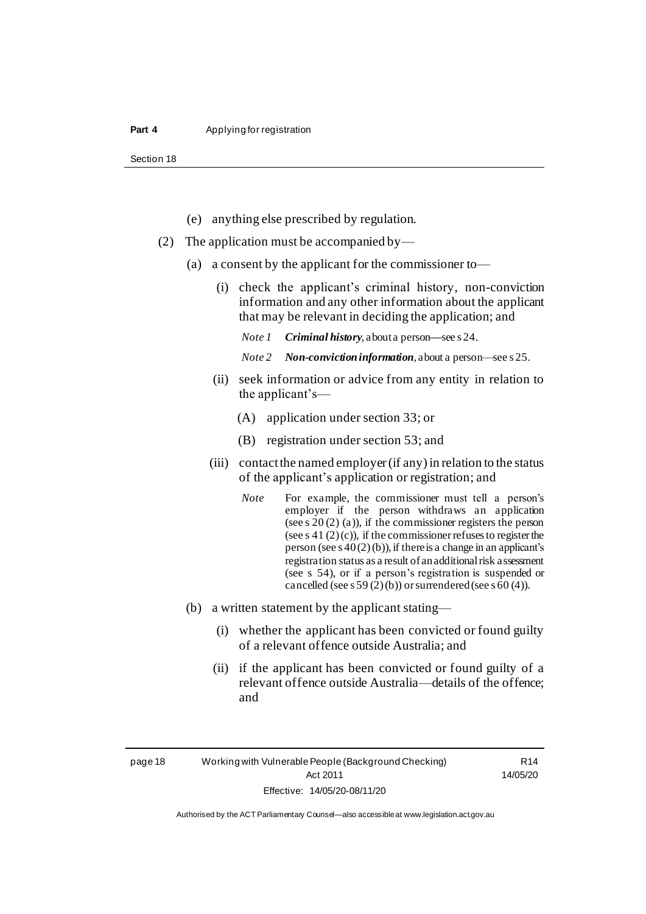(e) anything else prescribed by regulation.

(2) The application must be accompanied by—

(a) a consent by the applicant for the commissioner to—

(i) check the applicant's criminal history, non-conviction information and any other information about the applicant that may be relevant in deciding the application; and

*Note 1* ***Criminal history***, about a person—see s 24.

*Note 2* ***Non-conviction information***, about a person—see s 25.

(ii) seek information or advice from any entity in relation to the applicant's—

(A) application under section 33; or

(B) registration under section 53; and

(iii) contact the named employer (if any) in relation to the status of the applicant's application or registration; and

*Note* For example, the commissioner must tell a person's employer if the person withdraws an application (see s 20 (2) (a)), if the commissioner registers the person (see s 41 (2) (c)), if the commissioner refuses to register the person (see s 40 (2) (b)), if there is a change in an applicant's registration status as a result of an additional risk assessment (see s 54), or if a person's registration is suspended or cancelled (see s 59 (2) (b)) or surrendered (see s 60 (4)).

(b) a written statement by the applicant stating—

(i) whether the applicant has been convicted or found guilty of a relevant offence outside Australia; and

(ii) if the applicant has been convicted or found guilty of a relevant offence outside Australia—details of the offence; and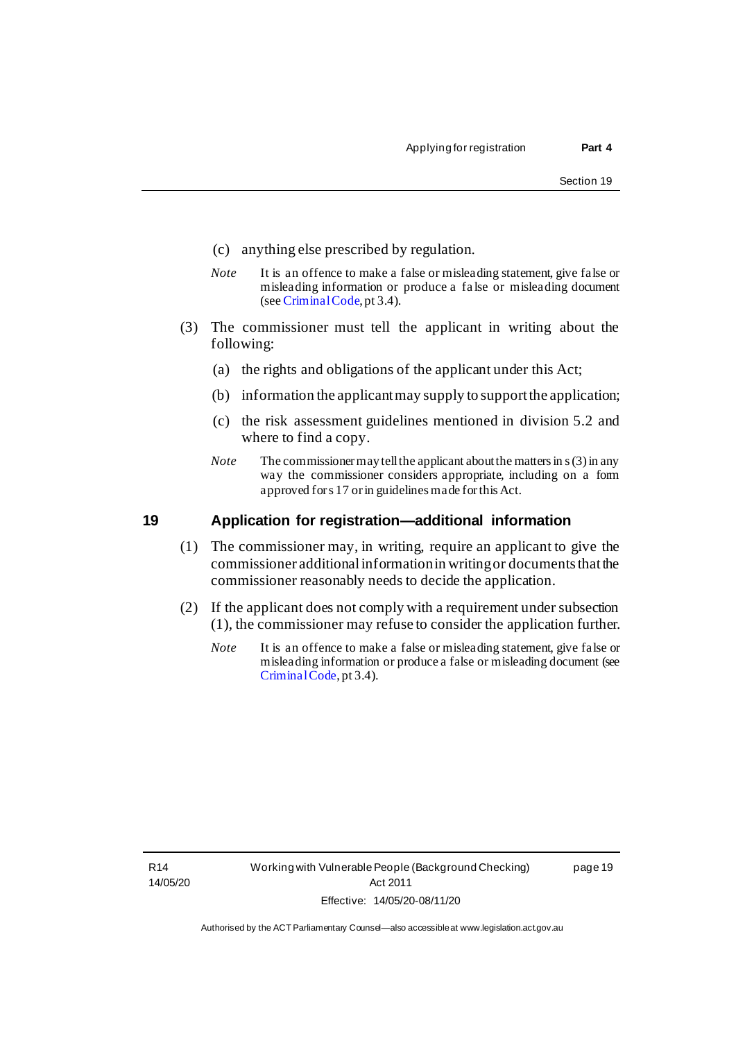(c) anything else prescribed by regulation.

*Note* It is an offence to make a false or misleading statement, give false or misleading information or produce a false or misleading document (see Criminal Code, pt 3.4).

(3) The commissioner must tell the applicant in writing about the following:

(a) the rights and obligations of the applicant under this Act;

(b) information the applicant may supply to support the application;

(c) the risk assessment guidelines mentioned in division 5.2 and where to find a copy.

*Note* The commissioner may tell the applicant about the matters in s (3) in any way the commissioner considers appropriate, including on a form approved for s 17 or in guidelines made for this Act.

## 19 Application for registration—additional information

(1) The commissioner may, in writing, require an applicant to give the commissioner additional information in writing or documents that the commissioner reasonably needs to decide the application.

(2) If the applicant does not comply with a requirement under subsection (1), the commissioner may refuse to consider the application further.

*Note* It is an offence to make a false or misleading statement, give false or misleading information or produce a false or misleading document (see Criminal Code, pt 3.4).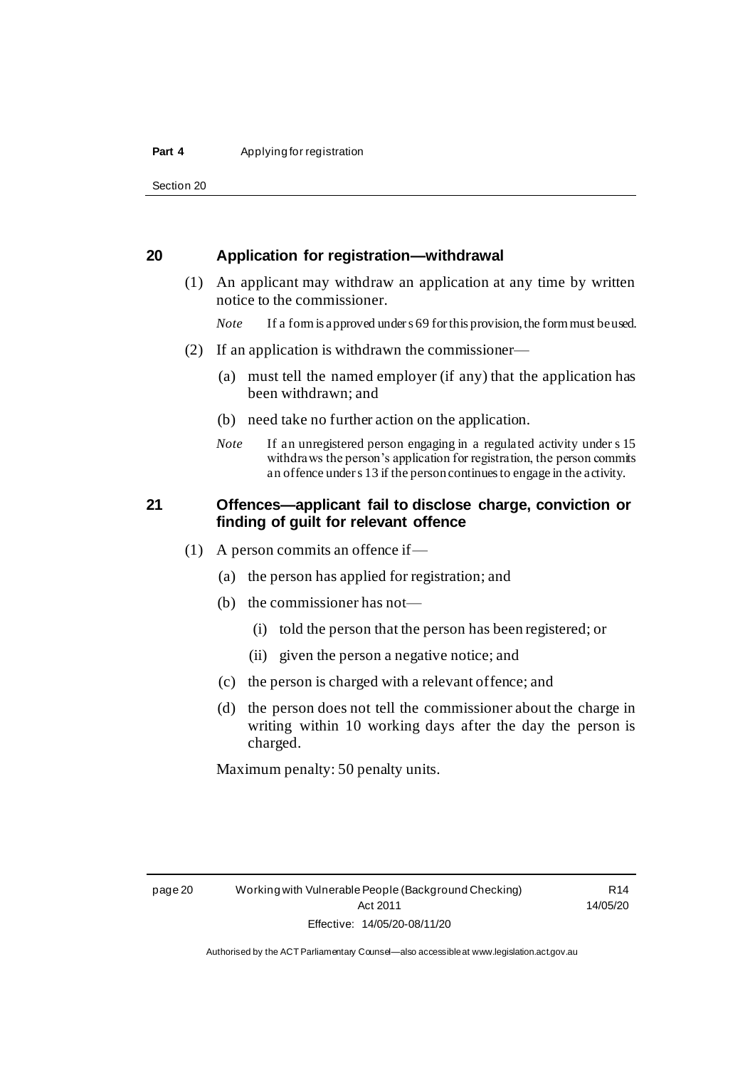## 20 Application for registration—withdrawal

(1) An applicant may withdraw an application at any time by written notice to the commissioner.

*Note* If a form is approved under s 69 for this provision, the form must be used.

(2) If an application is withdrawn the commissioner—

(a) must tell the named employer (if any) that the application has been withdrawn; and

(b) need take no further action on the application.

*Note* If an unregistered person engaging in a regulated activity under s 15 withdraws the person's application for registration, the person commits an offence under s 13 if the person continues to engage in the activity.

## 21 Offences—applicant fail to disclose charge, conviction or finding of guilt for relevant offence

(1) A person commits an offence if—

(a) the person has applied for registration; and

(b) the commissioner has not—

(i) told the person that the person has been registered; or

(ii) given the person a negative notice; and

(c) the person is charged with a relevant offence; and

(d) the person does not tell the commissioner about the charge in writing within 10 working days after the day the person is charged.

Maximum penalty: 50 penalty units.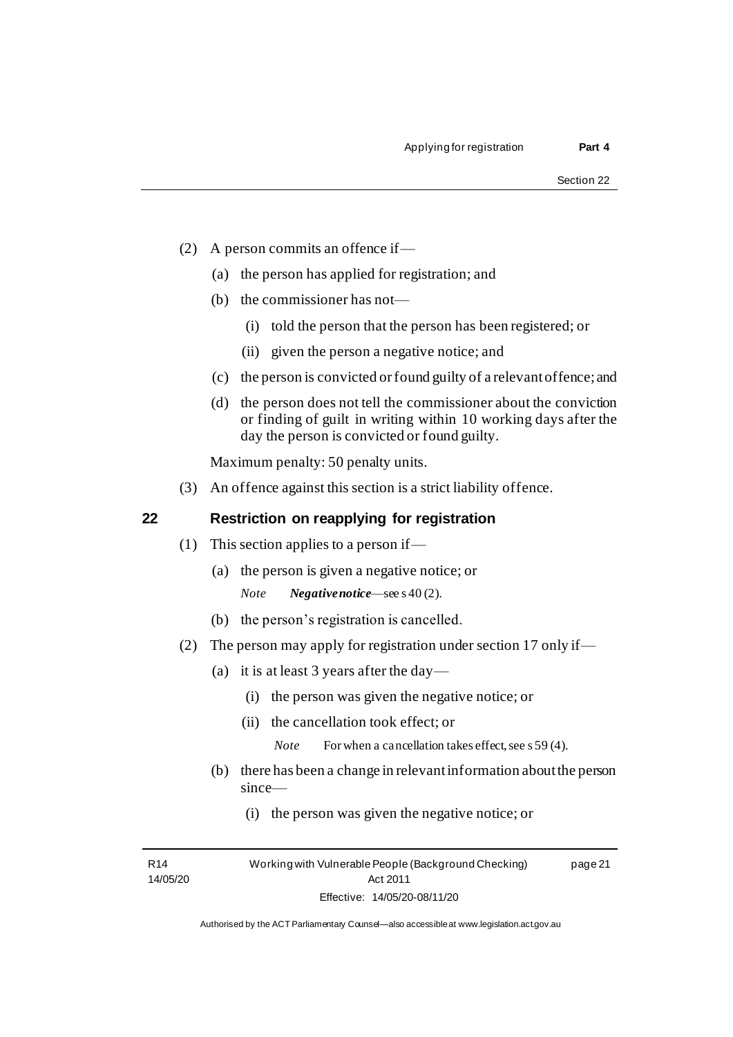(2) A person commits an offence if—

(a) the person has applied for registration; and

(b) the commissioner has not—

(i) told the person that the person has been registered; or

(ii) given the person a negative notice; and

(c) the person is convicted or found guilty of a relevant offence; and

(d) the person does not tell the commissioner about the conviction or finding of guilt in writing within 10 working days after the day the person is convicted or found guilty.

Maximum penalty: 50 penalty units.

(3) An offence against this section is a strict liability offence.

## 22 Restriction on reapplying for registration

(1) This section applies to a person if—

(a) the person is given a negative notice; or

*Note* ***Negative notice***—see s 40 (2).

(b) the person's registration is cancelled.

(2) The person may apply for registration under section 17 only if—

(a) it is at least 3 years after the day—

(i) the person was given the negative notice; or

(ii) the cancellation took effect; or

*Note* For when a cancellation takes effect, see s 59 (4).

(b) there has been a change in relevant information about the person since—

(i) the person was given the negative notice; or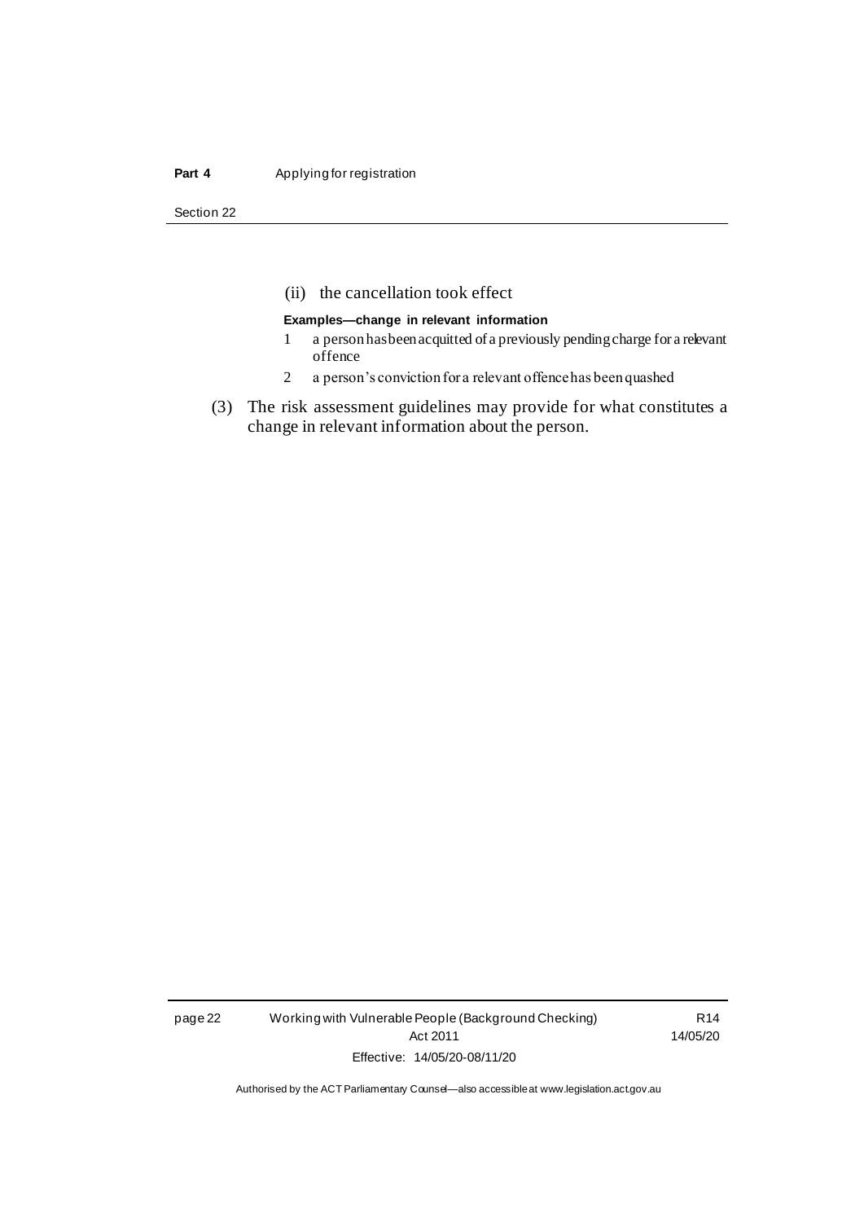(ii) the cancellation took effect

**Examples—change in relevant information**

1 a person has been acquitted of a previously pending charge for a relevant offence

2 a person's conviction for a relevant offence has been quashed

(3) The risk assessment guidelines may provide for what constitutes a change in relevant information about the person.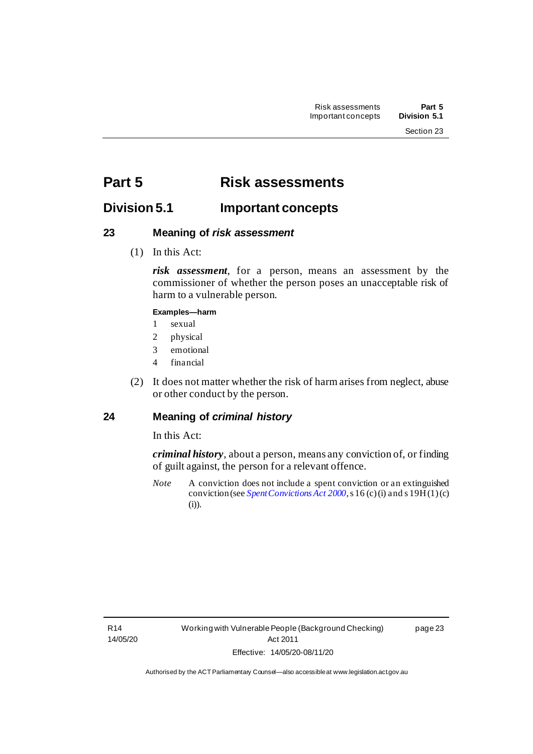# Part 5 Risk assessments

## Division 5.1 Important concepts

### 23 Meaning of *risk assessment*

(1) In this Act:

***risk assessment***, for a person, means an assessment by the commissioner of whether the person poses an unacceptable risk of harm to a vulnerable person.

**Examples—harm**

1 sexual
2 physical
3 emotional
4 financial

(2) It does not matter whether the risk of harm arises from neglect, abuse or other conduct by the person.

### 24 Meaning of *criminal history*

In this Act:

***criminal history***, about a person, means any conviction of, or finding of guilt against, the person for a relevant offence.

*Note* A conviction does not include a spent conviction or an extinguished conviction (see *Spent Convictions Act 2000*, s 16 (c) (i) and s 19H (1) (c) (i)).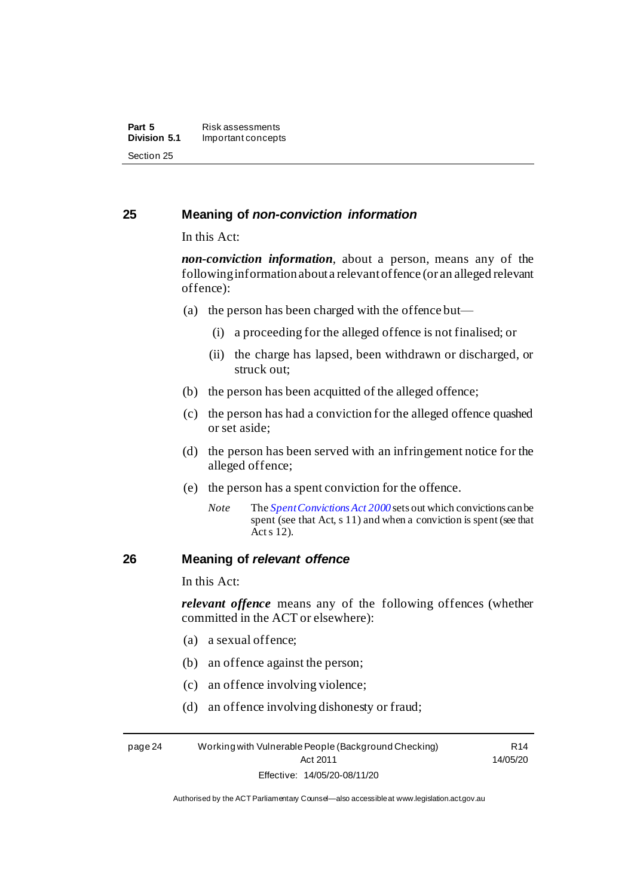## 25 Meaning of *non-conviction information*

In this Act:

***non-conviction information***, about a person, means any of the following information about a relevant offence (or an alleged relevant offence):

(a) the person has been charged with the offence but—

  (i) a proceeding for the alleged offence is not finalised; or

  (ii) the charge has lapsed, been withdrawn or discharged, or struck out;

(b) the person has been acquitted of the alleged offence;

(c) the person has had a conviction for the alleged offence quashed or set aside;

(d) the person has been served with an infringement notice for the alleged offence;

(e) the person has a spent conviction for the offence.

*Note* The *Spent Convictions Act 2000* sets out which convictions can be spent (see that Act, s 11) and when a conviction is spent (see that Act s 12).

## 26 Meaning of *relevant offence*

In this Act:

***relevant offence*** means any of the following offences (whether committed in the ACT or elsewhere):

(a) a sexual offence;

(b) an offence against the person;

(c) an offence involving violence;

(d) an offence involving dishonesty or fraud;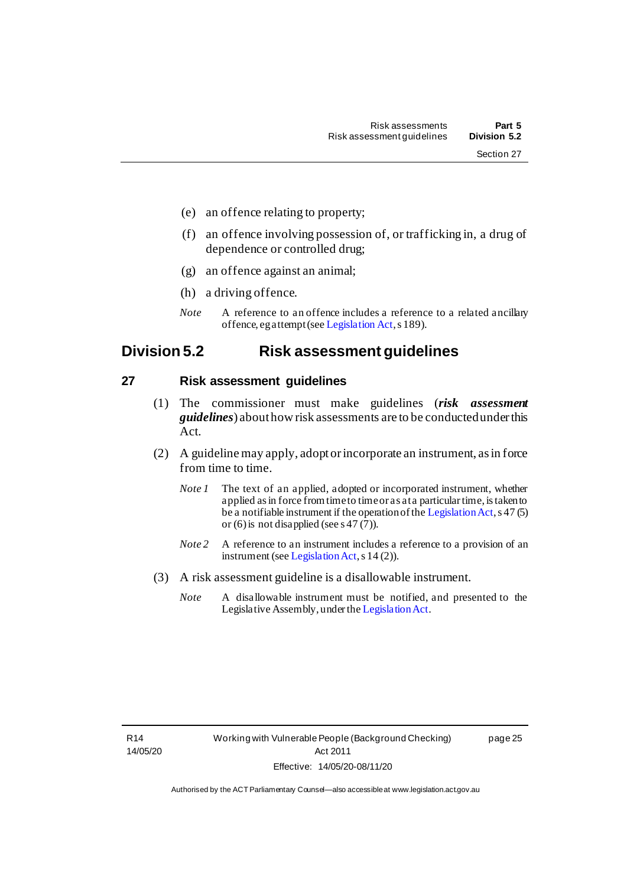(e) an offence relating to property;

(f) an offence involving possession of, or trafficking in, a drug of dependence or controlled drug;

(g) an offence against an animal;

(h) a driving offence.

*Note* A reference to an offence includes a reference to a related ancillary offence, eg attempt (see Legislation Act, s 189).

## Division 5.2 Risk assessment guidelines

### 27 Risk assessment guidelines

(1) The commissioner must make guidelines (***risk assessment guidelines***) about how risk assessments are to be conducted under this Act.

(2) A guideline may apply, adopt or incorporate an instrument, as in force from time to time.

*Note 1* The text of an applied, adopted or incorporated instrument, whether applied as in force from time to time or as at a particular time, is taken to be a notifiable instrument if the operation of the Legislation Act, s 47 (5) or (6) is not disapplied (see s 47 (7)).

*Note 2* A reference to an instrument includes a reference to a provision of an instrument (see Legislation Act, s 14 (2)).

(3) A risk assessment guideline is a disallowable instrument.

*Note* A disallowable instrument must be notified, and presented to the Legislative Assembly, under the Legislation Act.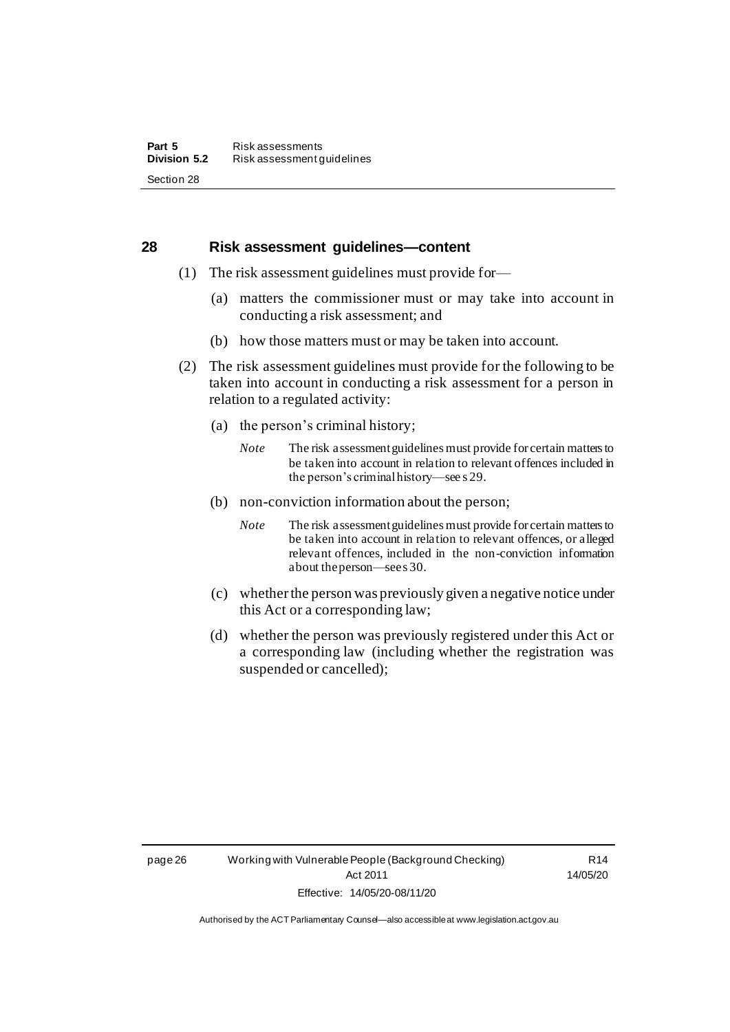## 28 Risk assessment guidelines—content

(1) The risk assessment guidelines must provide for—

(a) matters the commissioner must or may take into account in conducting a risk assessment; and

(b) how those matters must or may be taken into account.

(2) The risk assessment guidelines must provide for the following to be taken into account in conducting a risk assessment for a person in relation to a regulated activity:

(a) the person's criminal history;

*Note* The risk assessment guidelines must provide for certain matters to be taken into account in relation to relevant offences included in the person's criminal history—see s 29.

(b) non-conviction information about the person;

*Note* The risk assessment guidelines must provide for certain matters to be taken into account in relation to relevant offences, or alleged relevant offences, included in the non-conviction information about the person—see s 30.

(c) whether the person was previously given a negative notice under this Act or a corresponding law;

(d) whether the person was previously registered under this Act or a corresponding law (including whether the registration was suspended or cancelled);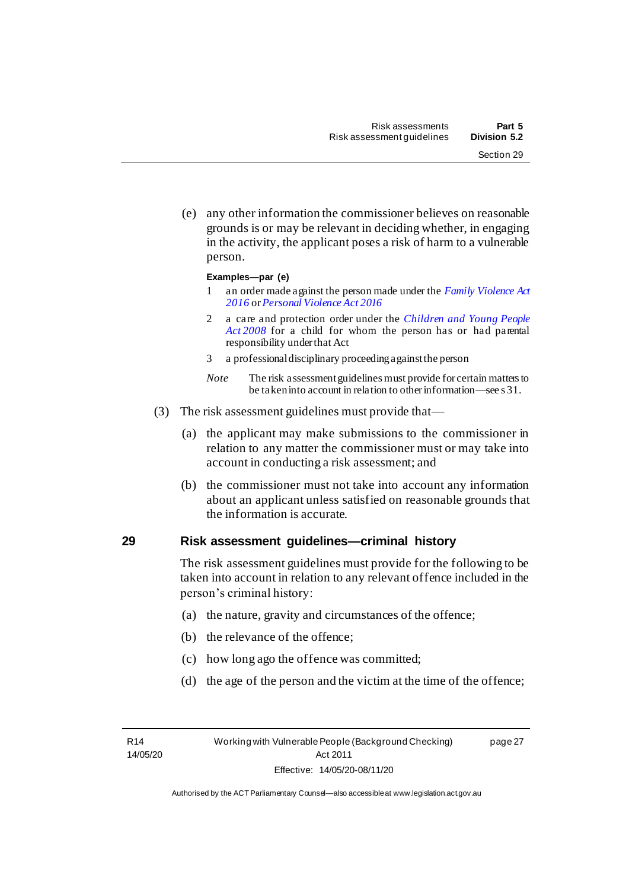(e) any other information the commissioner believes on reasonable grounds is or may be relevant in deciding whether, in engaging in the activity, the applicant poses a risk of harm to a vulnerable person.

**Examples—par (e)**

1 an order made against the person made under the *Family Violence Act 2016* or *Personal Violence Act 2016*

2 a care and protection order under the *Children and Young People Act 2008* for a child for whom the person has or had parental responsibility under that Act

3 a professional disciplinary proceeding against the person

*Note* The risk assessment guidelines must provide for certain matters to be taken into account in relation to other information—see s 31.

(3) The risk assessment guidelines must provide that—

(a) the applicant may make submissions to the commissioner in relation to any matter the commissioner must or may take into account in conducting a risk assessment; and

(b) the commissioner must not take into account any information about an applicant unless satisfied on reasonable grounds that the information is accurate.

## 29 Risk assessment guidelines—criminal history

The risk assessment guidelines must provide for the following to be taken into account in relation to any relevant offence included in the person's criminal history:

(a) the nature, gravity and circumstances of the offence;

(b) the relevance of the offence;

(c) how long ago the offence was committed;

(d) the age of the person and the victim at the time of the offence;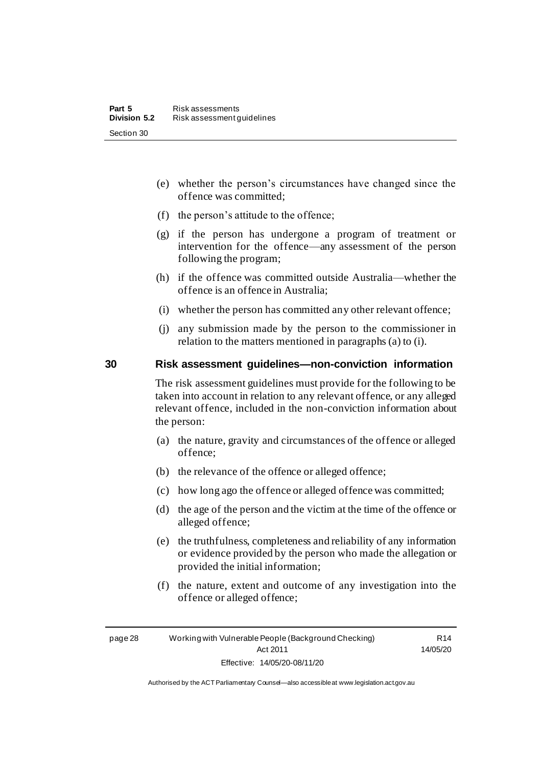(e) whether the person's circumstances have changed since the offence was committed;

(f) the person's attitude to the offence;

(g) if the person has undergone a program of treatment or intervention for the offence—any assessment of the person following the program;

(h) if the offence was committed outside Australia—whether the offence is an offence in Australia;

(i) whether the person has committed any other relevant offence;

(j) any submission made by the person to the commissioner in relation to the matters mentioned in paragraphs (a) to (i).

### 30 Risk assessment guidelines—non-conviction information

The risk assessment guidelines must provide for the following to be taken into account in relation to any relevant offence, or any alleged relevant offence, included in the non-conviction information about the person:

(a) the nature, gravity and circumstances of the offence or alleged offence;

(b) the relevance of the offence or alleged offence;

(c) how long ago the offence or alleged offence was committed;

(d) the age of the person and the victim at the time of the offence or alleged offence;

(e) the truthfulness, completeness and reliability of any information or evidence provided by the person who made the allegation or provided the initial information;

(f) the nature, extent and outcome of any investigation into the offence or alleged offence;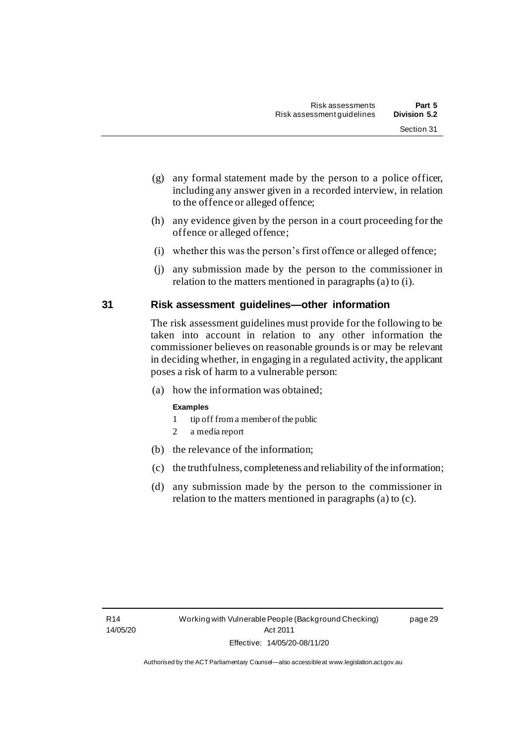(g) any formal statement made by the person to a police officer, including any answer given in a recorded interview, in relation to the offence or alleged offence;

(h) any evidence given by the person in a court proceeding for the offence or alleged offence;

(i) whether this was the person's first offence or alleged offence;

(j) any submission made by the person to the commissioner in relation to the matters mentioned in paragraphs (a) to (i).

## 31 Risk assessment guidelines—other information

The risk assessment guidelines must provide for the following to be taken into account in relation to any other information the commissioner believes on reasonable grounds is or may be relevant in deciding whether, in engaging in a regulated activity, the applicant poses a risk of harm to a vulnerable person:

(a) how the information was obtained;

**Examples**

1 tip off from a member of the public
2 a media report

(b) the relevance of the information;

(c) the truthfulness, completeness and reliability of the information;

(d) any submission made by the person to the commissioner in relation to the matters mentioned in paragraphs (a) to (c).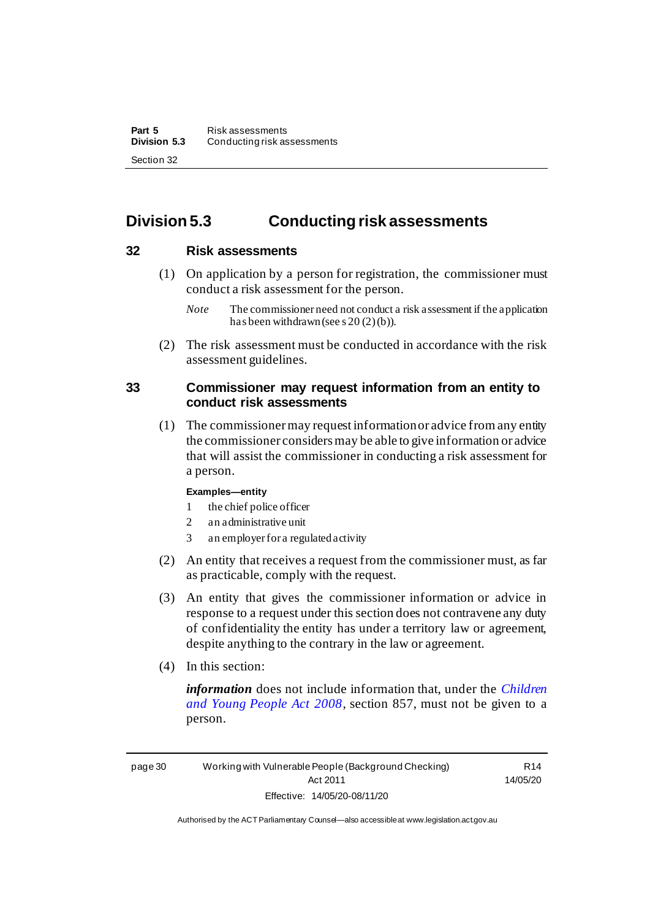## Division 5.3 Conducting risk assessments

### 32 Risk assessments

(1) On application by a person for registration, the commissioner must conduct a risk assessment for the person.

*Note* The commissioner need not conduct a risk assessment if the application has been withdrawn (see s 20 (2) (b)).

(2) The risk assessment must be conducted in accordance with the risk assessment guidelines.

### 33 Commissioner may request information from an entity to conduct risk assessments

(1) The commissioner may request information or advice from any entity the commissioner considers may be able to give information or advice that will assist the commissioner in conducting a risk assessment for a person.

**Examples—entity**

1 the chief police officer
2 an administrative unit
3 an employer for a regulated activity

(2) An entity that receives a request from the commissioner must, as far as practicable, comply with the request.

(3) An entity that gives the commissioner information or advice in response to a request under this section does not contravene any duty of confidentiality the entity has under a territory law or agreement, despite anything to the contrary in the law or agreement.

(4) In this section:

***information*** does not include information that, under the *Children and Young People Act 2008*, section 857, must not be given to a person.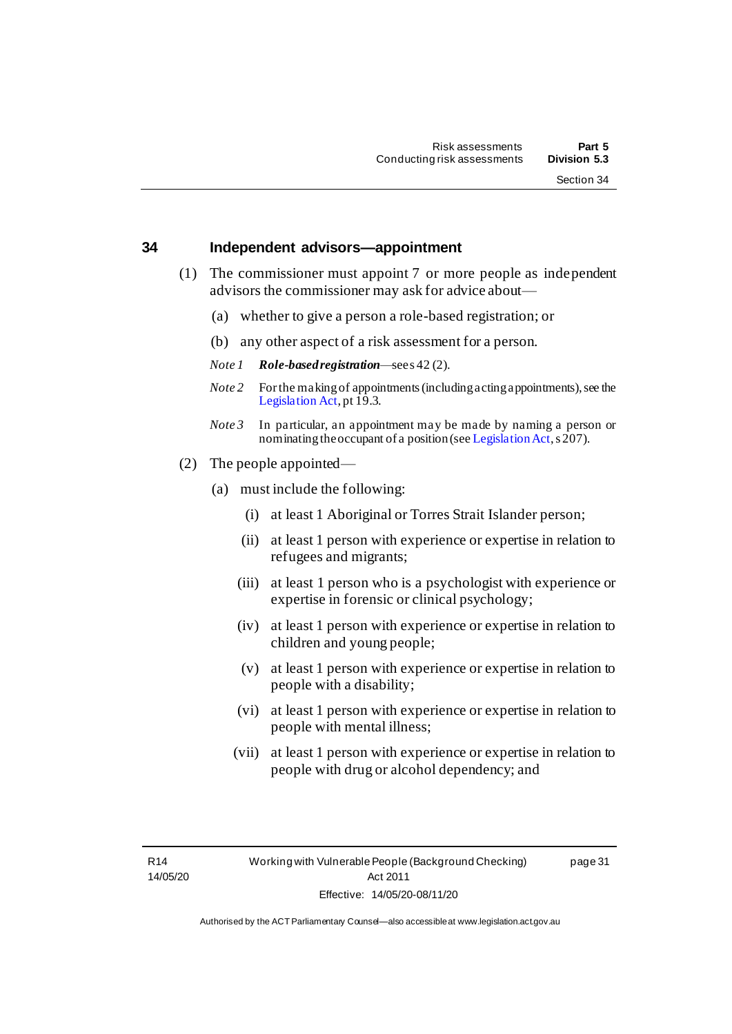### 34 Independent advisors—appointment

(1) The commissioner must appoint 7 or more people as independent advisors the commissioner may ask for advice about—

(a) whether to give a person a role-based registration; or

(b) any other aspect of a risk assessment for a person.

*Note 1* ***Role-based registration***—see s 42 (2).

*Note 2* For the making of appointments (including acting appointments), see the Legislation Act, pt 19.3.

*Note 3* In particular, an appointment may be made by naming a person or nominating the occupant of a position (see Legislation Act, s 207).

(2) The people appointed—

(a) must include the following:

(i) at least 1 Aboriginal or Torres Strait Islander person;

(ii) at least 1 person with experience or expertise in relation to refugees and migrants;

(iii) at least 1 person who is a psychologist with experience or expertise in forensic or clinical psychology;

(iv) at least 1 person with experience or expertise in relation to children and young people;

(v) at least 1 person with experience or expertise in relation to people with a disability;

(vi) at least 1 person with experience or expertise in relation to people with mental illness;

(vii) at least 1 person with experience or expertise in relation to people with drug or alcohol dependency; and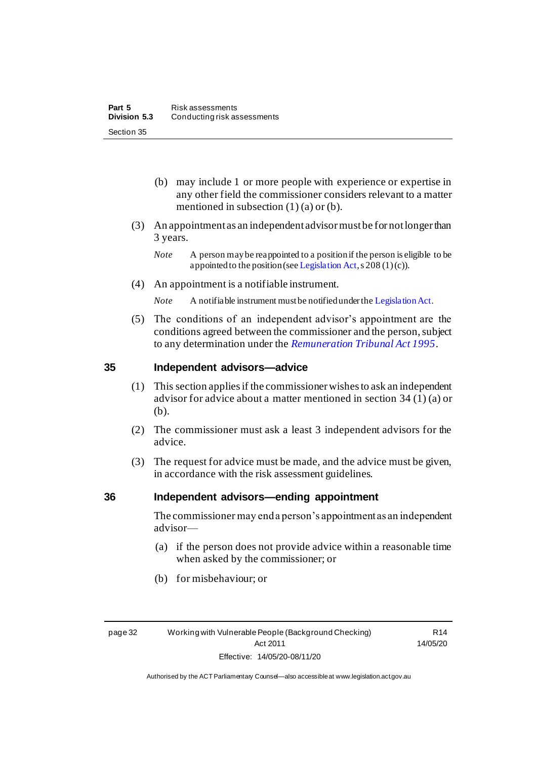(b) may include 1 or more people with experience or expertise in any other field the commissioner considers relevant to a matter mentioned in subsection (1) (a) or (b).

(3) An appointment as an independent advisor must be for not longer than 3 years.

*Note* A person may be reappointed to a position if the person is eligible to be appointed to the position (see Legislation Act, s 208 (1) (c)).

(4) An appointment is a notifiable instrument.

*Note* A notifiable instrument must be notified under the Legislation Act.

(5) The conditions of an independent advisor's appointment are the conditions agreed between the commissioner and the person, subject to any determination under the *Remuneration Tribunal Act 1995*.

## 35 Independent advisors—advice

(1) This section applies if the commissioner wishes to ask an independent advisor for advice about a matter mentioned in section 34 (1) (a) or (b).

(2) The commissioner must ask a least 3 independent advisors for the advice.

(3) The request for advice must be made, and the advice must be given, in accordance with the risk assessment guidelines.

## 36 Independent advisors—ending appointment

The commissioner may end a person's appointment as an independent advisor—

(a) if the person does not provide advice within a reasonable time when asked by the commissioner; or

(b) for misbehaviour; or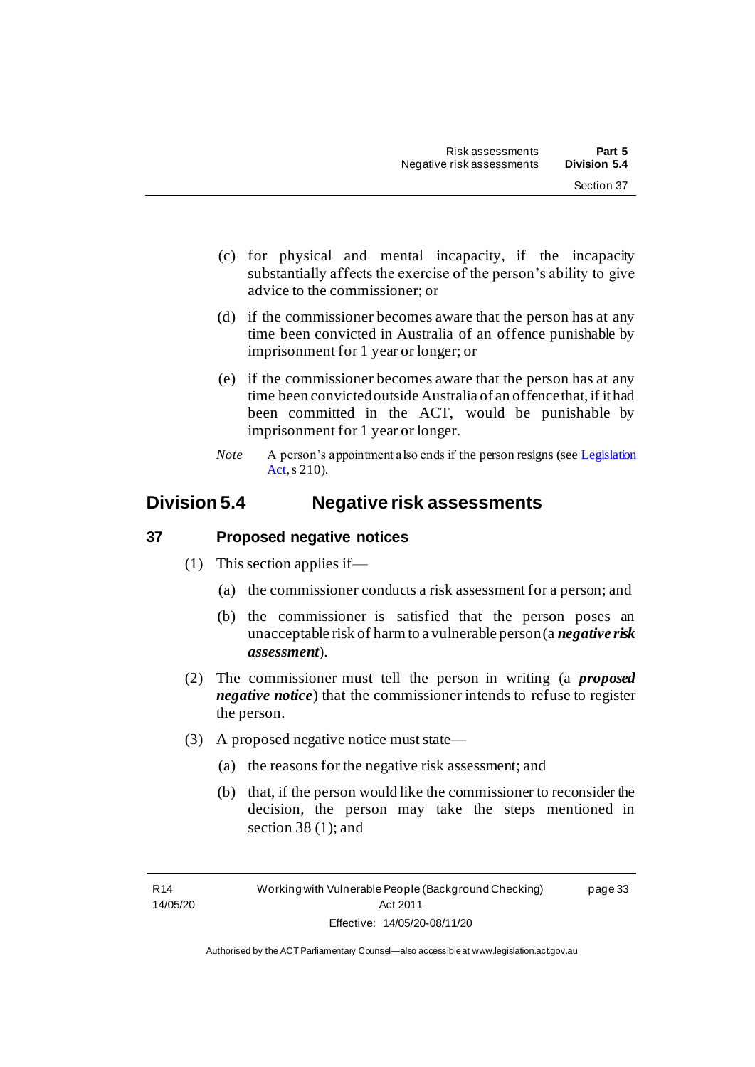(c) for physical and mental incapacity, if the incapacity substantially affects the exercise of the person's ability to give advice to the commissioner; or

(d) if the commissioner becomes aware that the person has at any time been convicted in Australia of an offence punishable by imprisonment for 1 year or longer; or

(e) if the commissioner becomes aware that the person has at any time been convicted outside Australia of an offence that, if it had been committed in the ACT, would be punishable by imprisonment for 1 year or longer.

*Note* A person's appointment also ends if the person resigns (see Legislation Act, s 210).

## Division 5.4 Negative risk assessments

### 37 Proposed negative notices

(1) This section applies if—

(a) the commissioner conducts a risk assessment for a person; and

(b) the commissioner is satisfied that the person poses an unacceptable risk of harm to a vulnerable person (a ***negative risk assessment***).

(2) The commissioner must tell the person in writing (a ***proposed negative notice***) that the commissioner intends to refuse to register the person.

(3) A proposed negative notice must state—

(a) the reasons for the negative risk assessment; and

(b) that, if the person would like the commissioner to reconsider the decision, the person may take the steps mentioned in section 38 (1); and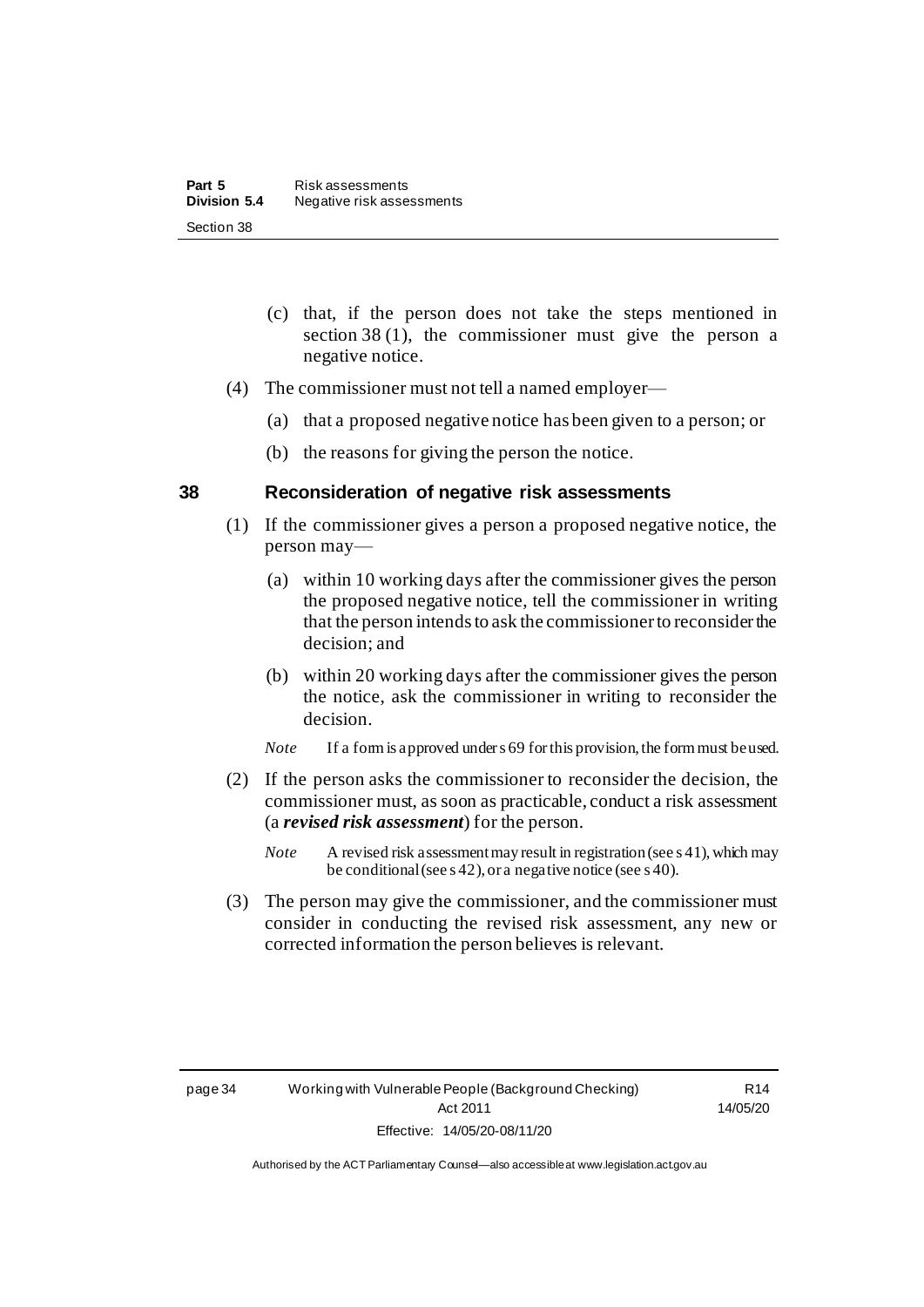(c) that, if the person does not take the steps mentioned in section 38 (1), the commissioner must give the person a negative notice.

(4) The commissioner must not tell a named employer—

(a) that a proposed negative notice has been given to a person; or

(b) the reasons for giving the person the notice.

## 38 Reconsideration of negative risk assessments

(1) If the commissioner gives a person a proposed negative notice, the person may—

(a) within 10 working days after the commissioner gives the person the proposed negative notice, tell the commissioner in writing that the person intends to ask the commissioner to reconsider the decision; and

(b) within 20 working days after the commissioner gives the person the notice, ask the commissioner in writing to reconsider the decision.

*Note* If a form is approved under s 69 for this provision, the form must be used.

(2) If the person asks the commissioner to reconsider the decision, the commissioner must, as soon as practicable, conduct a risk assessment (a ***revised risk assessment***) for the person.

*Note* A revised risk assessment may result in registration (see s 41), which may be conditional (see s 42), or a negative notice (see s 40).

(3) The person may give the commissioner, and the commissioner must consider in conducting the revised risk assessment, any new or corrected information the person believes is relevant.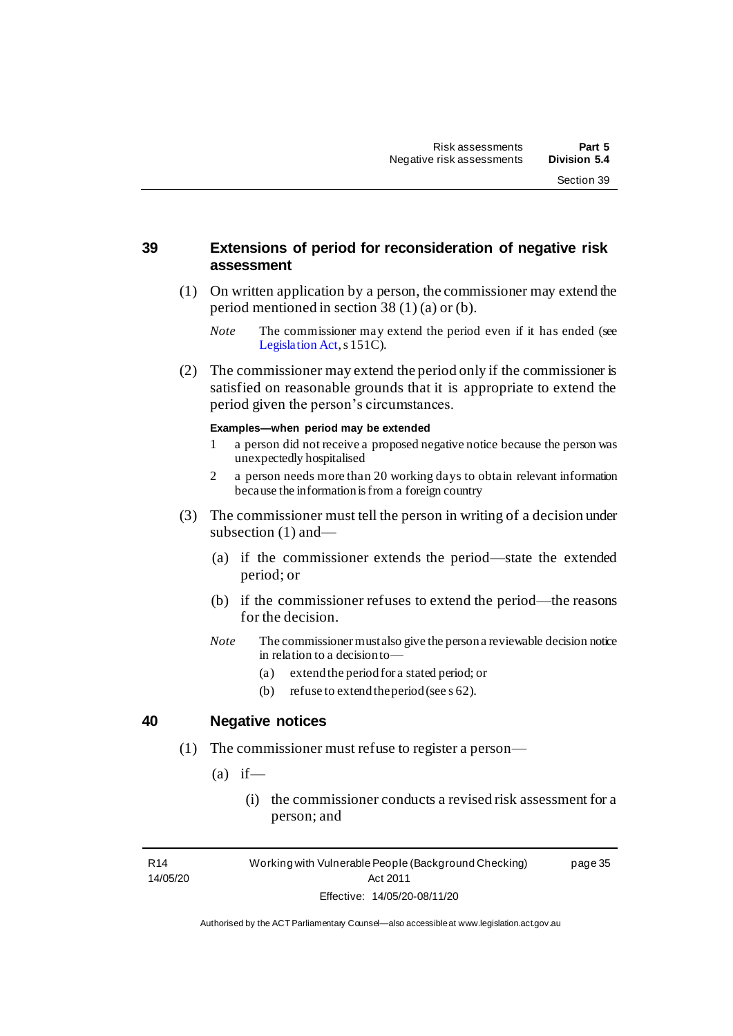## 39 Extensions of period for reconsideration of negative risk assessment

(1) On written application by a person, the commissioner may extend the period mentioned in section 38 (1) (a) or (b).

*Note* The commissioner may extend the period even if it has ended (see Legislation Act, s 151C).

(2) The commissioner may extend the period only if the commissioner is satisfied on reasonable grounds that it is appropriate to extend the period given the person's circumstances.

**Examples—when period may be extended**

1 a person did not receive a proposed negative notice because the person was unexpectedly hospitalised

2 a person needs more than 20 working days to obtain relevant information because the information is from a foreign country

(3) The commissioner must tell the person in writing of a decision under subsection (1) and—

(a) if the commissioner extends the period—state the extended period; or

(b) if the commissioner refuses to extend the period—the reasons for the decision.

*Note* The commissioner must also give the person a reviewable decision notice in relation to a decision to—

(a) extend the period for a stated period; or

(b) refuse to extend the period (see s 62).

## 40 Negative notices

(1) The commissioner must refuse to register a person—

(a) if—

(i) the commissioner conducts a revised risk assessment for a person; and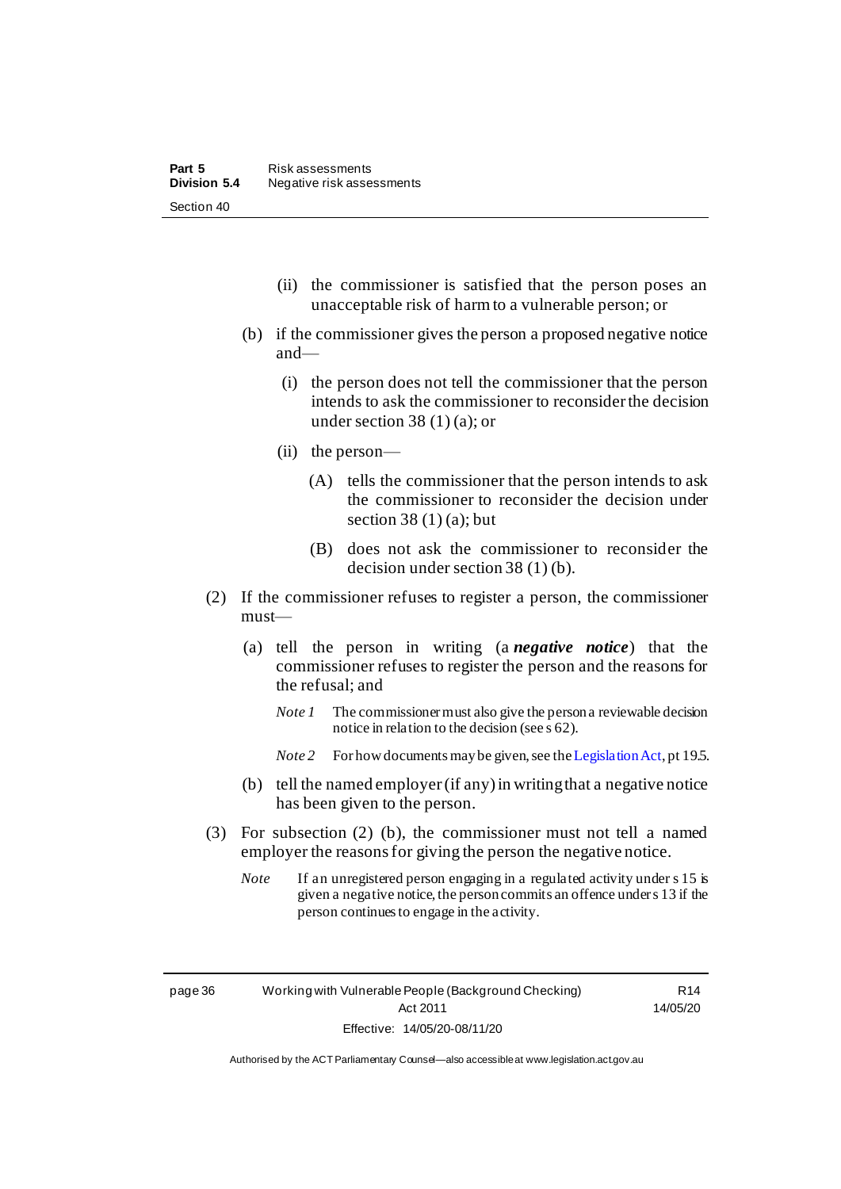(ii) the commissioner is satisfied that the person poses an unacceptable risk of harm to a vulnerable person; or

(b) if the commissioner gives the person a proposed negative notice and—

(i) the person does not tell the commissioner that the person intends to ask the commissioner to reconsider the decision under section 38 (1) (a); or

(ii) the person—

(A) tells the commissioner that the person intends to ask the commissioner to reconsider the decision under section 38 (1) (a); but

(B) does not ask the commissioner to reconsider the decision under section 38 (1) (b).

(2) If the commissioner refuses to register a person, the commissioner must—

(a) tell the person in writing (a ***negative notice***) that the commissioner refuses to register the person and the reasons for the refusal; and

*Note 1* The commissioner must also give the person a reviewable decision notice in relation to the decision (see s 62).

*Note 2* For how documents may be given, see the Legislation Act, pt 19.5.

(b) tell the named employer (if any) in writing that a negative notice has been given to the person.

(3) For subsection (2) (b), the commissioner must not tell a named employer the reasons for giving the person the negative notice.

*Note* If an unregistered person engaging in a regulated activity under s 15 is given a negative notice, the person commits an offence under s 13 if the person continues to engage in the activity.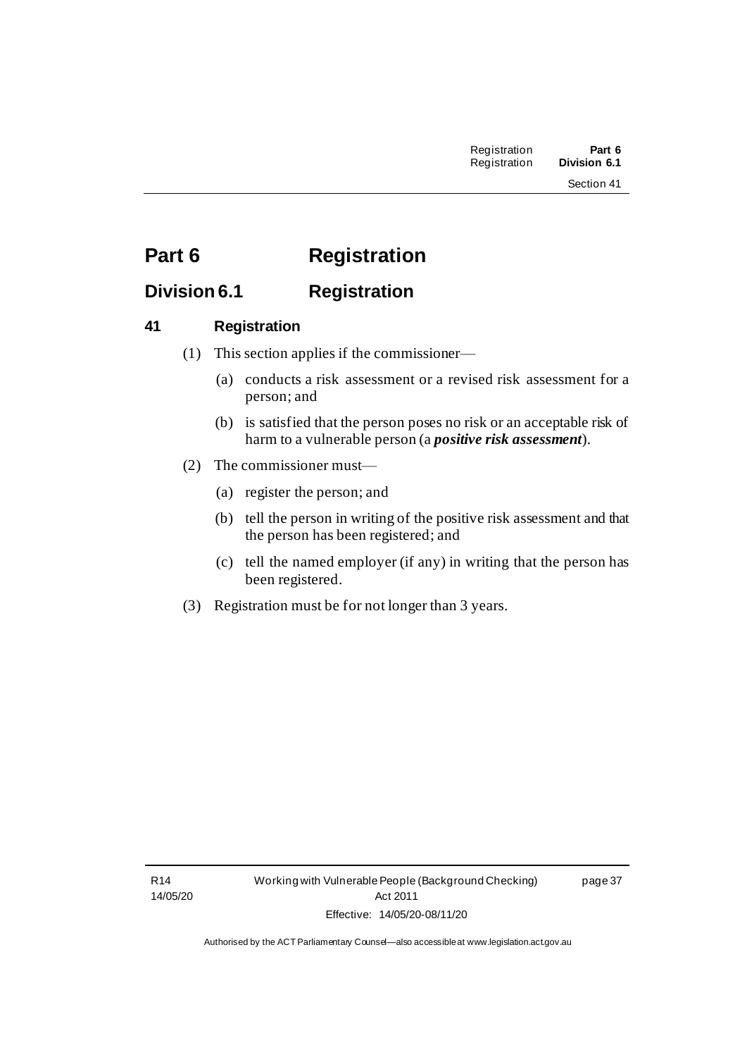# Part 6 Registration

## Division 6.1 Registration

### 41 Registration

(1) This section applies if the commissioner—

(a) conducts a risk assessment or a revised risk assessment for a person; and

(b) is satisfied that the person poses no risk or an acceptable risk of harm to a vulnerable person (a ***positive risk assessment***).

(2) The commissioner must—

(a) register the person; and

(b) tell the person in writing of the positive risk assessment and that the person has been registered; and

(c) tell the named employer (if any) in writing that the person has been registered.

(3) Registration must be for not longer than 3 years.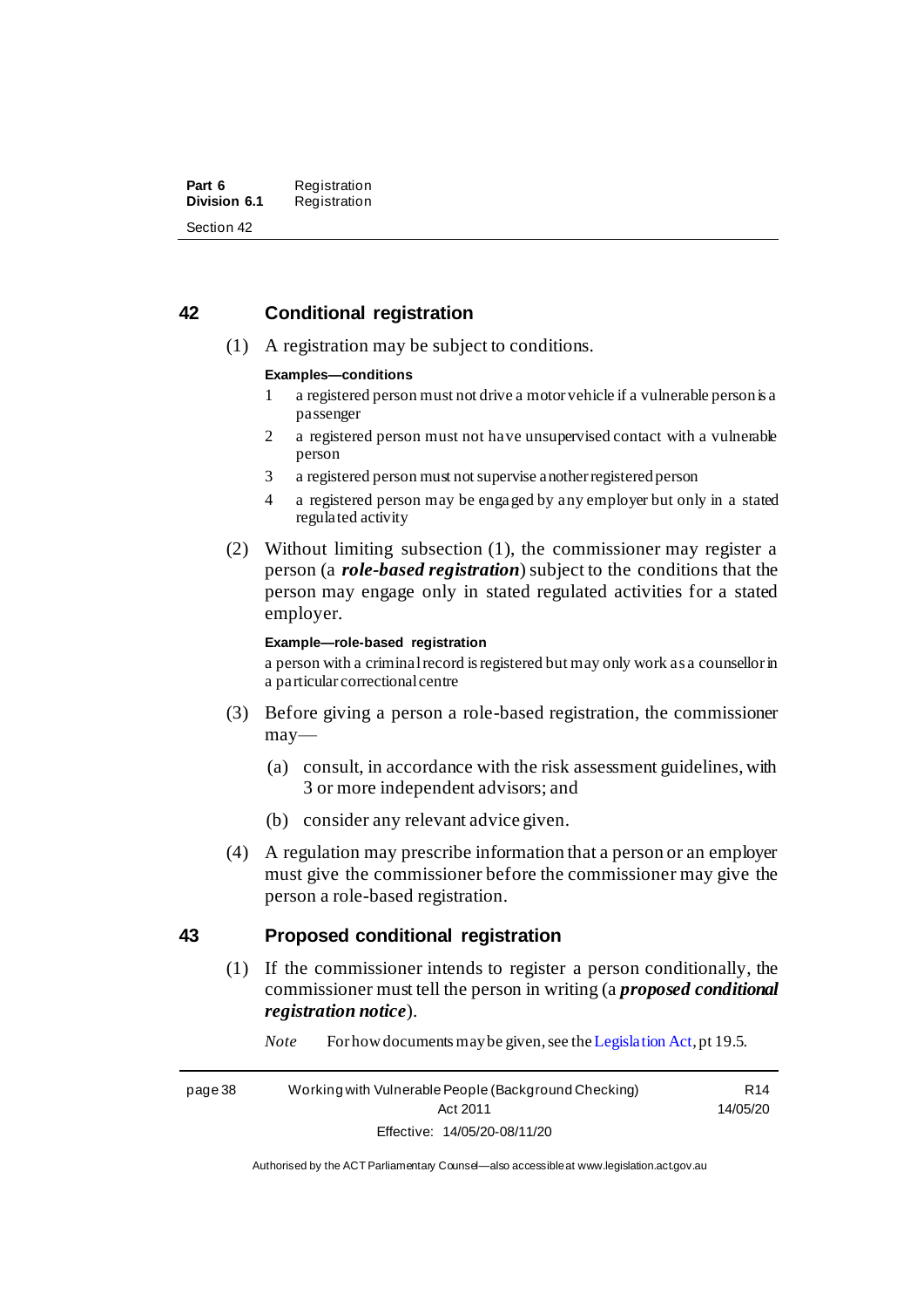## 42 Conditional registration

(1) A registration may be subject to conditions.

**Examples—conditions**

1 a registered person must not drive a motor vehicle if a vulnerable person is a passenger

2 a registered person must not have unsupervised contact with a vulnerable person

3 a registered person must not supervise another registered person

4 a registered person may be engaged by any employer but only in a stated regulated activity

(2) Without limiting subsection (1), the commissioner may register a person (a ***role-based registration***) subject to the conditions that the person may engage only in stated regulated activities for a stated employer.

**Example—role-based registration**

a person with a criminal record is registered but may only work as a counsellor in a particular correctional centre

(3) Before giving a person a role-based registration, the commissioner may—

(a) consult, in accordance with the risk assessment guidelines, with 3 or more independent advisors; and

(b) consider any relevant advice given.

(4) A regulation may prescribe information that a person or an employer must give the commissioner before the commissioner may give the person a role-based registration.

## 43 Proposed conditional registration

(1) If the commissioner intends to register a person conditionally, the commissioner must tell the person in writing (a ***proposed conditional registration notice***).

*Note* For how documents may be given, see the Legislation Act, pt 19.5.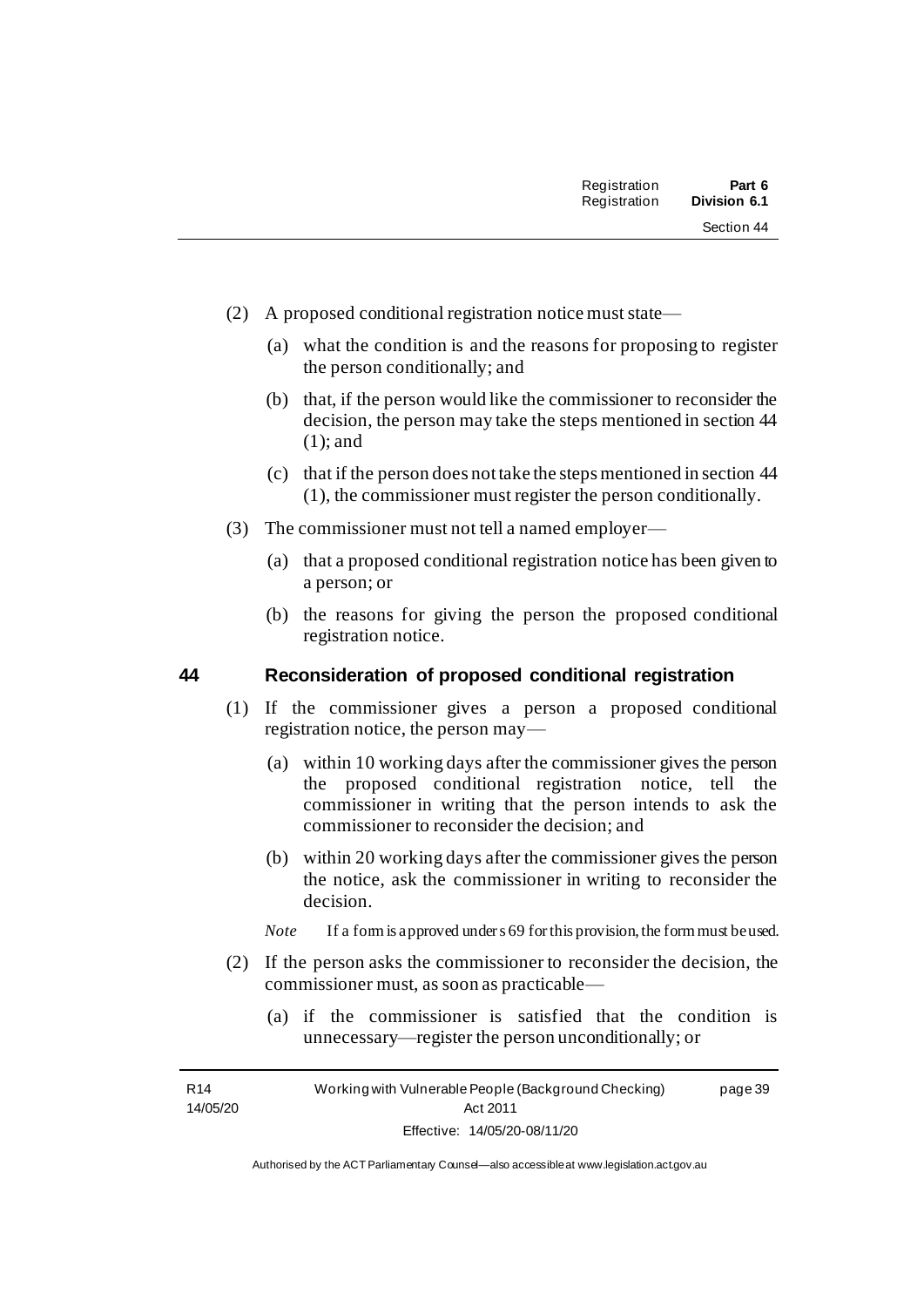(2) A proposed conditional registration notice must state—

(a) what the condition is and the reasons for proposing to register the person conditionally; and

(b) that, if the person would like the commissioner to reconsider the decision, the person may take the steps mentioned in section 44 (1); and

(c) that if the person does not take the steps mentioned in section 44 (1), the commissioner must register the person conditionally.

(3) The commissioner must not tell a named employer—

(a) that a proposed conditional registration notice has been given to a person; or

(b) the reasons for giving the person the proposed conditional registration notice.

## 44 Reconsideration of proposed conditional registration

(1) If the commissioner gives a person a proposed conditional registration notice, the person may—

(a) within 10 working days after the commissioner gives the person the proposed conditional registration notice, tell the commissioner in writing that the person intends to ask the commissioner to reconsider the decision; and

(b) within 20 working days after the commissioner gives the person the notice, ask the commissioner in writing to reconsider the decision.

*Note* If a form is approved under s 69 for this provision, the form must be used.

(2) If the person asks the commissioner to reconsider the decision, the commissioner must, as soon as practicable—

(a) if the commissioner is satisfied that the condition is unnecessary—register the person unconditionally; or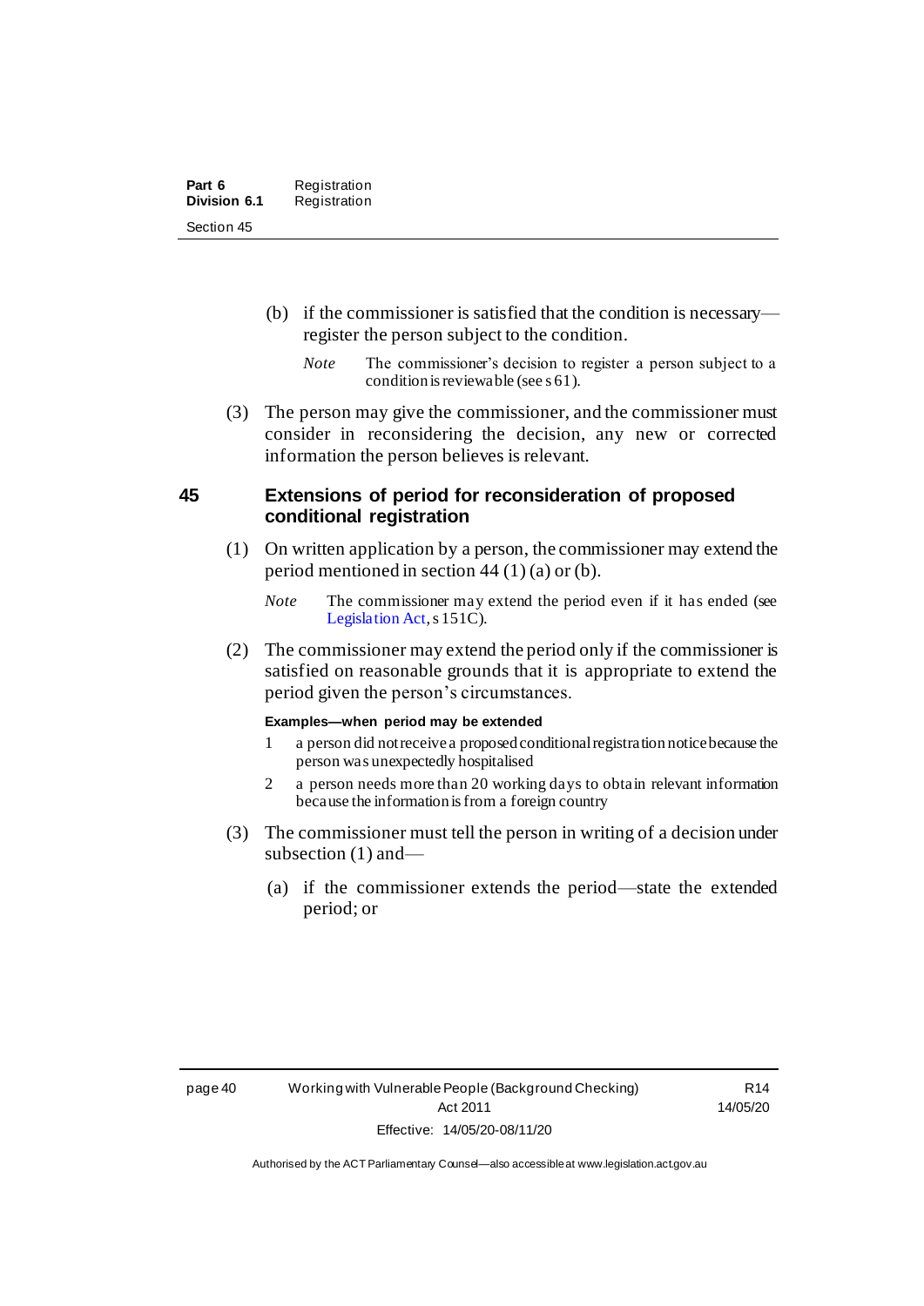(b) if the commissioner is satisfied that the condition is necessary—register the person subject to the condition.

*Note* The commissioner's decision to register a person subject to a condition is reviewable (see s 61).

(3) The person may give the commissioner, and the commissioner must consider in reconsidering the decision, any new or corrected information the person believes is relevant.

## 45 Extensions of period for reconsideration of proposed conditional registration

(1) On written application by a person, the commissioner may extend the period mentioned in section 44 (1) (a) or (b).

*Note* The commissioner may extend the period even if it has ended (see Legislation Act, s 151C).

(2) The commissioner may extend the period only if the commissioner is satisfied on reasonable grounds that it is appropriate to extend the period given the person's circumstances.

**Examples—when period may be extended**

1 a person did not receive a proposed conditional registration notice because the person was unexpectedly hospitalised

2 a person needs more than 20 working days to obtain relevant information because the information is from a foreign country

(3) The commissioner must tell the person in writing of a decision under subsection (1) and—

(a) if the commissioner extends the period—state the extended period; or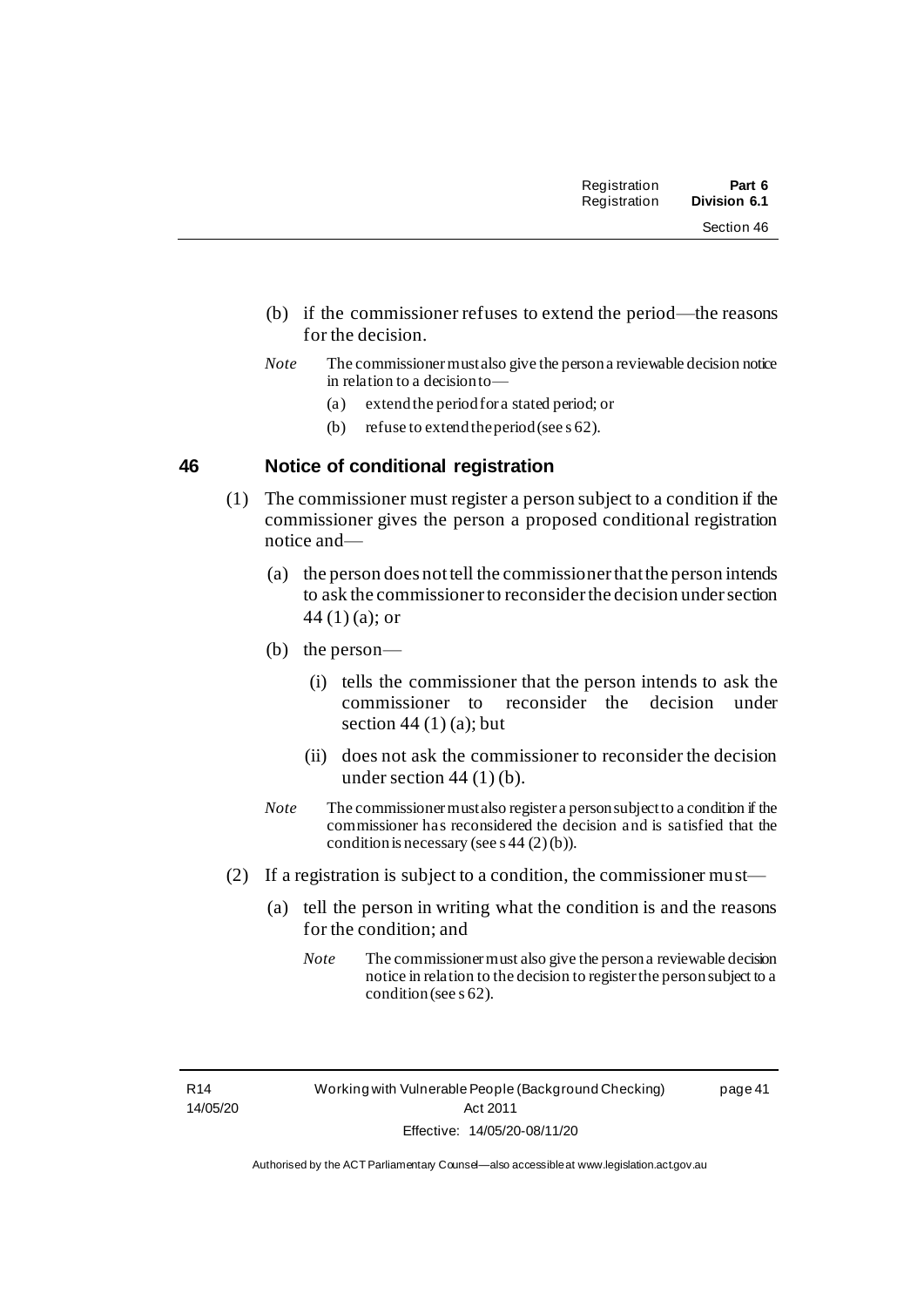(b) if the commissioner refuses to extend the period—the reasons for the decision.

*Note* The commissioner must also give the person a reviewable decision notice in relation to a decision to—

(a) extend the period for a stated period; or

(b) refuse to extend the period (see s 62).

### 46 Notice of conditional registration

(1) The commissioner must register a person subject to a condition if the commissioner gives the person a proposed conditional registration notice and—

(a) the person does not tell the commissioner that the person intends to ask the commissioner to reconsider the decision under section 44 (1) (a); or

(b) the person—

(i) tells the commissioner that the person intends to ask the commissioner to reconsider the decision under section 44 (1) (a); but

(ii) does not ask the commissioner to reconsider the decision under section 44 (1) (b).

*Note* The commissioner must also register a person subject to a condition if the commissioner has reconsidered the decision and is satisfied that the condition is necessary (see s 44 (2) (b)).

(2) If a registration is subject to a condition, the commissioner must—

(a) tell the person in writing what the condition is and the reasons for the condition; and

*Note* The commissioner must also give the person a reviewable decision notice in relation to the decision to register the person subject to a condition (see s 62).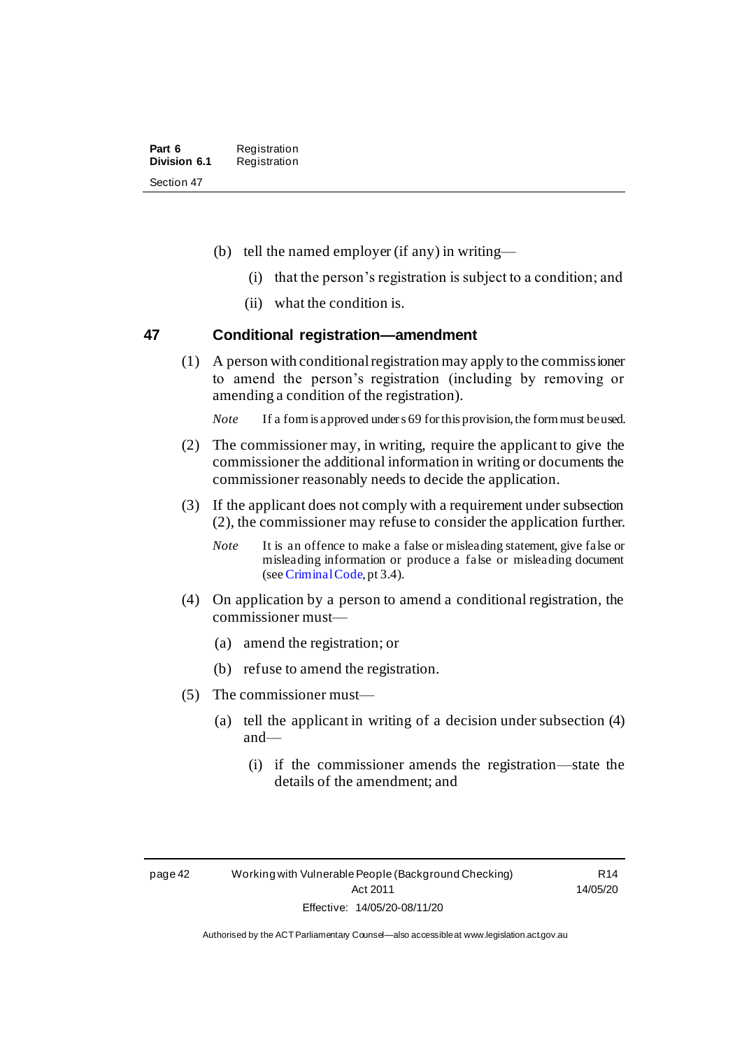(b) tell the named employer (if any) in writing—

  (i) that the person's registration is subject to a condition; and

  (ii) what the condition is.

## 47 Conditional registration—amendment

(1) A person with conditional registration may apply to the commissioner to amend the person's registration (including by removing or amending a condition of the registration).

*Note* If a form is approved under s 69 for this provision, the form must be used.

(2) The commissioner may, in writing, require the applicant to give the commissioner the additional information in writing or documents the commissioner reasonably needs to decide the application.

(3) If the applicant does not comply with a requirement under subsection (2), the commissioner may refuse to consider the application further.

*Note* It is an offence to make a false or misleading statement, give false or misleading information or produce a false or misleading document (see Criminal Code, pt 3.4).

(4) On application by a person to amend a conditional registration, the commissioner must—

  (a) amend the registration; or

  (b) refuse to amend the registration.

(5) The commissioner must—

  (a) tell the applicant in writing of a decision under subsection (4) and—

    (i) if the commissioner amends the registration—state the details of the amendment; and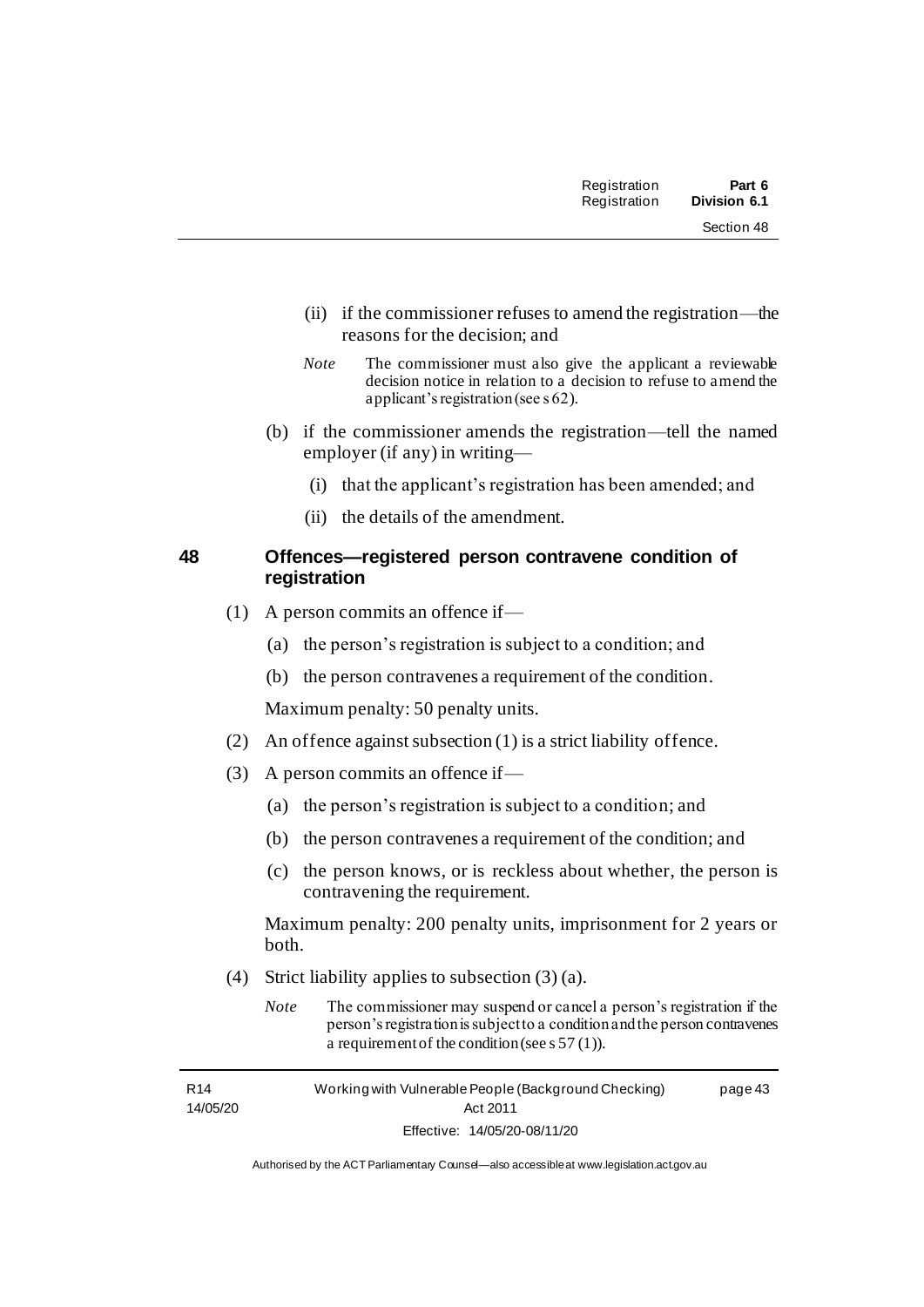(ii) if the commissioner refuses to amend the registration—the reasons for the decision; and

*Note* The commissioner must also give the applicant a reviewable decision notice in relation to a decision to refuse to amend the applicant's registration (see s 62).

(b) if the commissioner amends the registration—tell the named employer (if any) in writing—

(i) that the applicant's registration has been amended; and

(ii) the details of the amendment.

## 48 Offences—registered person contravene condition of registration

(1) A person commits an offence if—

(a) the person's registration is subject to a condition; and

(b) the person contravenes a requirement of the condition.

Maximum penalty: 50 penalty units.

(2) An offence against subsection (1) is a strict liability offence.

(3) A person commits an offence if—

(a) the person's registration is subject to a condition; and

(b) the person contravenes a requirement of the condition; and

(c) the person knows, or is reckless about whether, the person is contravening the requirement.

Maximum penalty: 200 penalty units, imprisonment for 2 years or both.

(4) Strict liability applies to subsection (3) (a).

*Note* The commissioner may suspend or cancel a person's registration if the person's registration is subject to a condition and the person contravenes a requirement of the condition (see s 57 (1)).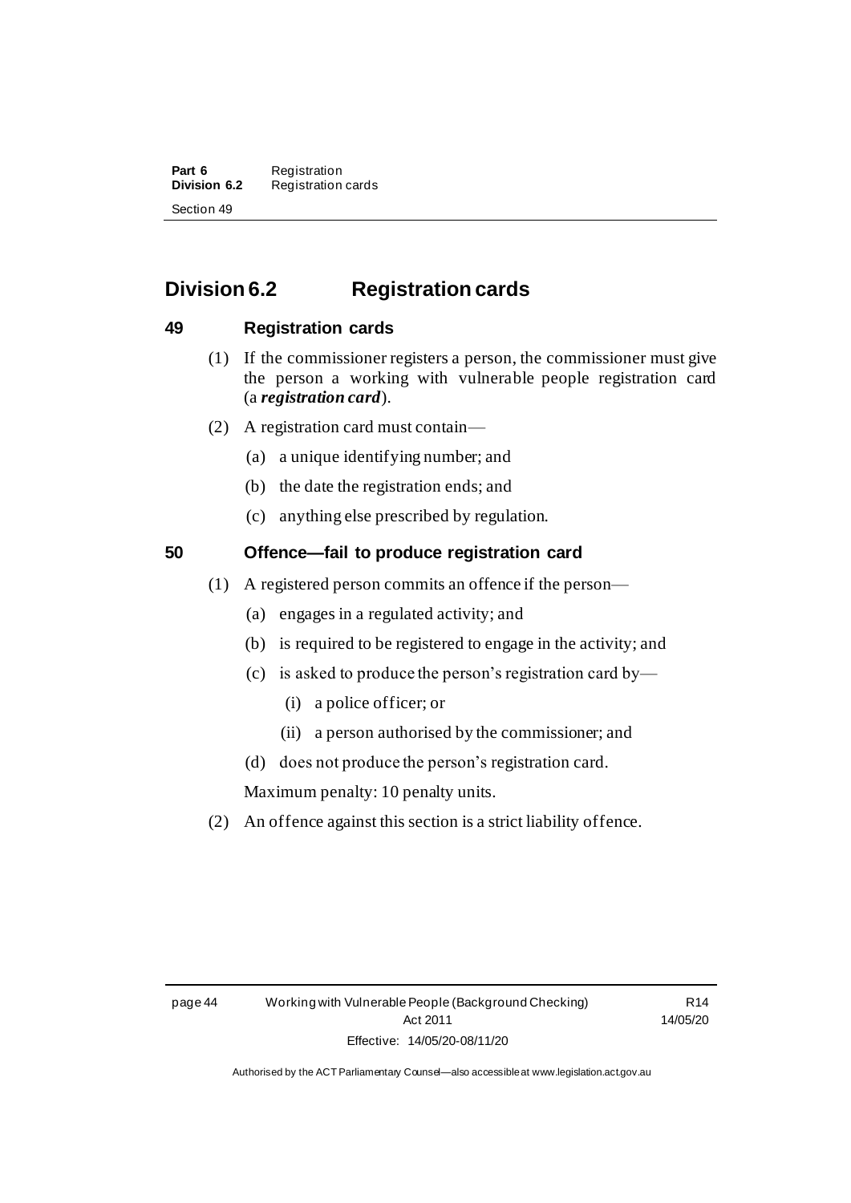## Division 6.2 Registration cards

### 49 Registration cards

(1) If the commissioner registers a person, the commissioner must give the person a working with vulnerable people registration card (a ***registration card***).

(2) A registration card must contain—

(a) a unique identifying number; and

(b) the date the registration ends; and

(c) anything else prescribed by regulation.

### 50 Offence—fail to produce registration card

(1) A registered person commits an offence if the person—

(a) engages in a regulated activity; and

(b) is required to be registered to engage in the activity; and

(c) is asked to produce the person's registration card by—

(i) a police officer; or

(ii) a person authorised by the commissioner; and

(d) does not produce the person's registration card.

Maximum penalty: 10 penalty units.

(2) An offence against this section is a strict liability offence.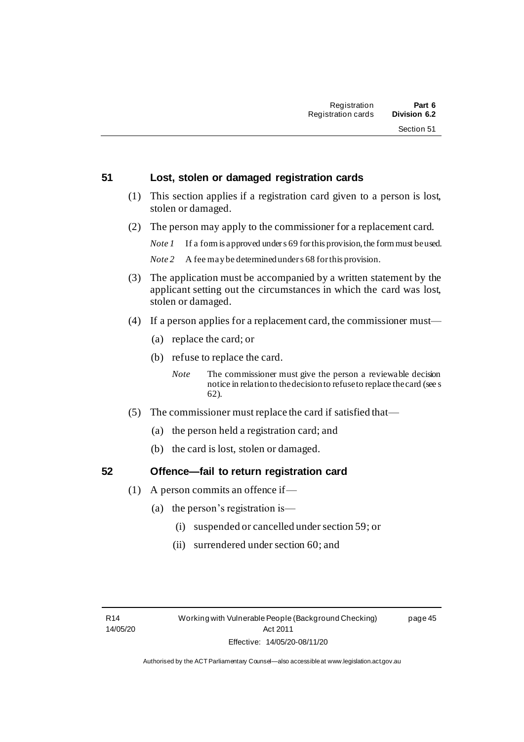## 51 Lost, stolen or damaged registration cards

(1) This section applies if a registration card given to a person is lost, stolen or damaged.

(2) The person may apply to the commissioner for a replacement card.

*Note 1* If a form is approved under s 69 for this provision, the form must be used.

*Note 2* A fee may be determined under s 68 for this provision.

(3) The application must be accompanied by a written statement by the applicant setting out the circumstances in which the card was lost, stolen or damaged.

(4) If a person applies for a replacement card, the commissioner must—

(a) replace the card; or

(b) refuse to replace the card.

*Note* The commissioner must give the person a reviewable decision notice in relation to the decision to refuse to replace the card (see s 62).

(5) The commissioner must replace the card if satisfied that—

(a) the person held a registration card; and

(b) the card is lost, stolen or damaged.

## 52 Offence—fail to return registration card

(1) A person commits an offence if—

(a) the person's registration is—

(i) suspended or cancelled under section 59; or

(ii) surrendered under section 60; and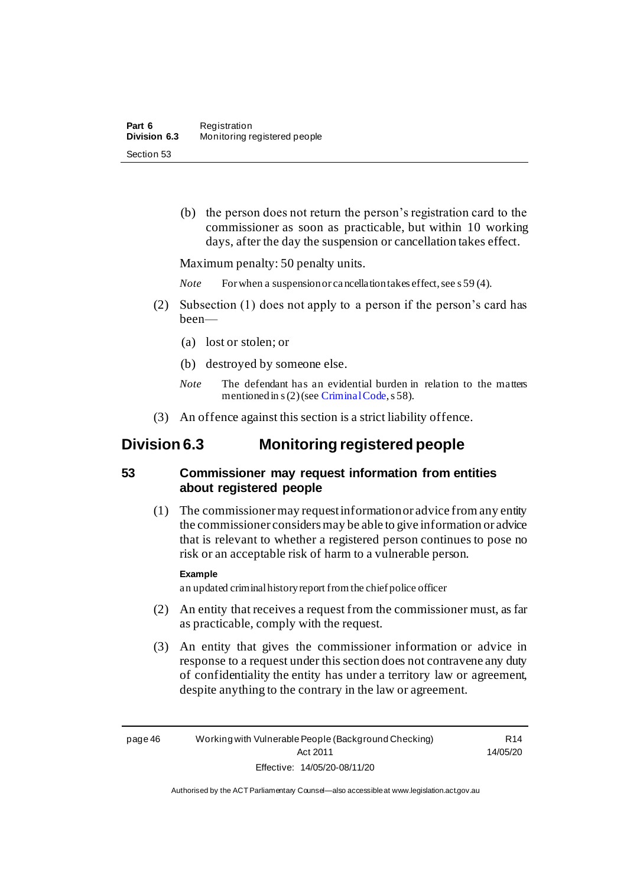(b) the person does not return the person's registration card to the commissioner as soon as practicable, but within 10 working days, after the day the suspension or cancellation takes effect.

Maximum penalty: 50 penalty units.

*Note* For when a suspension or cancellation takes effect, see s 59 (4).

(2) Subsection (1) does not apply to a person if the person's card has been—

(a) lost or stolen; or

(b) destroyed by someone else.

*Note* The defendant has an evidential burden in relation to the matters mentioned in s (2) (see Criminal Code, s 58).

(3) An offence against this section is a strict liability offence.

## Division 6.3 Monitoring registered people

### 53 Commissioner may request information from entities about registered people

(1) The commissioner may request information or advice from any entity the commissioner considers may be able to give information or advice that is relevant to whether a registered person continues to pose no risk or an acceptable risk of harm to a vulnerable person.

**Example**

an updated criminal history report from the chief police officer

(2) An entity that receives a request from the commissioner must, as far as practicable, comply with the request.

(3) An entity that gives the commissioner information or advice in response to a request under this section does not contravene any duty of confidentiality the entity has under a territory law or agreement, despite anything to the contrary in the law or agreement.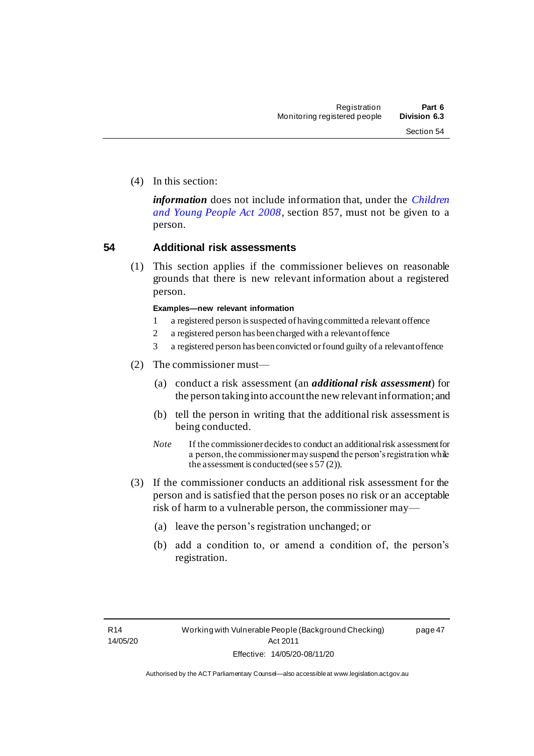(4) In this section:

***information*** does not include information that, under the *Children and Young People Act 2008*, section 857, must not be given to a person.

## 54 Additional risk assessments

(1) This section applies if the commissioner believes on reasonable grounds that there is new relevant information about a registered person.

**Examples—new relevant information**

1. a registered person is suspected of having committed a relevant offence
2. a registered person has been charged with a relevant offence
3. a registered person has been convicted or found guilty of a relevant offence

(2) The commissioner must—

(a) conduct a risk assessment (an ***additional risk assessment***) for the person taking into account the new relevant information; and

(b) tell the person in writing that the additional risk assessment is being conducted.

*Note* If the commissioner decides to conduct an additional risk assessment for a person, the commissioner may suspend the person's registration while the assessment is conducted (see s 57 (2)).

(3) If the commissioner conducts an additional risk assessment for the person and is satisfied that the person poses no risk or an acceptable risk of harm to a vulnerable person, the commissioner may—

(a) leave the person's registration unchanged; or

(b) add a condition to, or amend a condition of, the person's registration.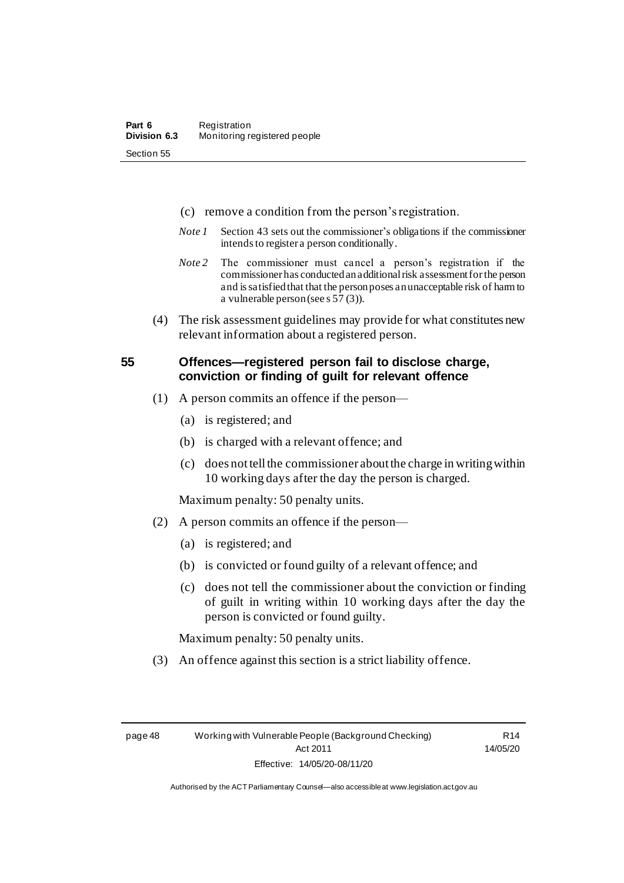(c) remove a condition from the person's registration.

*Note 1* Section 43 sets out the commissioner's obligations if the commissioner intends to register a person conditionally.

*Note 2* The commissioner must cancel a person's registration if the commissioner has conducted an additional risk assessment for the person and is satisfied that that the person poses an unacceptable risk of harm to a vulnerable person (see s 57 (3)).

(4) The risk assessment guidelines may provide for what constitutes new relevant information about a registered person.

## 55 Offences—registered person fail to disclose charge, conviction or finding of guilt for relevant offence

(1) A person commits an offence if the person—

(a) is registered; and

(b) is charged with a relevant offence; and

(c) does not tell the commissioner about the charge in writing within 10 working days after the day the person is charged.

Maximum penalty: 50 penalty units.

(2) A person commits an offence if the person—

(a) is registered; and

(b) is convicted or found guilty of a relevant offence; and

(c) does not tell the commissioner about the conviction or finding of guilt in writing within 10 working days after the day the person is convicted or found guilty.

Maximum penalty: 50 penalty units.

(3) An offence against this section is a strict liability offence.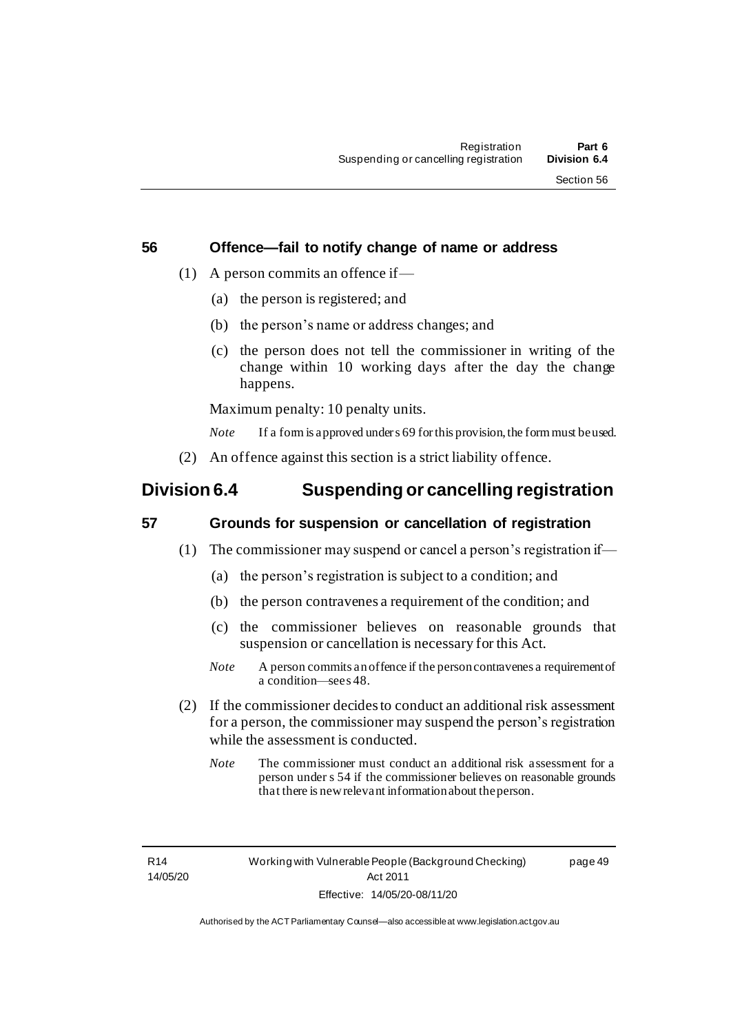### 56 Offence—fail to notify change of name or address

(1) A person commits an offence if—

(a) the person is registered; and

(b) the person's name or address changes; and

(c) the person does not tell the commissioner in writing of the change within 10 working days after the day the change happens.

Maximum penalty: 10 penalty units.

*Note* If a form is approved under s 69 for this provision, the form must be used.

(2) An offence against this section is a strict liability offence.

## Division 6.4 Suspending or cancelling registration

### 57 Grounds for suspension or cancellation of registration

(1) The commissioner may suspend or cancel a person's registration if—

(a) the person's registration is subject to a condition; and

(b) the person contravenes a requirement of the condition; and

(c) the commissioner believes on reasonable grounds that suspension or cancellation is necessary for this Act.

*Note* A person commits an offence if the person contravenes a requirement of a condition—see s 48.

(2) If the commissioner decides to conduct an additional risk assessment for a person, the commissioner may suspend the person's registration while the assessment is conducted.

*Note* The commissioner must conduct an additional risk assessment for a person under s 54 if the commissioner believes on reasonable grounds that there is new relevant information about the person.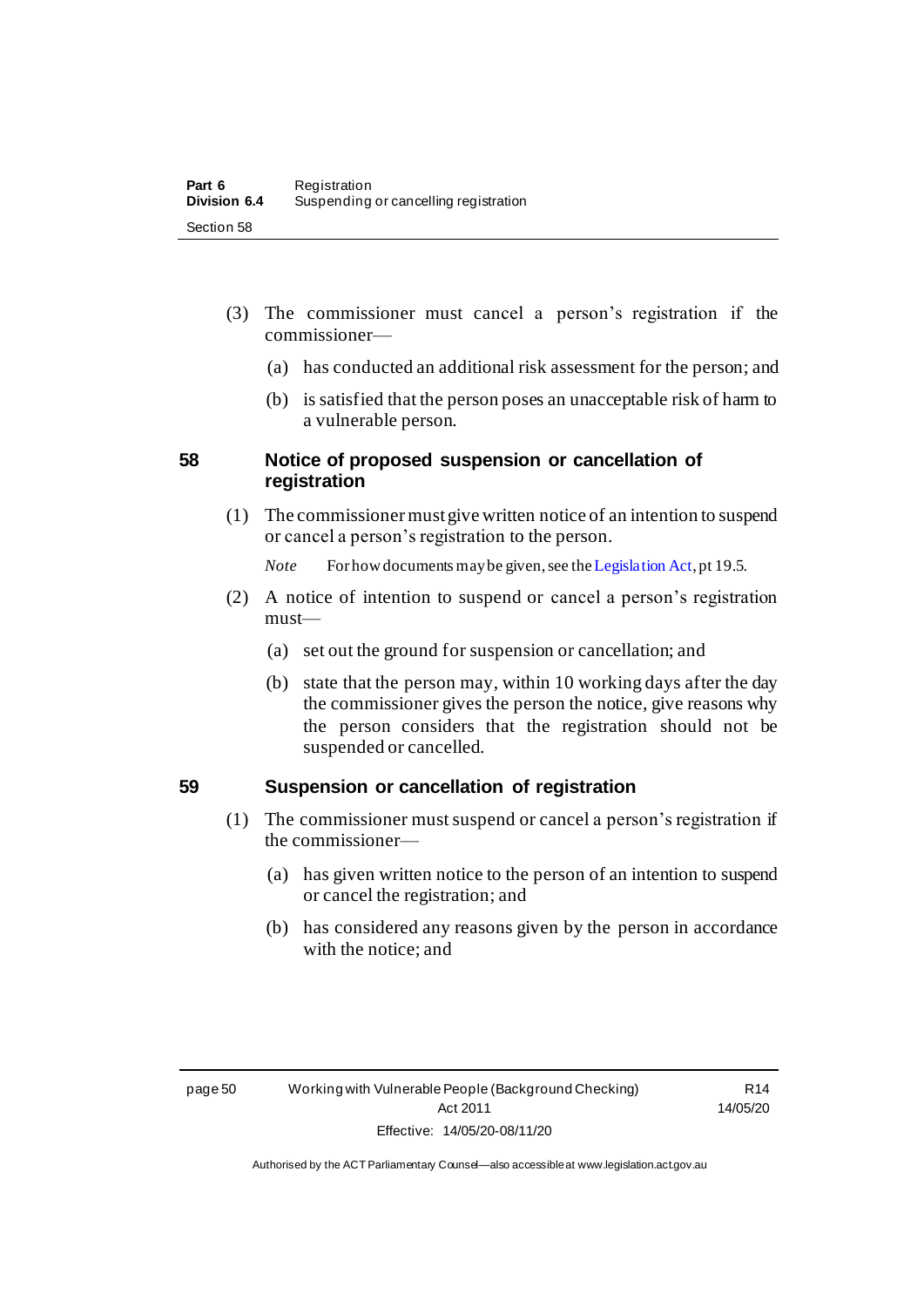(3) The commissioner must cancel a person's registration if the commissioner—

(a) has conducted an additional risk assessment for the person; and

(b) is satisfied that the person poses an unacceptable risk of harm to a vulnerable person.

## 58 Notice of proposed suspension or cancellation of registration

(1) The commissioner must give written notice of an intention to suspend or cancel a person's registration to the person.

*Note* For how documents may be given, see the Legislation Act, pt 19.5.

(2) A notice of intention to suspend or cancel a person's registration must—

(a) set out the ground for suspension or cancellation; and

(b) state that the person may, within 10 working days after the day the commissioner gives the person the notice, give reasons why the person considers that the registration should not be suspended or cancelled.

## 59 Suspension or cancellation of registration

(1) The commissioner must suspend or cancel a person's registration if the commissioner—

(a) has given written notice to the person of an intention to suspend or cancel the registration; and

(b) has considered any reasons given by the person in accordance with the notice; and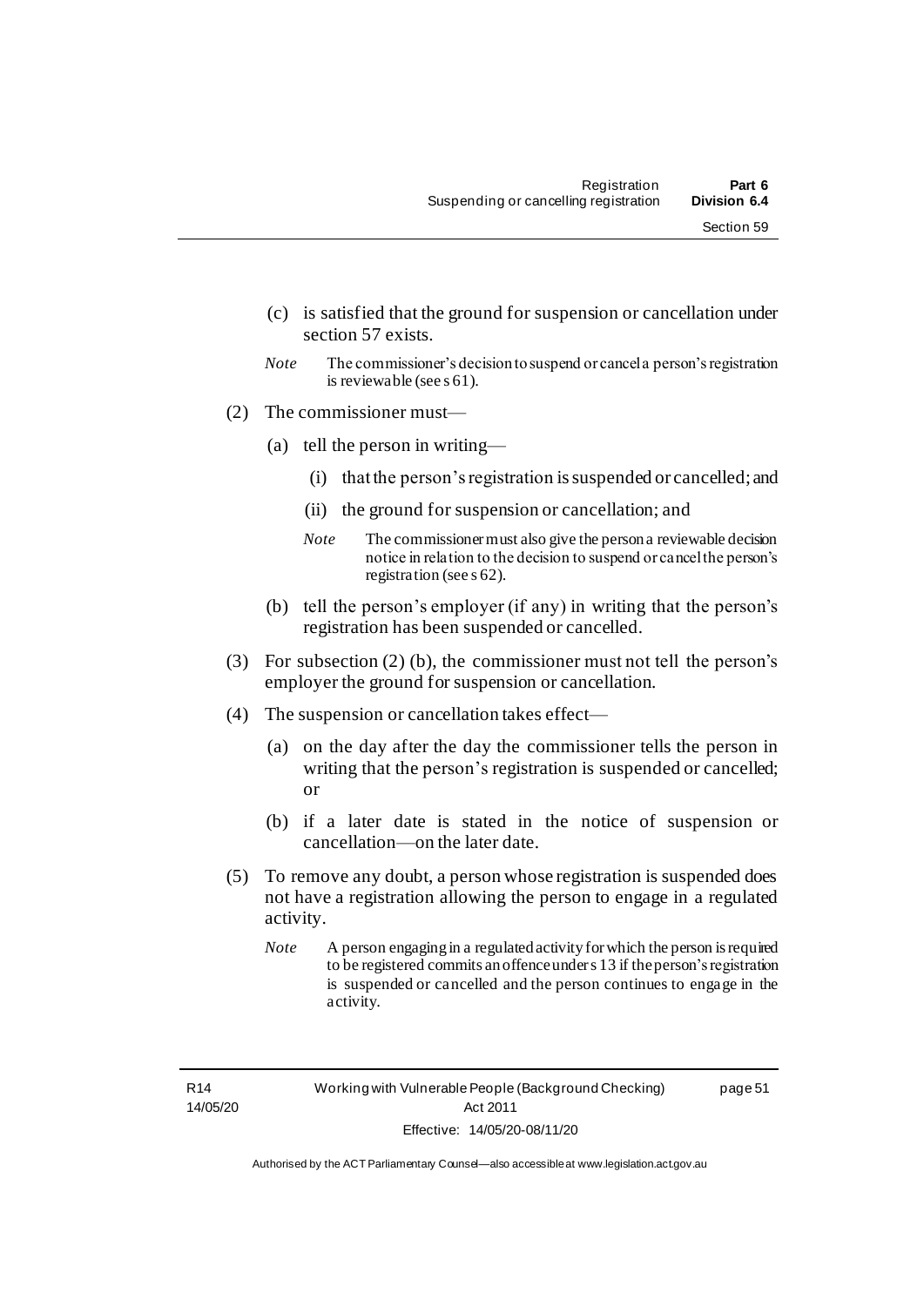(c) is satisfied that the ground for suspension or cancellation under section 57 exists.

*Note* The commissioner's decision to suspend or cancel a person's registration is reviewable (see s 61).

(2) The commissioner must—

(a) tell the person in writing—

(i) that the person's registration is suspended or cancelled; and

(ii) the ground for suspension or cancellation; and

*Note* The commissioner must also give the person a reviewable decision notice in relation to the decision to suspend or cancel the person's registration (see s 62).

(b) tell the person's employer (if any) in writing that the person's registration has been suspended or cancelled.

(3) For subsection (2) (b), the commissioner must not tell the person's employer the ground for suspension or cancellation.

(4) The suspension or cancellation takes effect—

(a) on the day after the day the commissioner tells the person in writing that the person's registration is suspended or cancelled; or

(b) if a later date is stated in the notice of suspension or cancellation—on the later date.

(5) To remove any doubt, a person whose registration is suspended does not have a registration allowing the person to engage in a regulated activity.

*Note* A person engaging in a regulated activity for which the person is required to be registered commits an offence under s 13 if the person's registration is suspended or cancelled and the person continues to engage in the activity.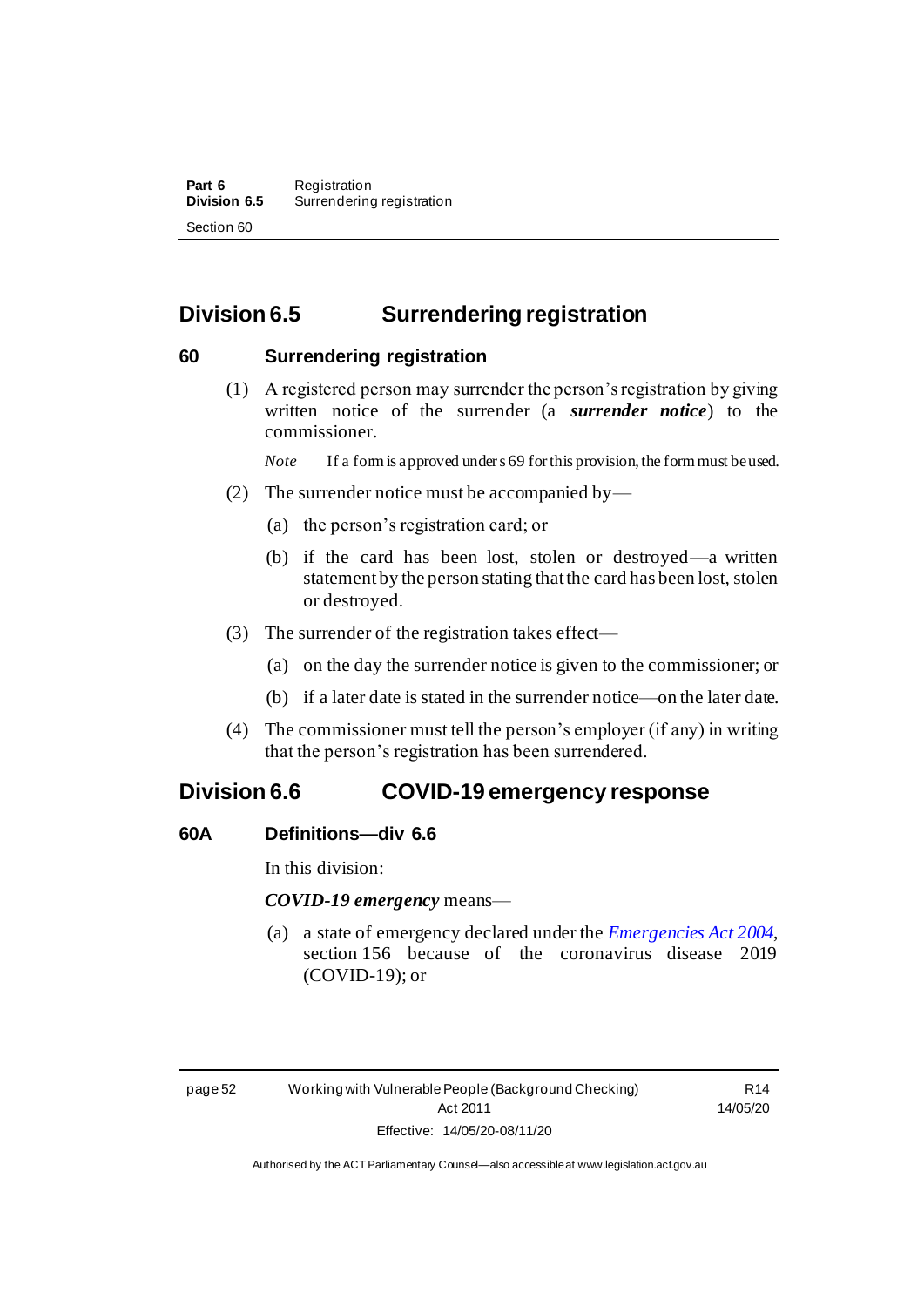## Division 6.5 Surrendering registration

### 60 Surrendering registration

(1) A registered person may surrender the person's registration by giving written notice of the surrender (a ***surrender notice***) to the commissioner.

*Note* If a form is approved under s 69 for this provision, the form must be used.

(2) The surrender notice must be accompanied by—

(a) the person's registration card; or

(b) if the card has been lost, stolen or destroyed—a written statement by the person stating that the card has been lost, stolen or destroyed.

(3) The surrender of the registration takes effect—

(a) on the day the surrender notice is given to the commissioner; or

(b) if a later date is stated in the surrender notice—on the later date.

(4) The commissioner must tell the person's employer (if any) in writing that the person's registration has been surrendered.

## Division 6.6 COVID-19 emergency response

### 60A Definitions—div 6.6

In this division:

***COVID-19 emergency*** means—

(a) a state of emergency declared under the *Emergencies Act 2004*, section 156 because of the coronavirus disease 2019 (COVID-19); or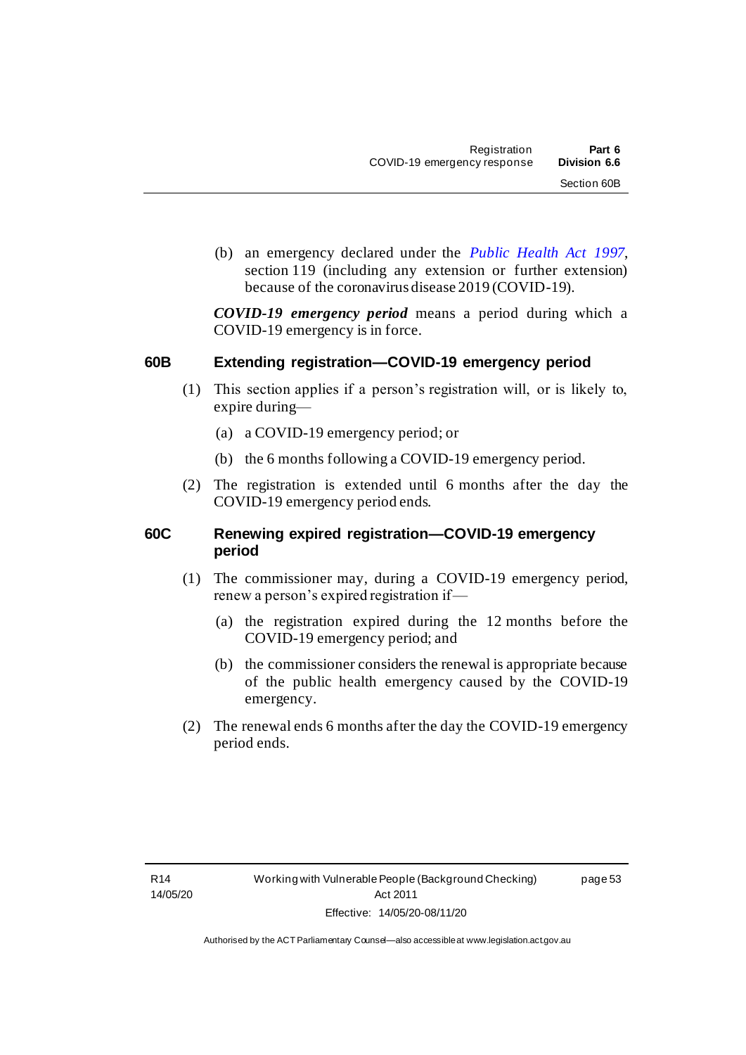(b) an emergency declared under the *Public Health Act 1997*, section 119 (including any extension or further extension) because of the coronavirus disease 2019 (COVID-19).

***COVID-19 emergency period*** means a period during which a COVID-19 emergency is in force.

### 60B Extending registration—COVID-19 emergency period

(1) This section applies if a person's registration will, or is likely to, expire during—

(a) a COVID-19 emergency period; or

(b) the 6 months following a COVID-19 emergency period.

(2) The registration is extended until 6 months after the day the COVID-19 emergency period ends.

### 60C Renewing expired registration—COVID-19 emergency period

(1) The commissioner may, during a COVID-19 emergency period, renew a person's expired registration if—

(a) the registration expired during the 12 months before the COVID-19 emergency period; and

(b) the commissioner considers the renewal is appropriate because of the public health emergency caused by the COVID-19 emergency.

(2) The renewal ends 6 months after the day the COVID-19 emergency period ends.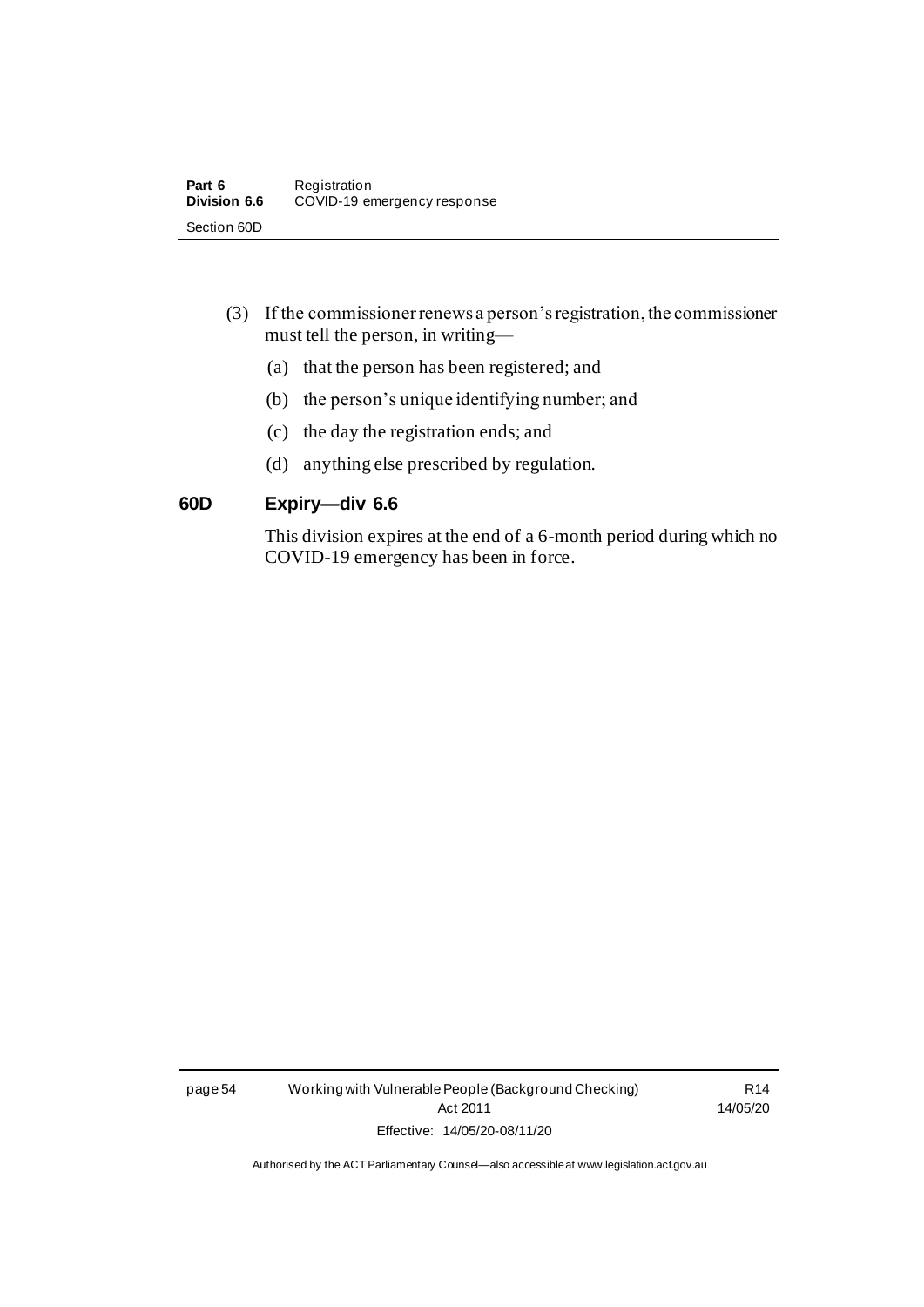(3) If the commissioner renews a person's registration, the commissioner must tell the person, in writing—

(a) that the person has been registered; and

(b) the person's unique identifying number; and

(c) the day the registration ends; and

(d) anything else prescribed by regulation.

### 60D Expiry—div 6.6

This division expires at the end of a 6-month period during which no COVID-19 emergency has been in force.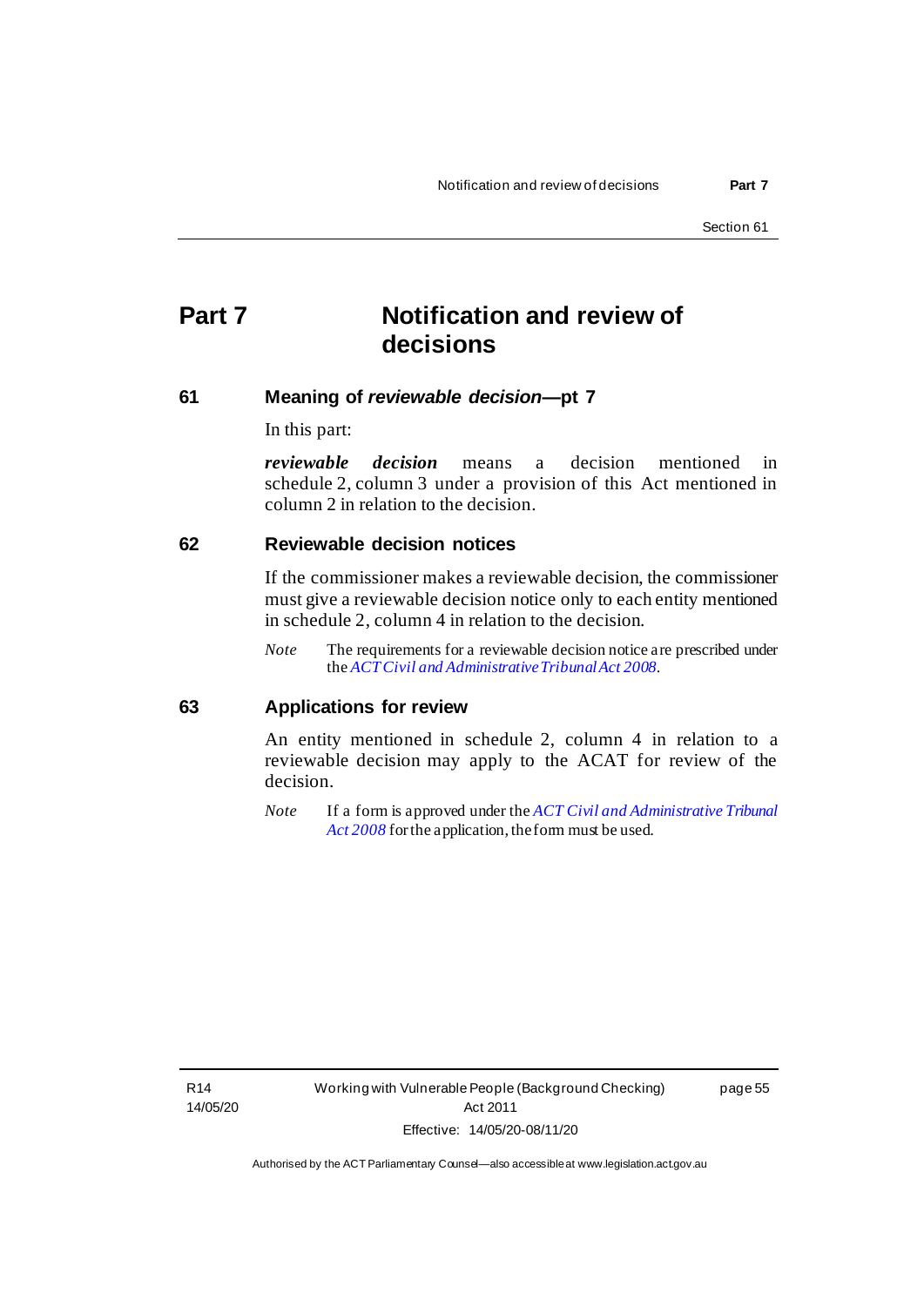# Part 7 Notification and review of decisions

## 61 Meaning of *reviewable decision*—pt 7

In this part:

***reviewable decision*** means a decision mentioned in schedule 2, column 3 under a provision of this Act mentioned in column 2 in relation to the decision.

## 62 Reviewable decision notices

If the commissioner makes a reviewable decision, the commissioner must give a reviewable decision notice only to each entity mentioned in schedule 2, column 4 in relation to the decision.

*Note* The requirements for a reviewable decision notice are prescribed under the *ACT Civil and Administrative Tribunal Act 2008*.

## 63 Applications for review

An entity mentioned in schedule 2, column 4 in relation to a reviewable decision may apply to the ACAT for review of the decision.

*Note* If a form is approved under the *ACT Civil and Administrative Tribunal Act 2008* for the application, the form must be used.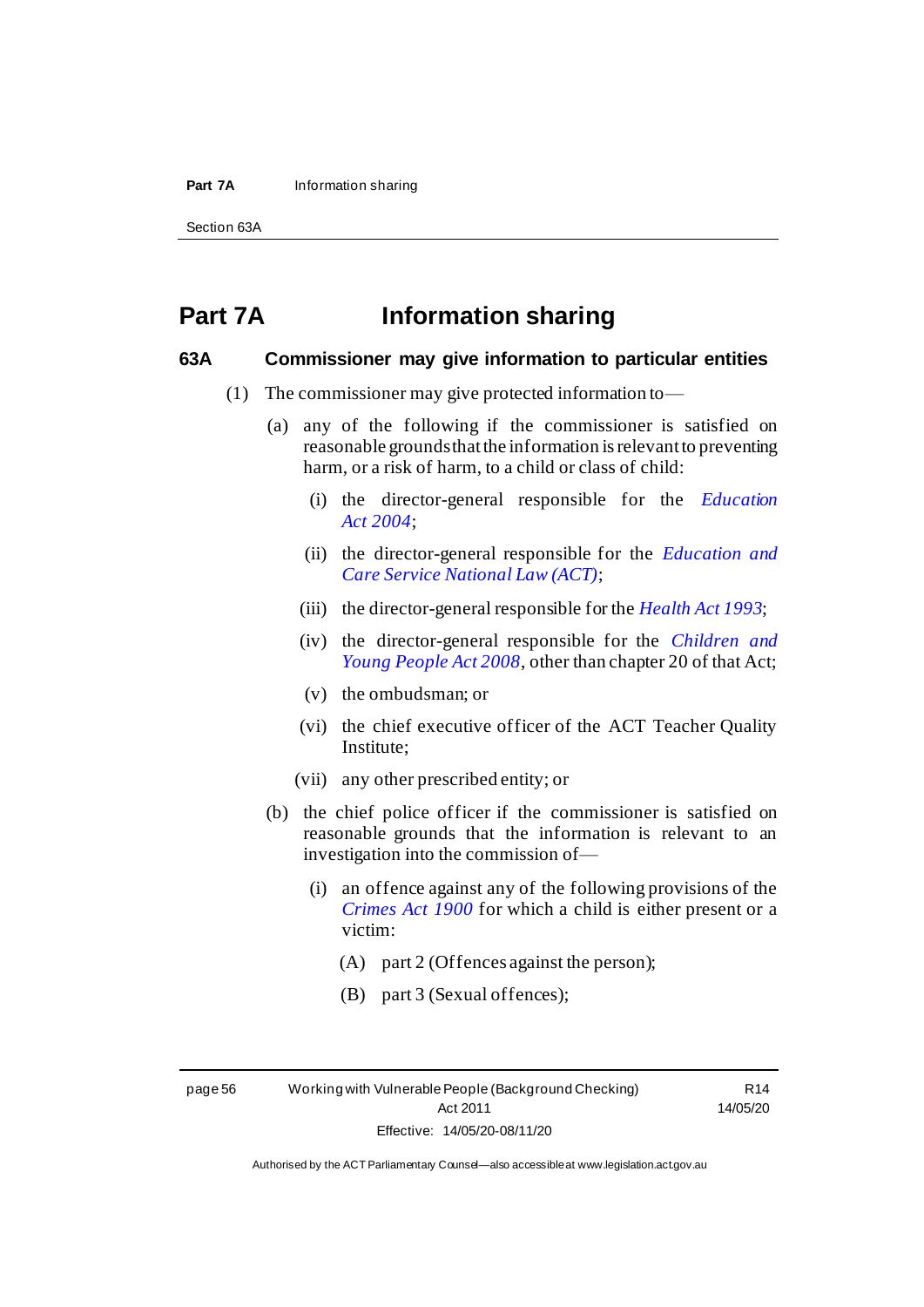# Part 7A Information sharing

## 63A Commissioner may give information to particular entities

(1) The commissioner may give protected information to—

(a) any of the following if the commissioner is satisfied on reasonable grounds that the information is relevant to preventing harm, or a risk of harm, to a child or class of child:

(i) the director-general responsible for the *Education Act 2004*;

(ii) the director-general responsible for the *Education and Care Service National Law (ACT)*;

(iii) the director-general responsible for the *Health Act 1993*;

(iv) the director-general responsible for the *Children and Young People Act 2008*, other than chapter 20 of that Act;

(v) the ombudsman; or

(vi) the chief executive officer of the ACT Teacher Quality Institute;

(vii) any other prescribed entity; or

(b) the chief police officer if the commissioner is satisfied on reasonable grounds that the information is relevant to an investigation into the commission of—

(i) an offence against any of the following provisions of the *Crimes Act 1900* for which a child is either present or a victim:

(A) part 2 (Offences against the person);

(B) part 3 (Sexual offences);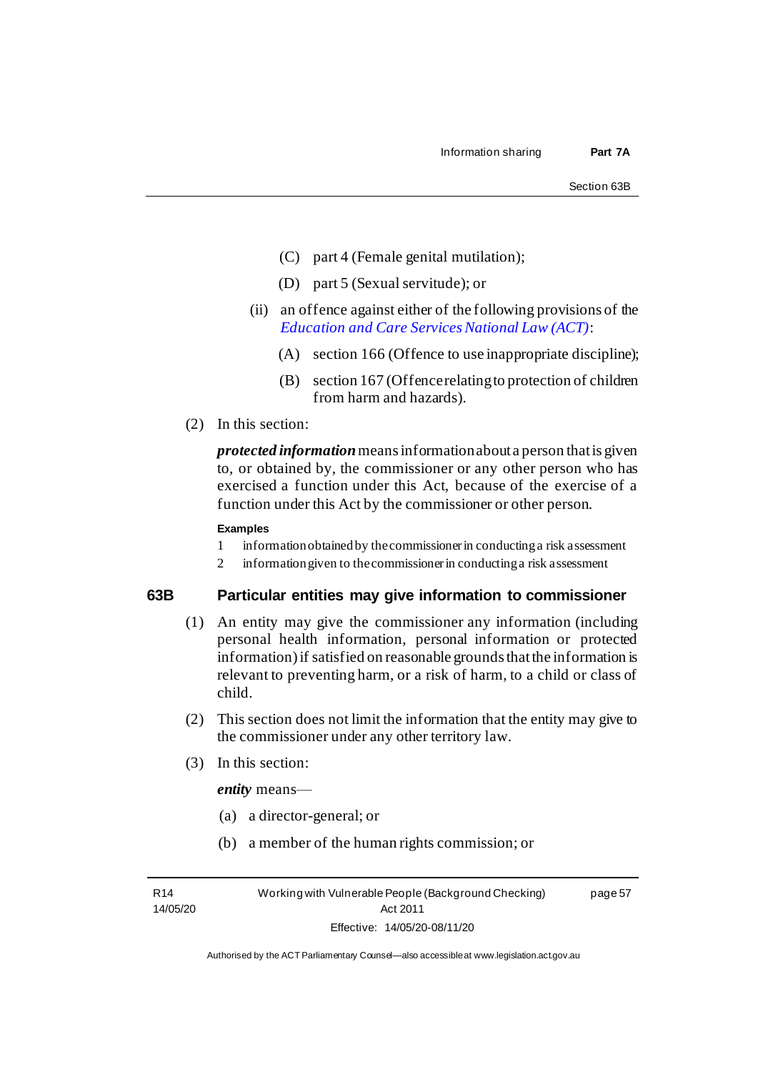(C) part 4 (Female genital mutilation);

(D) part 5 (Sexual servitude); or

(ii) an offence against either of the following provisions of the *Education and Care Services National Law (ACT)*:

(A) section 166 (Offence to use inappropriate discipline);

(B) section 167 (Offence relating to protection of children from harm and hazards).

(2) In this section:

***protected information*** means information about a person that is given to, or obtained by, the commissioner or any other person who has exercised a function under this Act, because of the exercise of a function under this Act by the commissioner or other person.

**Examples**

1 information obtained by the commissioner in conducting a risk assessment

2 information given to the commissioner in conducting a risk assessment

## 63B Particular entities may give information to commissioner

(1) An entity may give the commissioner any information (including personal health information, personal information or protected information) if satisfied on reasonable grounds that the information is relevant to preventing harm, or a risk of harm, to a child or class of child.

(2) This section does not limit the information that the entity may give to the commissioner under any other territory law.

(3) In this section:

***entity*** means—

(a) a director-general; or

(b) a member of the human rights commission; or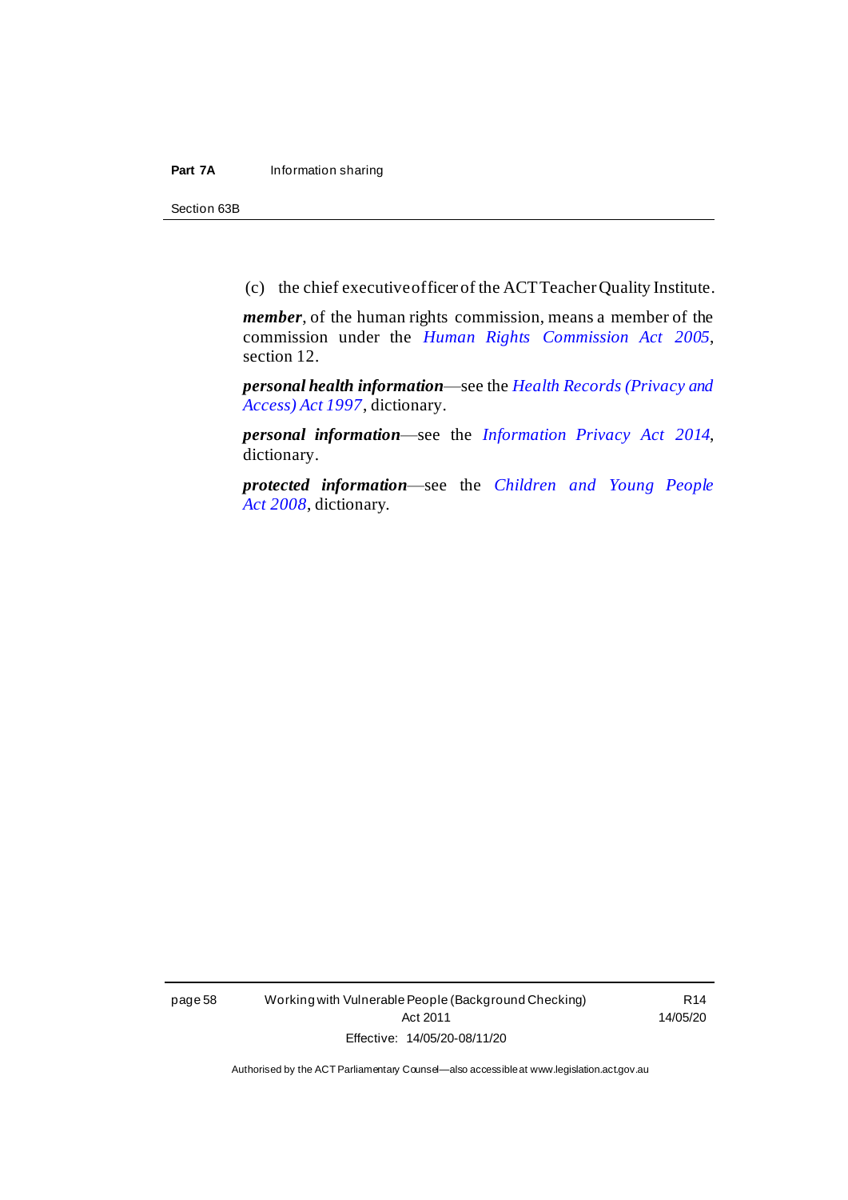(c) the chief executive officer of the ACT Teacher Quality Institute.

***member***, of the human rights commission, means a member of the commission under the *Human Rights Commission Act 2005*, section 12.

***personal health information***—see the *Health Records (Privacy and Access) Act 1997*, dictionary.

***personal information***—see the *Information Privacy Act 2014*, dictionary.

***protected information***—see the *Children and Young People Act 2008*, dictionary.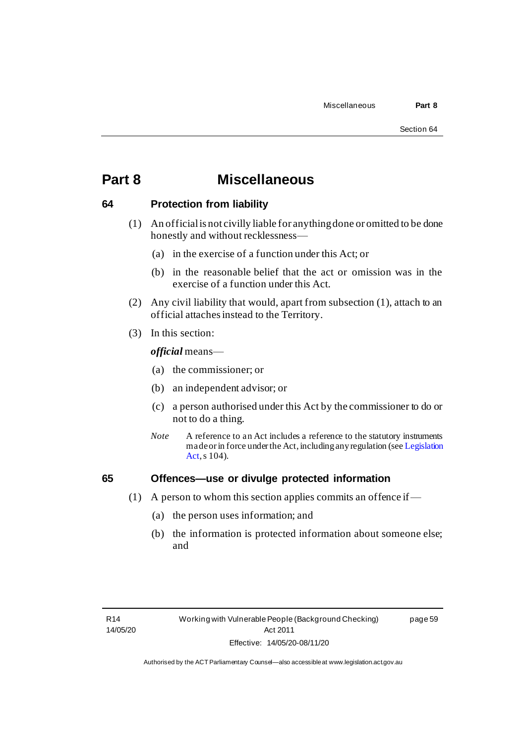# Part 8 Miscellaneous

## 64 Protection from liability

(1) An official is not civilly liable for anything done or omitted to be done honestly and without recklessness—

(a) in the exercise of a function under this Act; or

(b) in the reasonable belief that the act or omission was in the exercise of a function under this Act.

(2) Any civil liability that would, apart from subsection (1), attach to an official attaches instead to the Territory.

(3) In this section:

***official*** means—

(a) the commissioner; or

(b) an independent advisor; or

(c) a person authorised under this Act by the commissioner to do or not to do a thing.

*Note* A reference to an Act includes a reference to the statutory instruments made or in force under the Act, including any regulation (see Legislation Act, s 104).

## 65 Offences—use or divulge protected information

(1) A person to whom this section applies commits an offence if—

(a) the person uses information; and

(b) the information is protected information about someone else; and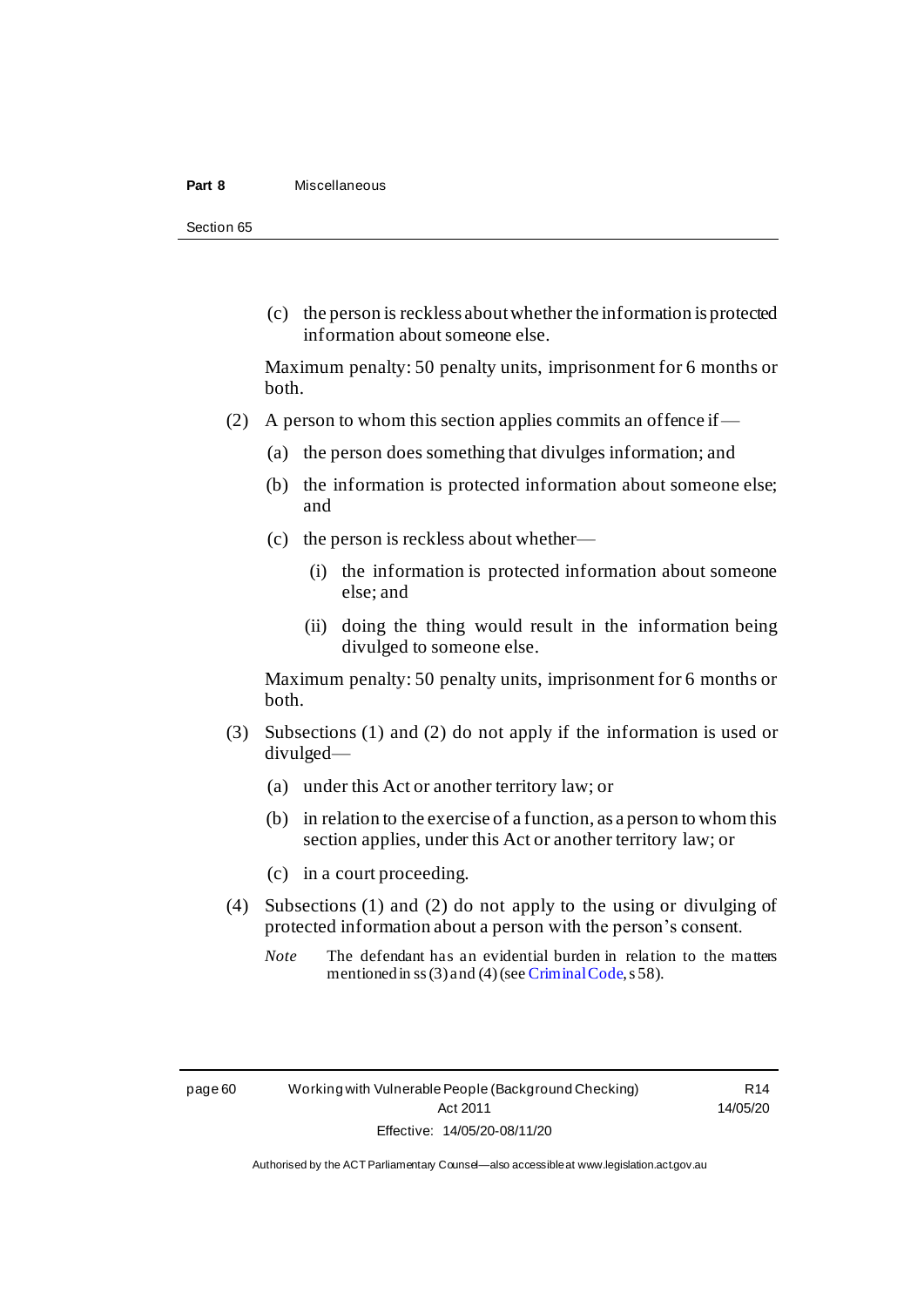(c) the person is reckless about whether the information is protected information about someone else.

Maximum penalty: 50 penalty units, imprisonment for 6 months or both.

(2) A person to whom this section applies commits an offence if—

(a) the person does something that divulges information; and

(b) the information is protected information about someone else; and

(c) the person is reckless about whether—

(i) the information is protected information about someone else; and

(ii) doing the thing would result in the information being divulged to someone else.

Maximum penalty: 50 penalty units, imprisonment for 6 months or both.

(3) Subsections (1) and (2) do not apply if the information is used or divulged—

(a) under this Act or another territory law; or

(b) in relation to the exercise of a function, as a person to whom this section applies, under this Act or another territory law; or

(c) in a court proceeding.

(4) Subsections (1) and (2) do not apply to the using or divulging of protected information about a person with the person's consent.

*Note* The defendant has an evidential burden in relation to the matters mentioned in ss (3) and (4) (see Criminal Code, s 58).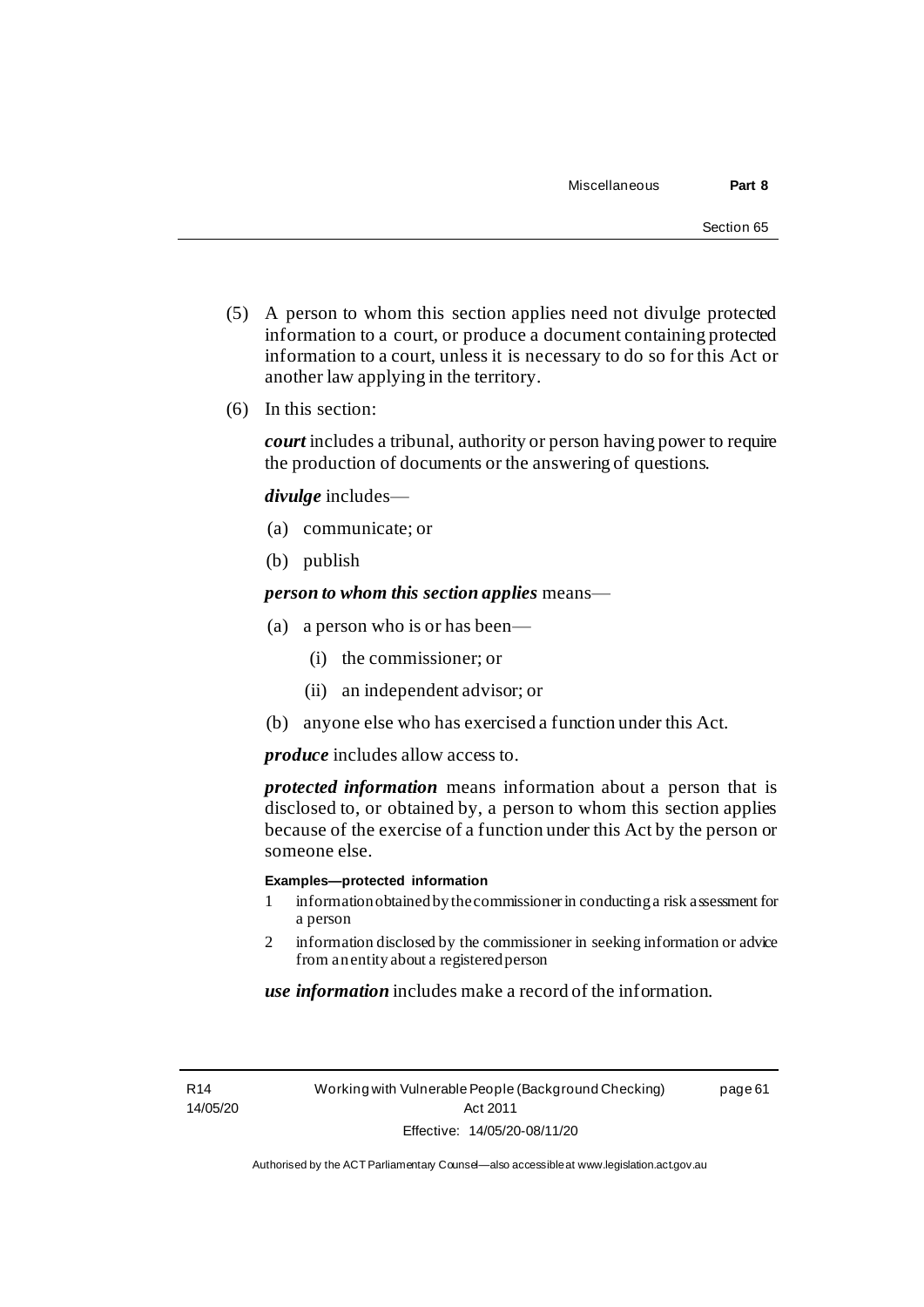(5) A person to whom this section applies need not divulge protected information to a court, or produce a document containing protected information to a court, unless it is necessary to do so for this Act or another law applying in the territory.

(6) In this section:

***court*** includes a tribunal, authority or person having power to require the production of documents or the answering of questions.

***divulge*** includes—

(a) communicate; or

(b) publish

***person to whom this section applies*** means—

(a) a person who is or has been—

(i) the commissioner; or

(ii) an independent advisor; or

(b) anyone else who has exercised a function under this Act.

***produce*** includes allow access to.

***protected information*** means information about a person that is disclosed to, or obtained by, a person to whom this section applies because of the exercise of a function under this Act by the person or someone else.

**Examples—protected information**

1 information obtained by the commissioner in conducting a risk assessment for a person

2 information disclosed by the commissioner in seeking information or advice from an entity about a registered person

***use information*** includes make a record of the information.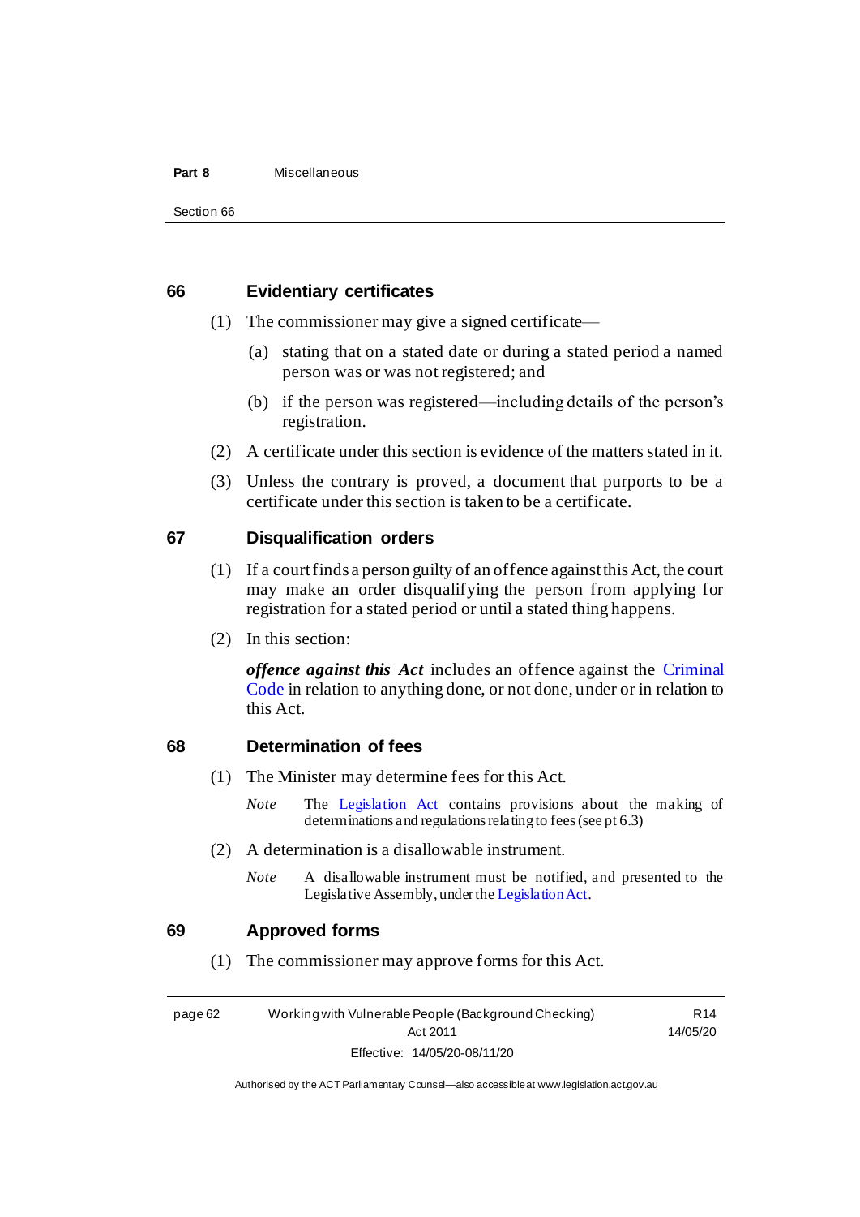## 66 Evidentiary certificates

(1) The commissioner may give a signed certificate—

(a) stating that on a stated date or during a stated period a named person was or was not registered; and

(b) if the person was registered—including details of the person's registration.

(2) A certificate under this section is evidence of the matters stated in it.

(3) Unless the contrary is proved, a document that purports to be a certificate under this section is taken to be a certificate.

## 67 Disqualification orders

(1) If a court finds a person guilty of an offence against this Act, the court may make an order disqualifying the person from applying for registration for a stated period or until a stated thing happens.

(2) In this section:

***offence against this Act*** includes an offence against the Criminal Code in relation to anything done, or not done, under or in relation to this Act.

## 68 Determination of fees

(1) The Minister may determine fees for this Act.

*Note* The Legislation Act contains provisions about the making of determinations and regulations relating to fees (see pt 6.3)

(2) A determination is a disallowable instrument.

*Note* A disallowable instrument must be notified, and presented to the Legislative Assembly, under the Legislation Act.

## 69 Approved forms

(1) The commissioner may approve forms for this Act.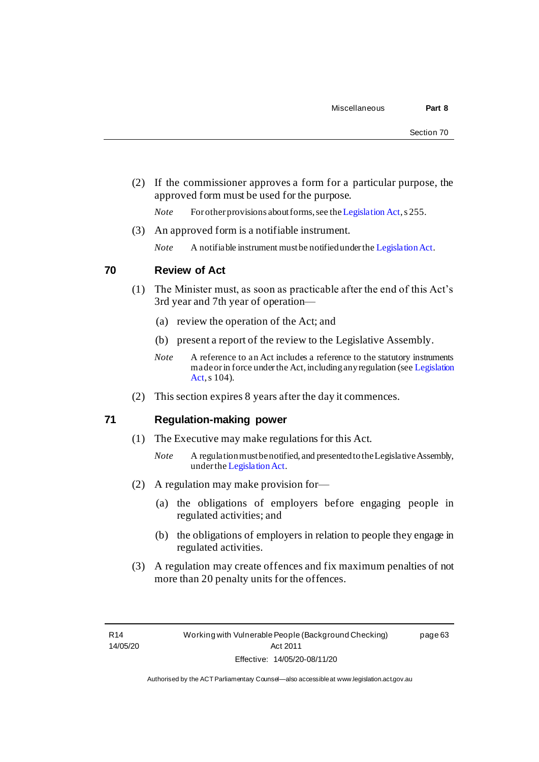(2) If the commissioner approves a form for a particular purpose, the approved form must be used for the purpose.

*Note* For other provisions about forms, see the Legislation Act, s 255.

(3) An approved form is a notifiable instrument.

*Note* A notifiable instrument must be notified under the Legislation Act.

## 70 Review of Act

(1) The Minister must, as soon as practicable after the end of this Act's 3rd year and 7th year of operation—

(a) review the operation of the Act; and

(b) present a report of the review to the Legislative Assembly.

*Note* A reference to an Act includes a reference to the statutory instruments made or in force under the Act, including any regulation (see Legislation Act, s 104).

(2) This section expires 8 years after the day it commences.

## 71 Regulation-making power

(1) The Executive may make regulations for this Act.

*Note* A regulation must be notified, and presented to the Legislative Assembly, under the Legislation Act.

(2) A regulation may make provision for—

(a) the obligations of employers before engaging people in regulated activities; and

(b) the obligations of employers in relation to people they engage in regulated activities.

(3) A regulation may create offences and fix maximum penalties of not more than 20 penalty units for the offences.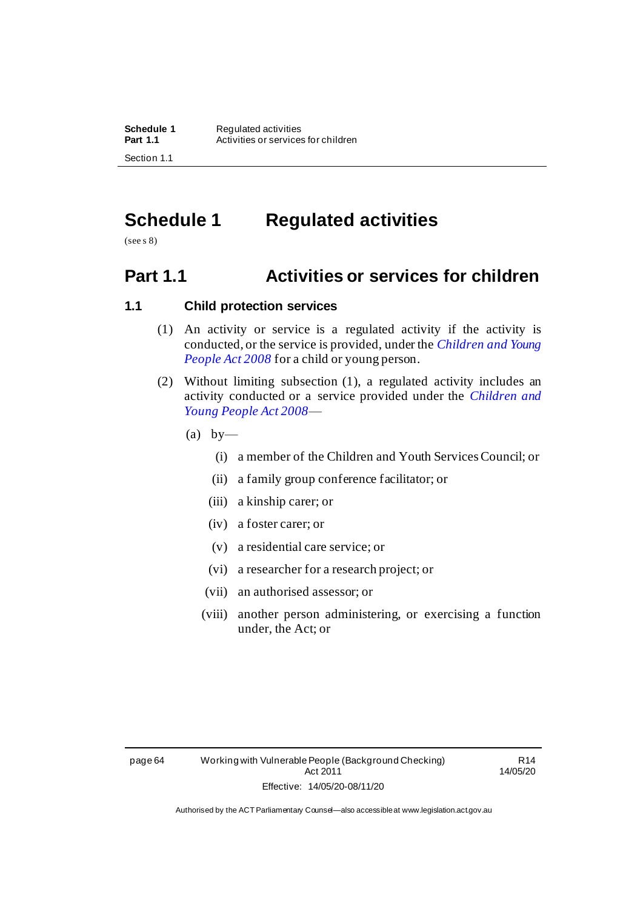# Schedule 1 Regulated activities

(see s 8)

## Part 1.1 Activities or services for children

### 1.1 Child protection services

(1) An activity or service is a regulated activity if the activity is conducted, or the service is provided, under the *Children and Young People Act 2008* for a child or young person.

(2) Without limiting subsection (1), a regulated activity includes an activity conducted or a service provided under the *Children and Young People Act 2008*—

(a) by—

(i) a member of the Children and Youth Services Council; or

(ii) a family group conference facilitator; or

(iii) a kinship carer; or

(iv) a foster carer; or

(v) a residential care service; or

(vi) a researcher for a research project; or

(vii) an authorised assessor; or

(viii) another person administering, or exercising a function under, the Act; or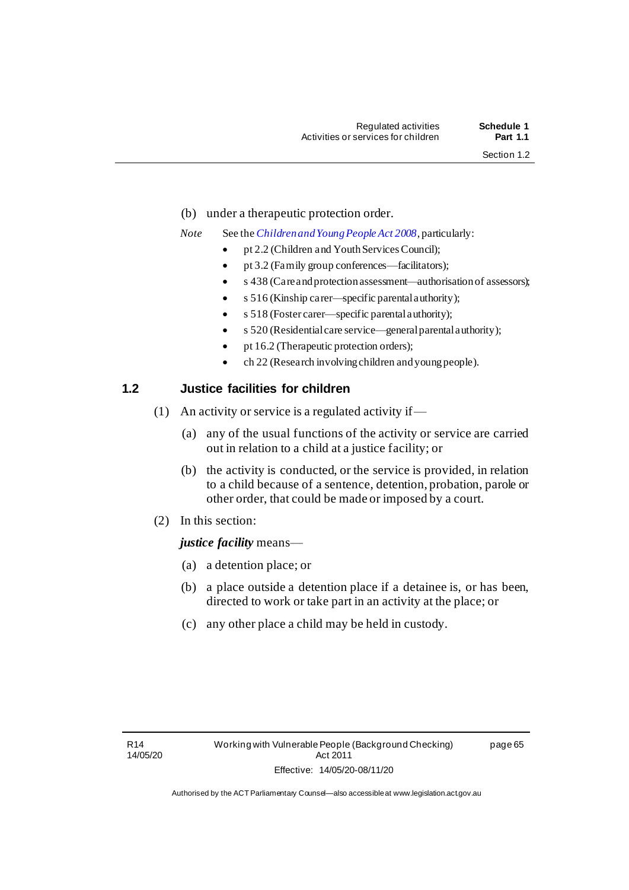(b) under a therapeutic protection order.

*Note* See the *Children and Young People Act 2008*, particularly:

- pt 2.2 (Children and Youth Services Council);
- pt 3.2 (Family group conferences—facilitators);
- s 438 (Care and protection assessment—authorisation of assessors);
- s 516 (Kinship carer—specific parental authority);
- s 518 (Foster carer—specific parental authority);
- s 520 (Residential care service—general parental authority);
- pt 16.2 (Therapeutic protection orders);
- ch 22 (Research involving children and young people).

## 1.2 Justice facilities for children

(1) An activity or service is a regulated activity if—

(a) any of the usual functions of the activity or service are carried out in relation to a child at a justice facility; or

(b) the activity is conducted, or the service is provided, in relation to a child because of a sentence, detention, probation, parole or other order, that could be made or imposed by a court.

(2) In this section:

***justice facility*** means—

(a) a detention place; or

(b) a place outside a detention place if a detainee is, or has been, directed to work or take part in an activity at the place; or

(c) any other place a child may be held in custody.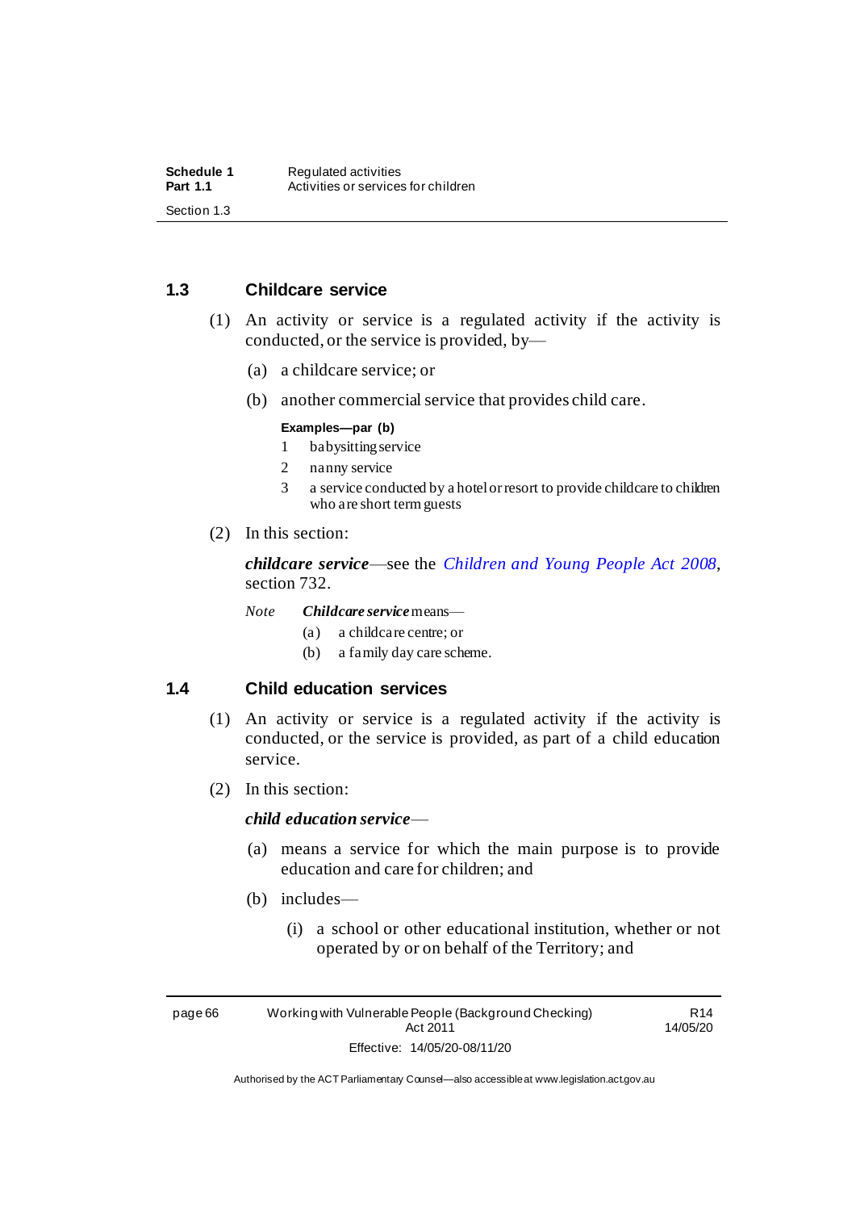### 1.3 Childcare service

(1) An activity or service is a regulated activity if the activity is conducted, or the service is provided, by—

(a) a childcare service; or

(b) another commercial service that provides child care.

**Examples—par (b)**

1 babysitting service

2 nanny service

3 a service conducted by a hotel or resort to provide childcare to children who are short term guests

(2) In this section:

***childcare service***—see the *Children and Young People Act 2008*, section 732.

*Note* ***Childcare service*** means—

(a) a childcare centre; or

(b) a family day care scheme.

### 1.4 Child education services

(1) An activity or service is a regulated activity if the activity is conducted, or the service is provided, as part of a child education service.

(2) In this section:

***child education service***—

(a) means a service for which the main purpose is to provide education and care for children; and

(b) includes—

(i) a school or other educational institution, whether or not operated by or on behalf of the Territory; and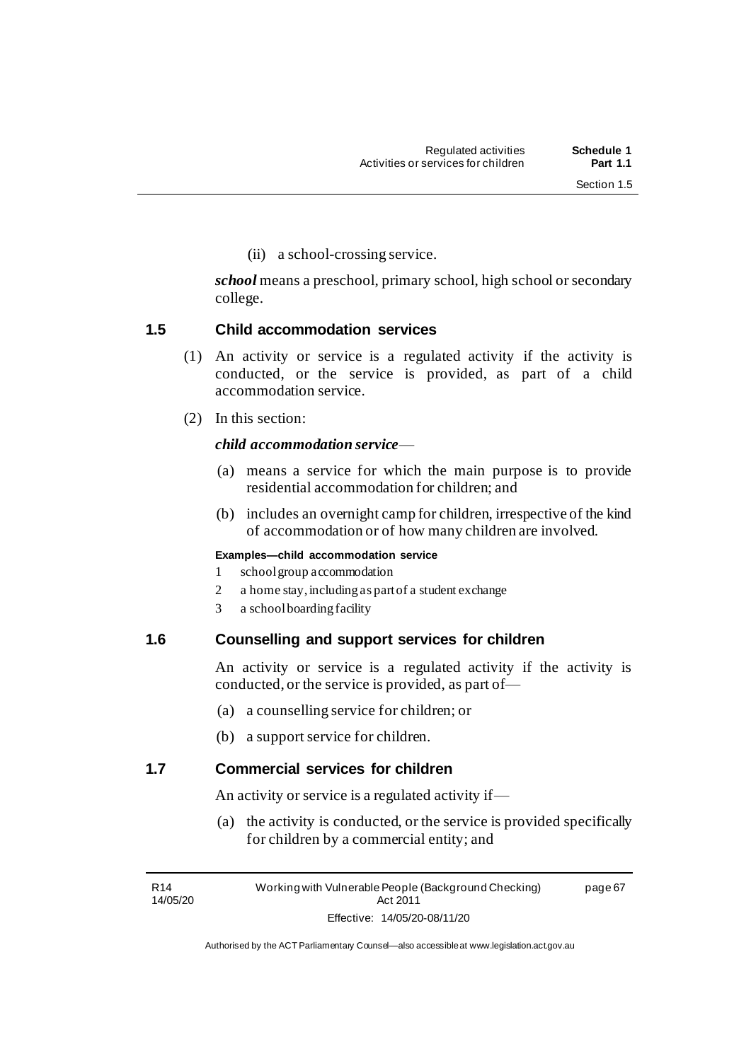(ii) a school-crossing service.

***school*** means a preschool, primary school, high school or secondary college.

### 1.5 Child accommodation services

(1) An activity or service is a regulated activity if the activity is conducted, or the service is provided, as part of a child accommodation service.

(2) In this section:

***child accommodation service***—

(a) means a service for which the main purpose is to provide residential accommodation for children; and

(b) includes an overnight camp for children, irrespective of the kind of accommodation or of how many children are involved.

**Examples—child accommodation service**

1 school group accommodation
2 a home stay, including as part of a student exchange
3 a school boarding facility

### 1.6 Counselling and support services for children

An activity or service is a regulated activity if the activity is conducted, or the service is provided, as part of—

(a) a counselling service for children; or

(b) a support service for children.

### 1.7 Commercial services for children

An activity or service is a regulated activity if—

(a) the activity is conducted, or the service is provided specifically for children by a commercial entity; and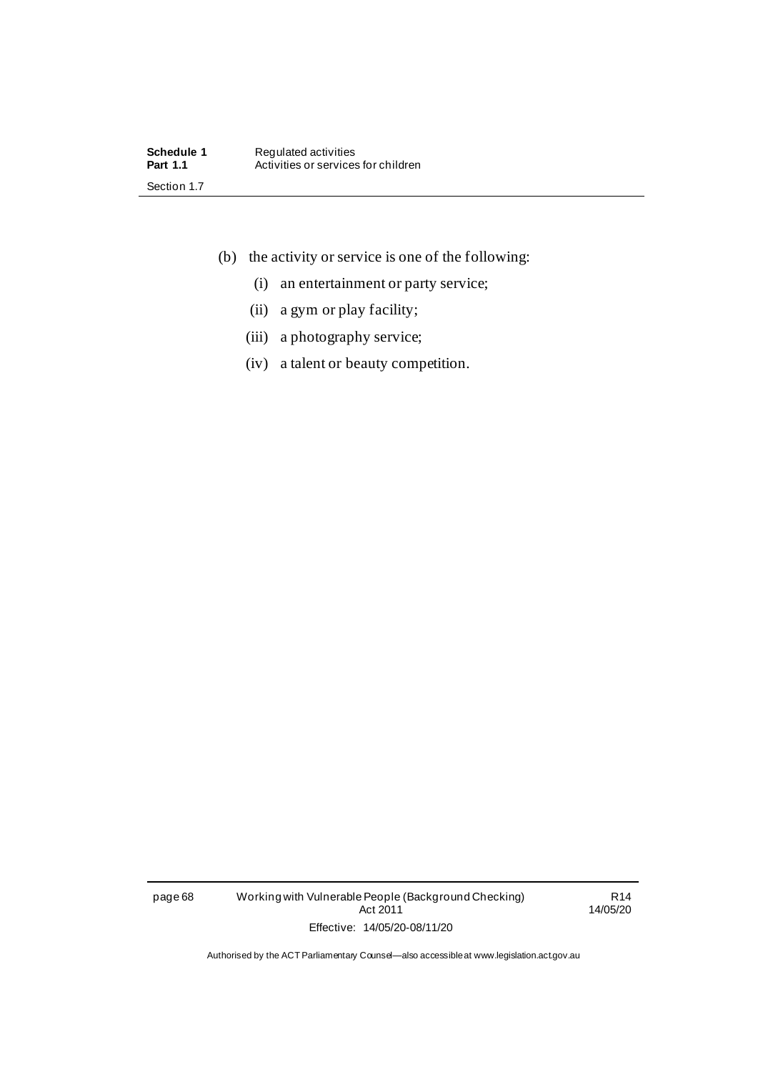(b) the activity or service is one of the following:

(i) an entertainment or party service;

(ii) a gym or play facility;

(iii) a photography service;

(iv) a talent or beauty competition.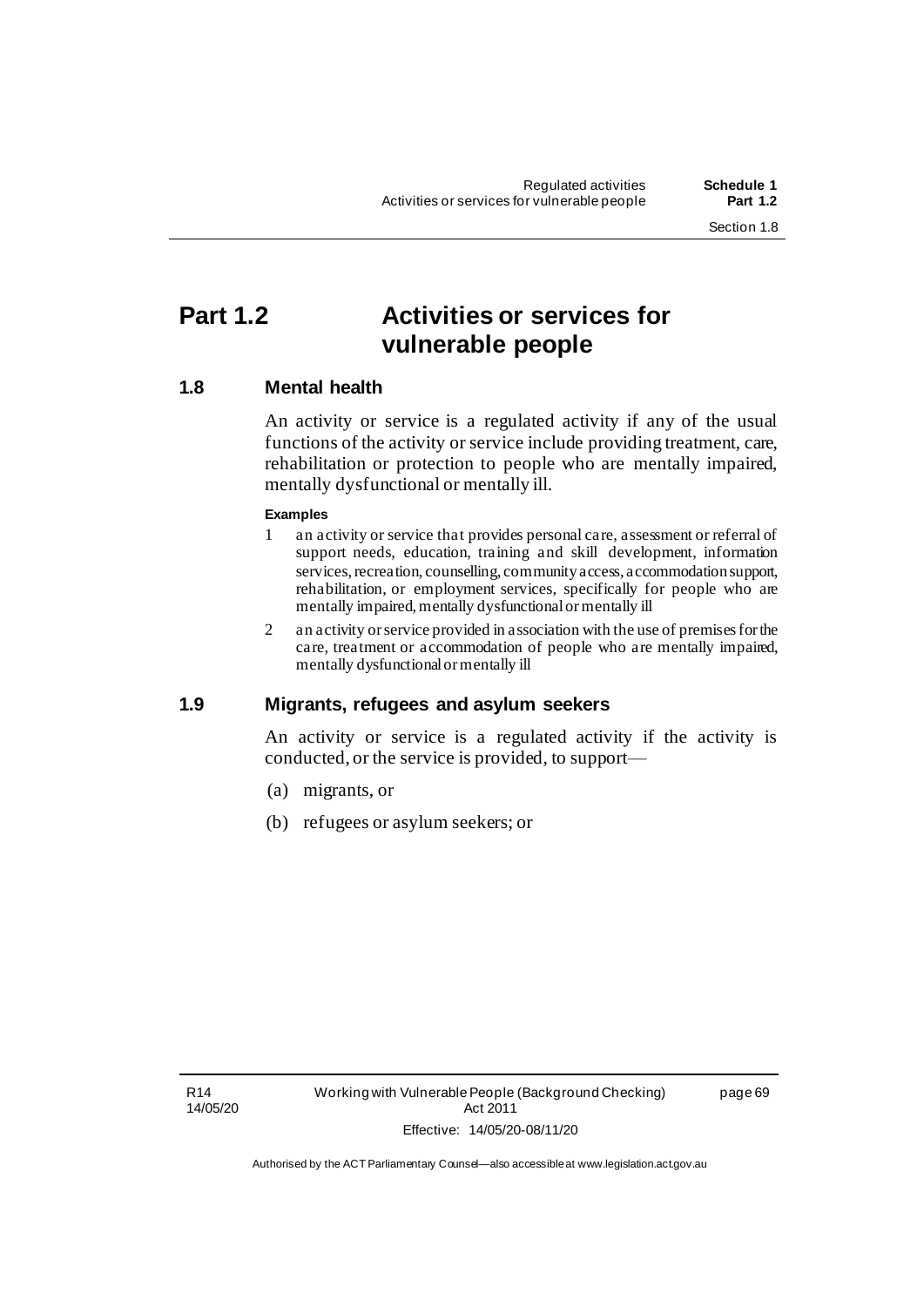## Part 1.2 Activities or services for vulnerable people

### 1.8 Mental health

An activity or service is a regulated activity if any of the usual functions of the activity or service include providing treatment, care, rehabilitation or protection to people who are mentally impaired, mentally dysfunctional or mentally ill.

**Examples**

1 an activity or service that provides personal care, assessment or referral of support needs, education, training and skill development, information services, recreation, counselling, community access, accommodation support, rehabilitation, or employment services, specifically for people who are mentally impaired, mentally dysfunctional or mentally ill

2 an activity or service provided in association with the use of premises for the care, treatment or accommodation of people who are mentally impaired, mentally dysfunctional or mentally ill

### 1.9 Migrants, refugees and asylum seekers

An activity or service is a regulated activity if the activity is conducted, or the service is provided, to support—

(a) migrants, or

(b) refugees or asylum seekers; or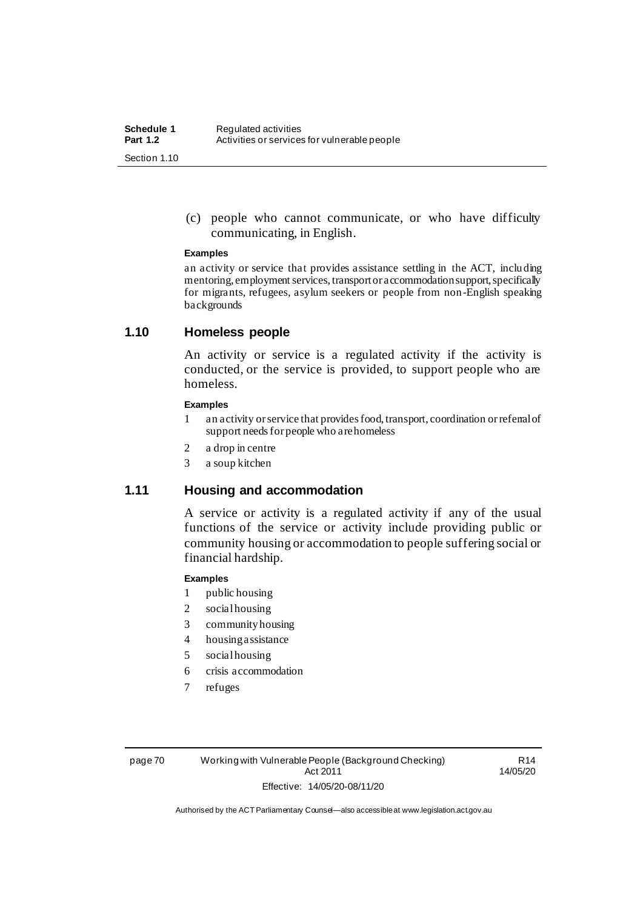(c) people who cannot communicate, or who have difficulty communicating, in English.

**Examples**

an activity or service that provides assistance settling in the ACT, including mentoring, employment services, transport or accommodation support, specifically for migrants, refugees, asylum seekers or people from non-English speaking backgrounds

## 1.10 Homeless people

An activity or service is a regulated activity if the activity is conducted, or the service is provided, to support people who are homeless.

**Examples**

1 an activity or service that provides food, transport, coordination or referral of support needs for people who are homeless
2 a drop in centre
3 a soup kitchen

## 1.11 Housing and accommodation

A service or activity is a regulated activity if any of the usual functions of the service or activity include providing public or community housing or accommodation to people suffering social or financial hardship.

**Examples**

1 public housing
2 social housing
3 community housing
4 housing assistance
5 social housing
6 crisis accommodation
7 refuges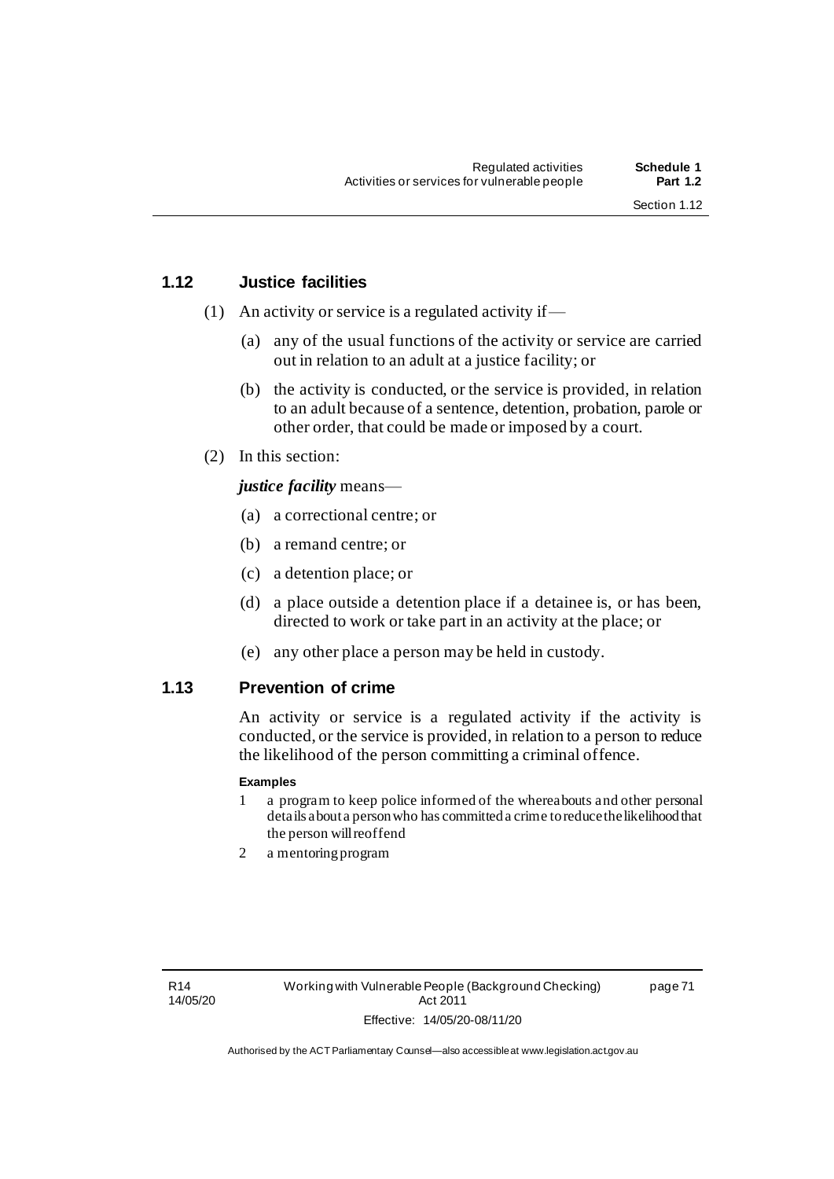### 1.12 Justice facilities

(1) An activity or service is a regulated activity if—

(a) any of the usual functions of the activity or service are carried out in relation to an adult at a justice facility; or

(b) the activity is conducted, or the service is provided, in relation to an adult because of a sentence, detention, probation, parole or other order, that could be made or imposed by a court.

(2) In this section:

***justice facility*** means—

(a) a correctional centre; or

(b) a remand centre; or

(c) a detention place; or

(d) a place outside a detention place if a detainee is, or has been, directed to work or take part in an activity at the place; or

(e) any other place a person may be held in custody.

### 1.13 Prevention of crime

An activity or service is a regulated activity if the activity is conducted, or the service is provided, in relation to a person to reduce the likelihood of the person committing a criminal offence.

**Examples**

1 a program to keep police informed of the whereabouts and other personal details about a person who has committed a crime to reduce the likelihood that the person will reoffend

2 a mentoring program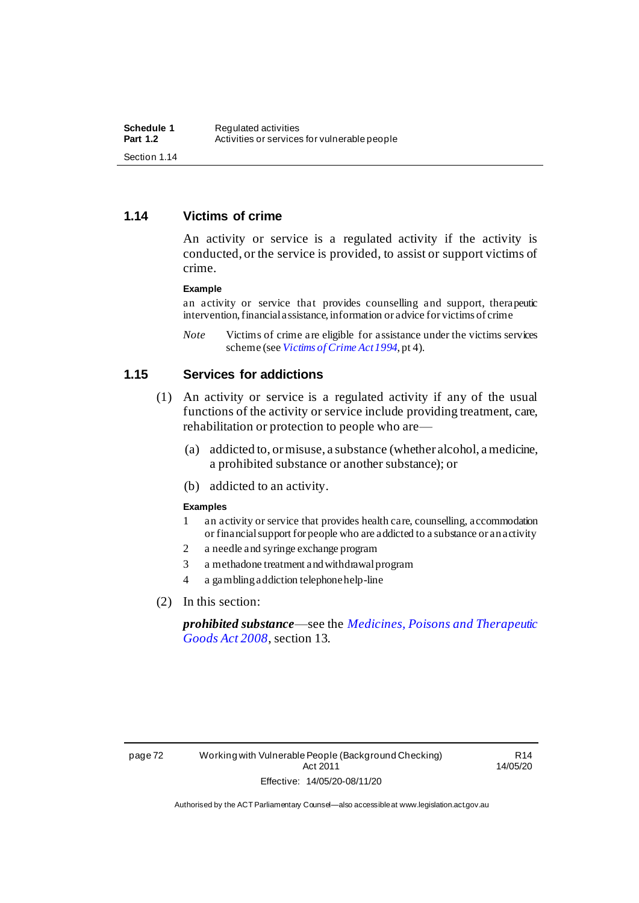### 1.14 Victims of crime

An activity or service is a regulated activity if the activity is conducted, or the service is provided, to assist or support victims of crime.

**Example**

an activity or service that provides counselling and support, therapeutic intervention, financial assistance, information or advice for victims of crime

*Note* Victims of crime are eligible for assistance under the victims services scheme (see *Victims of Crime Act 1994*, pt 4).

### 1.15 Services for addictions

(1) An activity or service is a regulated activity if any of the usual functions of the activity or service include providing treatment, care, rehabilitation or protection to people who are—

(a) addicted to, or misuse, a substance (whether alcohol, a medicine, a prohibited substance or another substance); or

(b) addicted to an activity.

**Examples**

1 an activity or service that provides health care, counselling, accommodation or financial support for people who are addicted to a substance or an activity

2 a needle and syringe exchange program

3 a methadone treatment and withdrawal program

4 a gambling addiction telephone help-line

(2) In this section:

***prohibited substance***—see the *Medicines, Poisons and Therapeutic Goods Act 2008*, section 13.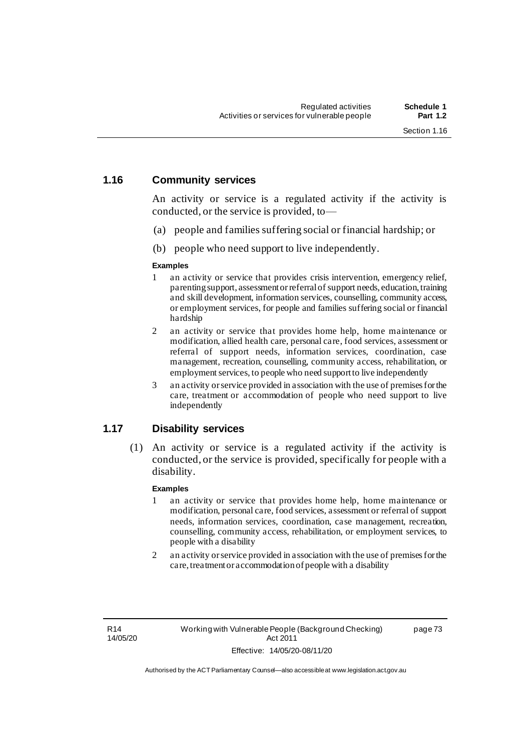## 1.16 Community services

An activity or service is a regulated activity if the activity is conducted, or the service is provided, to—

(a) people and families suffering social or financial hardship; or

(b) people who need support to live independently.

**Examples**

1 an activity or service that provides crisis intervention, emergency relief, parenting support, assessment or referral of support needs, education, training and skill development, information services, counselling, community access, or employment services, for people and families suffering social or financial hardship

2 an activity or service that provides home help, home maintenance or modification, allied health care, personal care, food services, assessment or referral of support needs, information services, coordination, case management, recreation, counselling, community access, rehabilitation, or employment services, to people who need support to live independently

3 an activity or service provided in association with the use of premises for the care, treatment or accommodation of people who need support to live independently

## 1.17 Disability services

(1) An activity or service is a regulated activity if the activity is conducted, or the service is provided, specifically for people with a disability.

**Examples**

1 an activity or service that provides home help, home maintenance or modification, personal care, food services, assessment or referral of support needs, information services, coordination, case management, recreation, counselling, community access, rehabilitation, or employment services, to people with a disability

2 an activity or service provided in association with the use of premises for the care, treatment or accommodation of people with a disability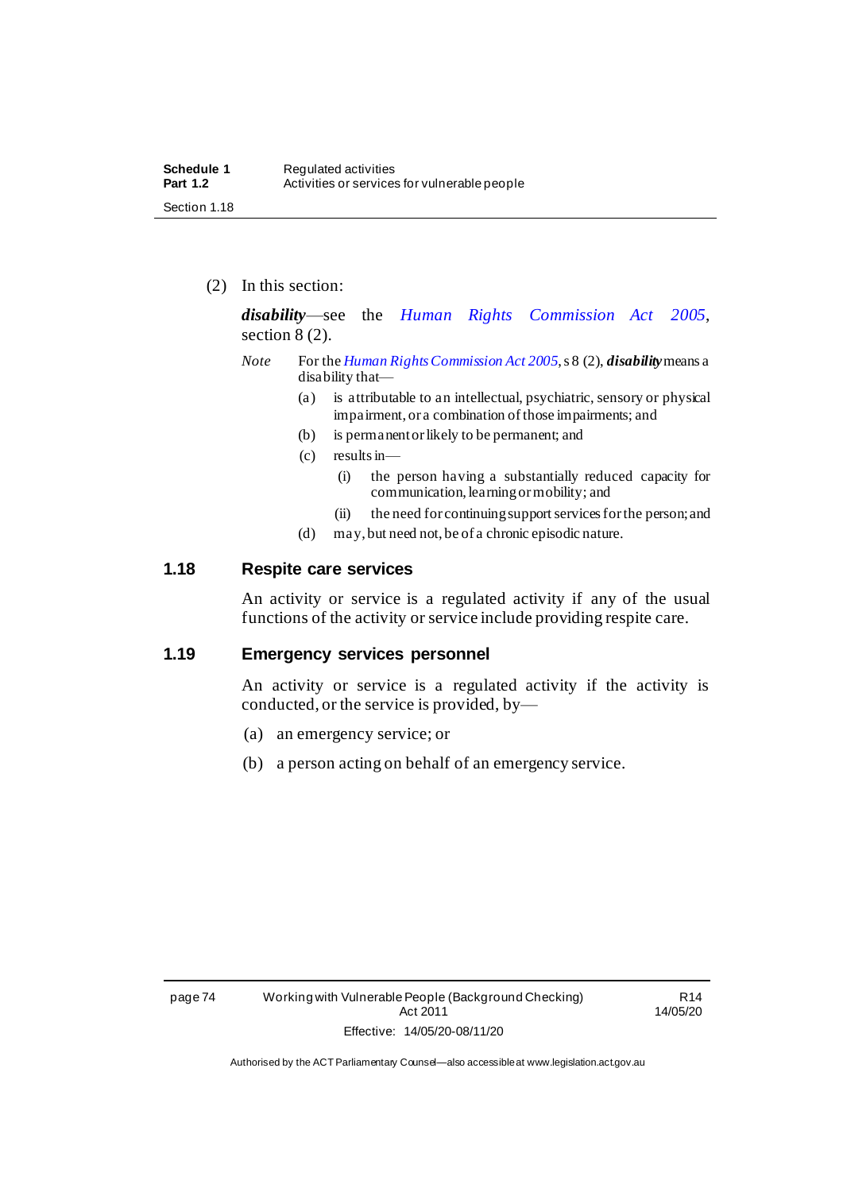(2) In this section:

***disability***—see the *Human Rights Commission Act 2005*, section 8 (2).

*Note* For the *Human Rights Commission Act 2005*, s 8 (2), ***disability*** means a disability that—

(a) is attributable to an intellectual, psychiatric, sensory or physical impairment, or a combination of those impairments; and

(b) is permanent or likely to be permanent; and

(c) results in—

(i) the person having a substantially reduced capacity for communication, learning or mobility; and

(ii) the need for continuing support services for the person; and

(d) may, but need not, be of a chronic episodic nature.

### 1.18 Respite care services

An activity or service is a regulated activity if any of the usual functions of the activity or service include providing respite care.

### 1.19 Emergency services personnel

An activity or service is a regulated activity if the activity is conducted, or the service is provided, by—

(a) an emergency service; or

(b) a person acting on behalf of an emergency service.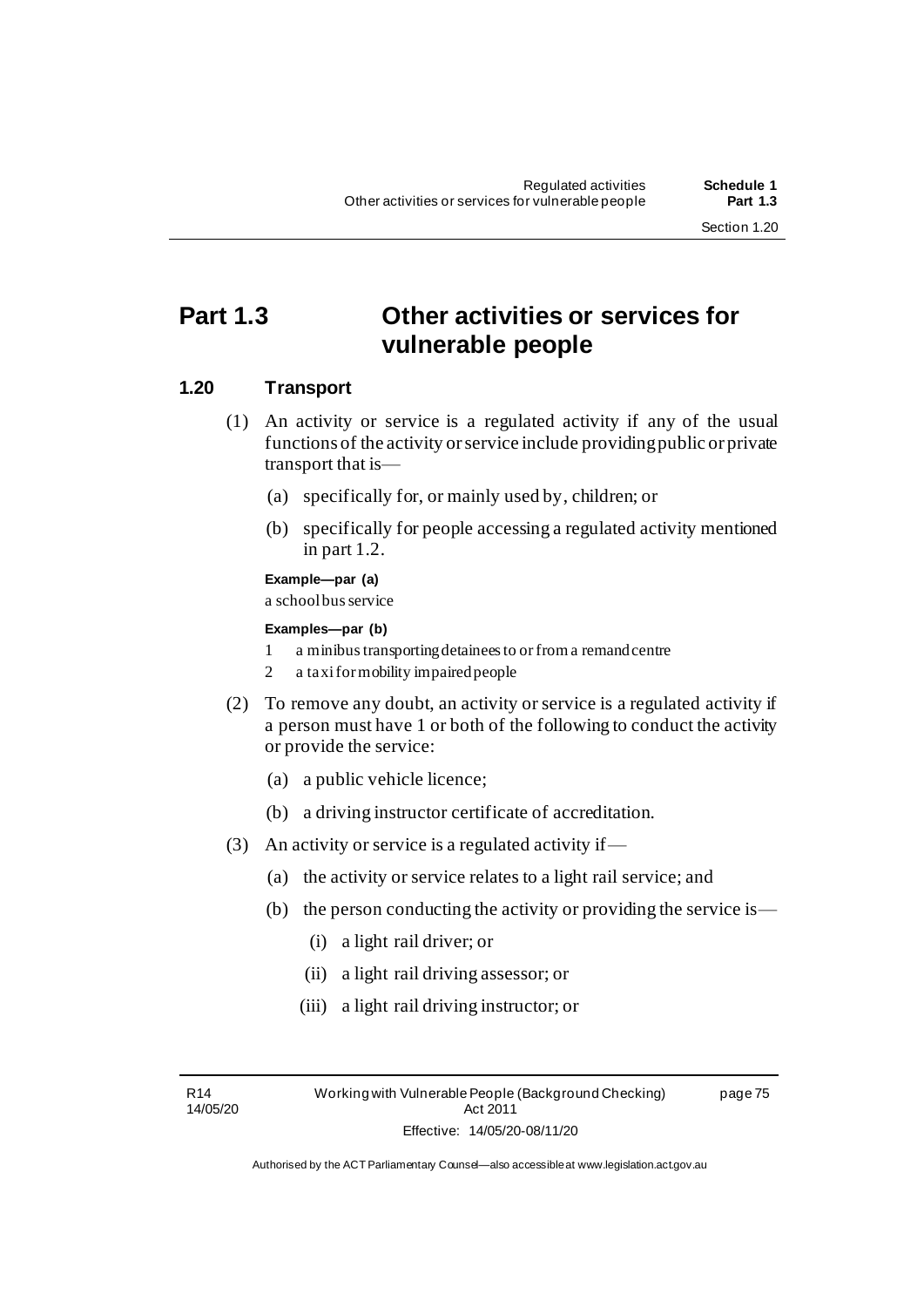## Part 1.3 Other activities or services for vulnerable people

### 1.20 Transport

(1) An activity or service is a regulated activity if any of the usual functions of the activity or service include providing public or private transport that is—

(a) specifically for, or mainly used by, children; or

(b) specifically for people accessing a regulated activity mentioned in part 1.2.

**Example—par (a)**

a school bus service

**Examples—par (b)**

1 a minibus transporting detainees to or from a remand centre

2 a taxi for mobility impaired people

(2) To remove any doubt, an activity or service is a regulated activity if a person must have 1 or both of the following to conduct the activity or provide the service:

(a) a public vehicle licence;

(b) a driving instructor certificate of accreditation.

(3) An activity or service is a regulated activity if—

(a) the activity or service relates to a light rail service; and

(b) the person conducting the activity or providing the service is—

(i) a light rail driver; or

(ii) a light rail driving assessor; or

(iii) a light rail driving instructor; or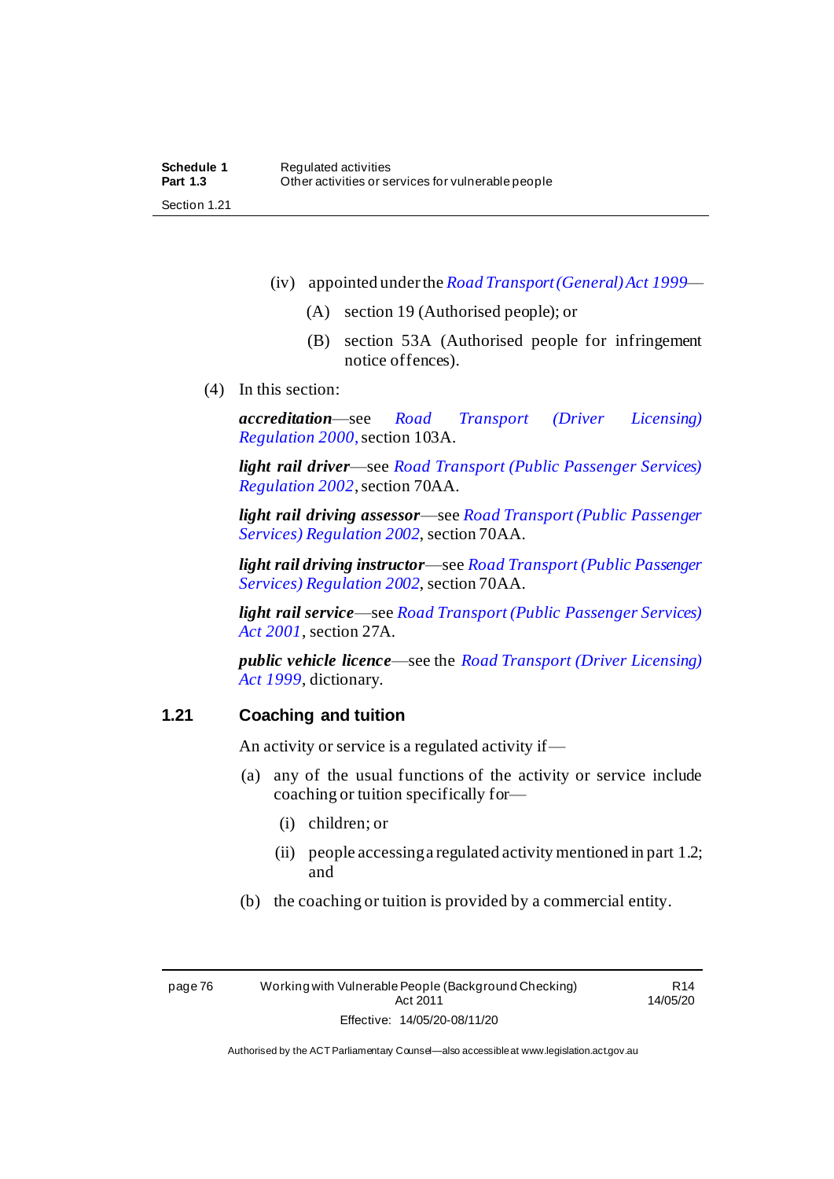(iv) appointed under the *Road Transport (General) Act 1999*—

(A) section 19 (Authorised people); or

(B) section 53A (Authorised people for infringement notice offences).

(4) In this section:

***accreditation***—see *Road Transport (Driver Licensing) Regulation 2000*, section 103A.

***light rail driver***—see *Road Transport (Public Passenger Services) Regulation 2002*, section 70AA.

***light rail driving assessor***—see *Road Transport (Public Passenger Services) Regulation 2002*, section 70AA.

***light rail driving instructor***—see *Road Transport (Public Passenger Services) Regulation 2002*, section 70AA.

***light rail service***—see *Road Transport (Public Passenger Services) Act 2001*, section 27A.

***public vehicle licence***—see the *Road Transport (Driver Licensing) Act 1999*, dictionary.

### 1.21 Coaching and tuition

An activity or service is a regulated activity if—

(a) any of the usual functions of the activity or service include coaching or tuition specifically for—

(i) children; or

(ii) people accessing a regulated activity mentioned in part 1.2; and

(b) the coaching or tuition is provided by a commercial entity.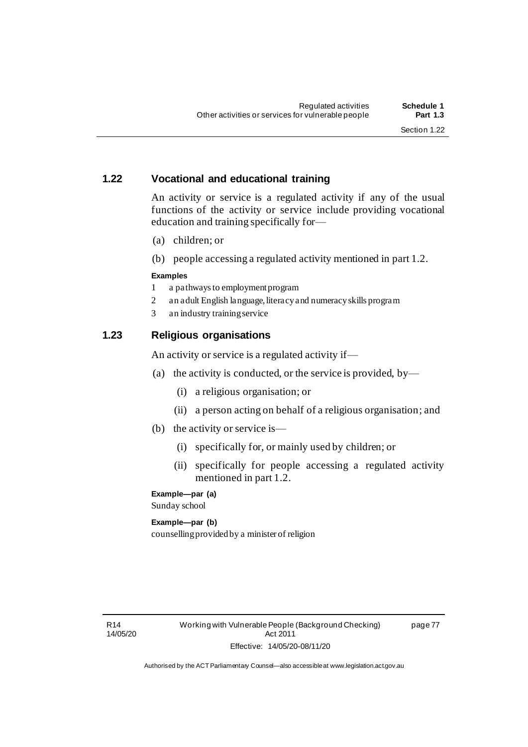### 1.22 Vocational and educational training

An activity or service is a regulated activity if any of the usual functions of the activity or service include providing vocational education and training specifically for—

(a) children; or

(b) people accessing a regulated activity mentioned in part 1.2.

**Examples**

1 a pathways to employment program
2 an adult English language, literacy and numeracy skills program
3 an industry training service

### 1.23 Religious organisations

An activity or service is a regulated activity if—

(a) the activity is conducted, or the service is provided, by—

(i) a religious organisation; or

(ii) a person acting on behalf of a religious organisation; and

(b) the activity or service is—

(i) specifically for, or mainly used by children; or

(ii) specifically for people accessing a regulated activity mentioned in part 1.2.

**Example—par (a)**
Sunday school

**Example—par (b)**
counselling provided by a minister of religion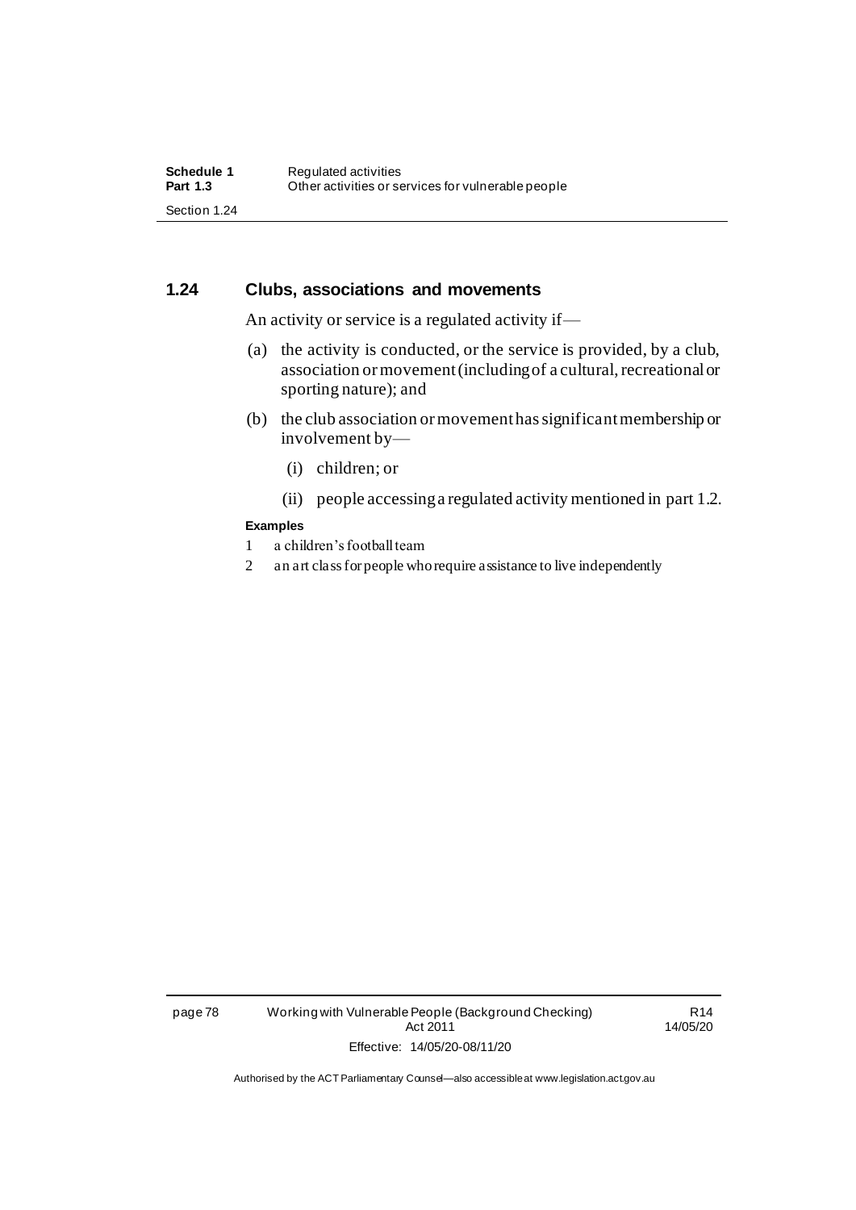### 1.24 Clubs, associations and movements

An activity or service is a regulated activity if—

(a) the activity is conducted, or the service is provided, by a club, association or movement (including of a cultural, recreational or sporting nature); and

(b) the club association or movement has significant membership or involvement by—

  (i) children; or

  (ii) people accessing a regulated activity mentioned in part 1.2.

**Examples**

1 a children's football team

2 an art class for people who require assistance to live independently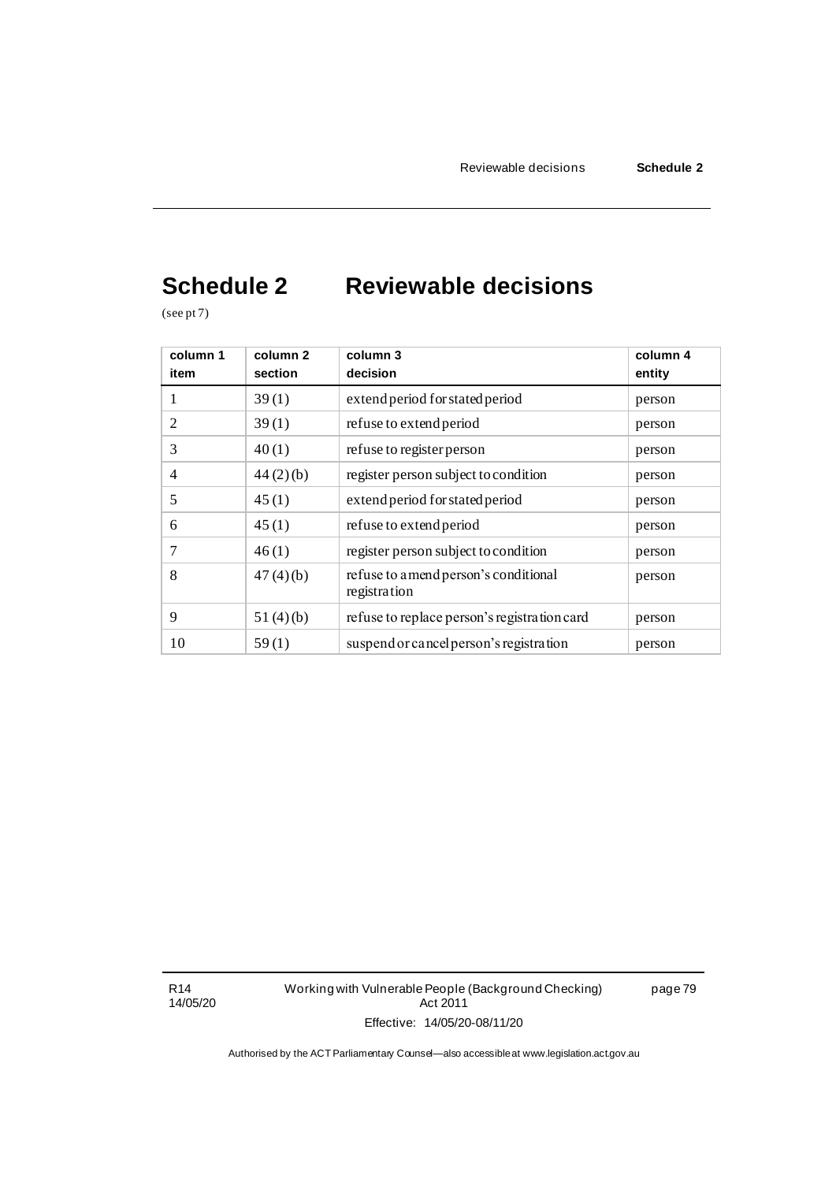# Schedule 2 Reviewable decisions

(see pt 7)

| column 1<br>item | column 2<br>section | column 3<br>decision | column 4<br>entity |
|---|---|---|---|
| 1 | 39 (1) | extend period for stated period | person |
| 2 | 39 (1) | refuse to extend period | person |
| 3 | 40 (1) | refuse to register person | person |
| 4 | 44 (2) (b) | register person subject to condition | person |
| 5 | 45 (1) | extend period for stated period | person |
| 6 | 45 (1) | refuse to extend period | person |
| 7 | 46 (1) | register person subject to condition | person |
| 8 | 47 (4) (b) | refuse to amend person's conditional registration | person |
| 9 | 51 (4) (b) | refuse to replace person's registration card | person |
| 10 | 59 (1) | suspend or cancel person's registration | person |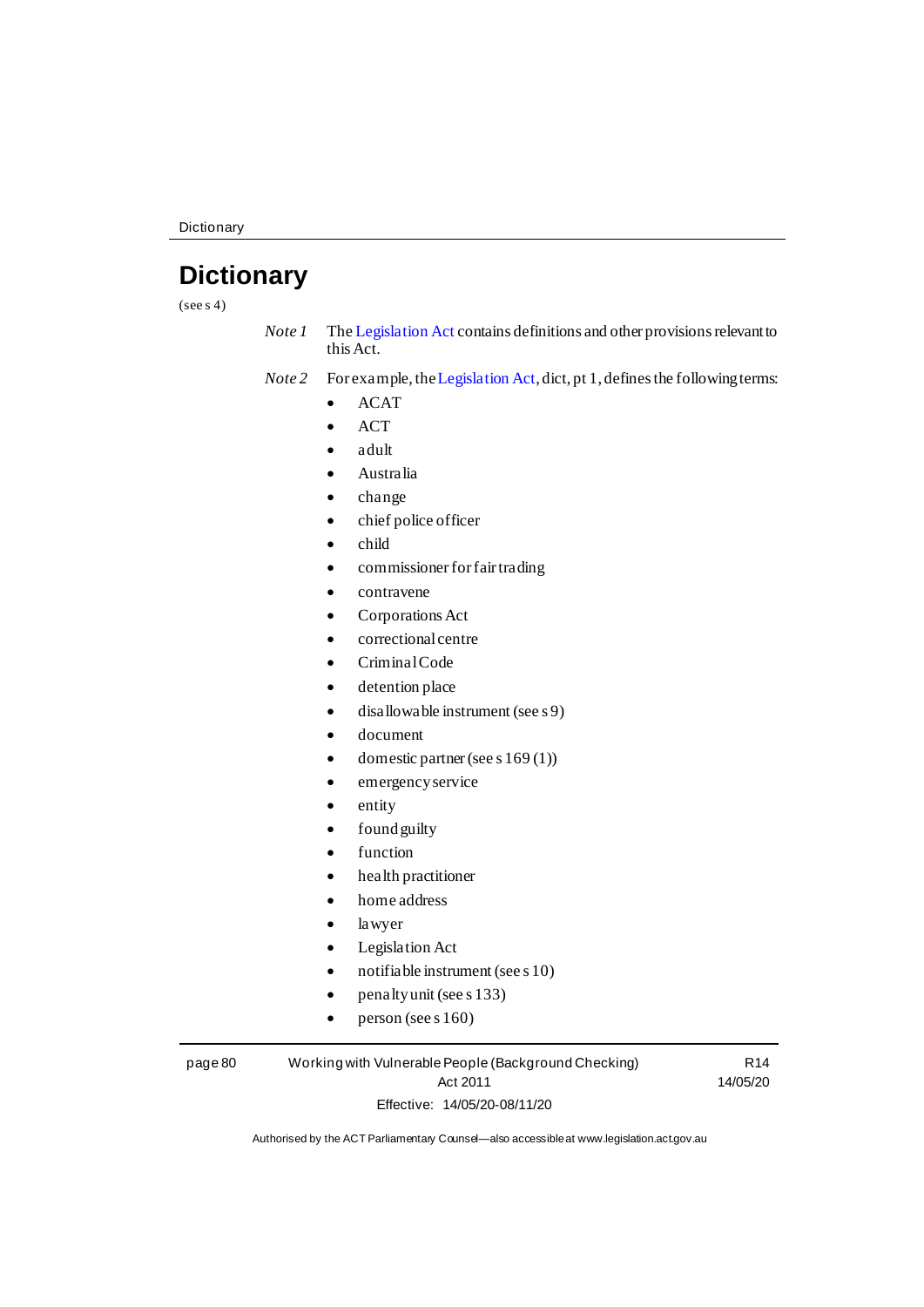# Dictionary

(see s 4)

*Note 1* The Legislation Act contains definitions and other provisions relevant to this Act.

*Note 2* For example, the Legislation Act, dict, pt 1, defines the following terms:

- ACAT
- ACT
- adult
- Australia
- change
- chief police officer
- child
- commissioner for fair trading
- contravene
- Corporations Act
- correctional centre
- Criminal Code
- detention place
- disallowable instrument (see s 9)
- document
- domestic partner (see s 169 (1))
- emergency service
- entity
- found guilty
- function
- health practitioner
- home address
- lawyer
- Legislation Act
- notifiable instrument (see s 10)
- penalty unit (see s 133)
- person (see s 160)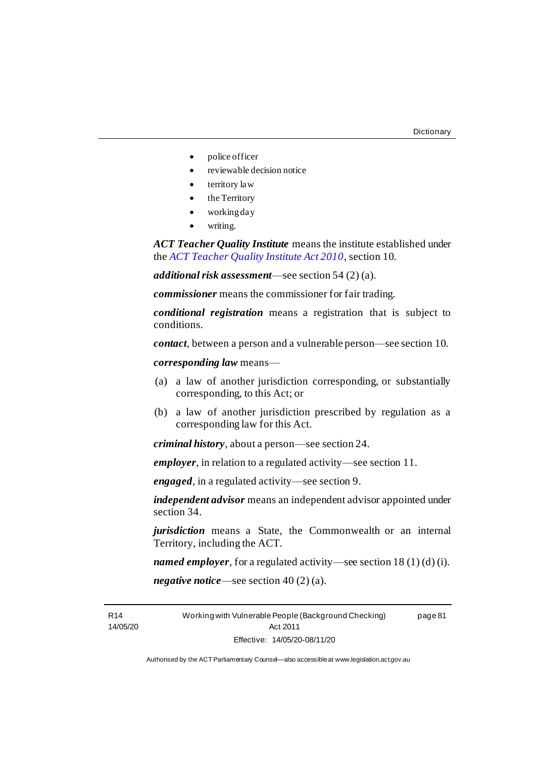- police officer
- reviewable decision notice
- territory law
- the Territory
- working day
- writing.

***ACT Teacher Quality Institute*** means the institute established under the *ACT Teacher Quality Institute Act 2010*, section 10.

***additional risk assessment***—see section 54 (2) (a).

***commissioner*** means the commissioner for fair trading.

***conditional registration*** means a registration that is subject to conditions.

***contact***, between a person and a vulnerable person—see section 10.

***corresponding law*** means—

(a) a law of another jurisdiction corresponding, or substantially corresponding, to this Act; or

(b) a law of another jurisdiction prescribed by regulation as a corresponding law for this Act.

***criminal history***, about a person—see section 24.

***employer***, in relation to a regulated activity—see section 11.

***engaged***, in a regulated activity—see section 9.

***independent advisor*** means an independent advisor appointed under section 34.

***jurisdiction*** means a State, the Commonwealth or an internal Territory, including the ACT.

***named employer***, for a regulated activity—see section 18 (1) (d) (i).

***negative notice***—see section 40 (2) (a).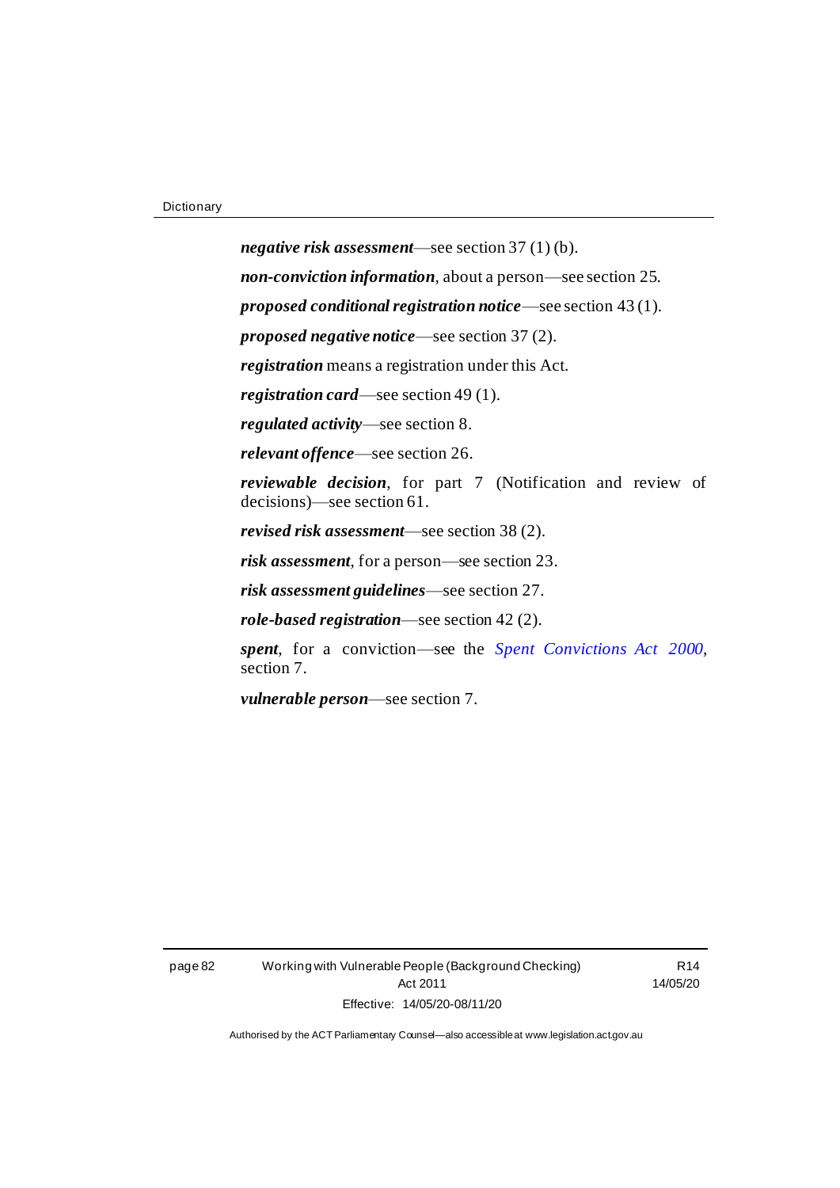***negative risk assessment***—see section 37 (1) (b).

***non-conviction information***, about a person—see section 25.

***proposed conditional registration notice***—see section 43 (1).

***proposed negative notice***—see section 37 (2).

***registration*** means a registration under this Act.

***registration card***—see section 49 (1).

***regulated activity***—see section 8.

***relevant offence***—see section 26.

***reviewable decision***, for part 7 (Notification and review of decisions)—see section 61.

***revised risk assessment***—see section 38 (2).

***risk assessment***, for a person—see section 23.

***risk assessment guidelines***—see section 27.

***role-based registration***—see section 42 (2).

***spent***, for a conviction—see the *Spent Convictions Act 2000*, section 7.

***vulnerable person***—see section 7.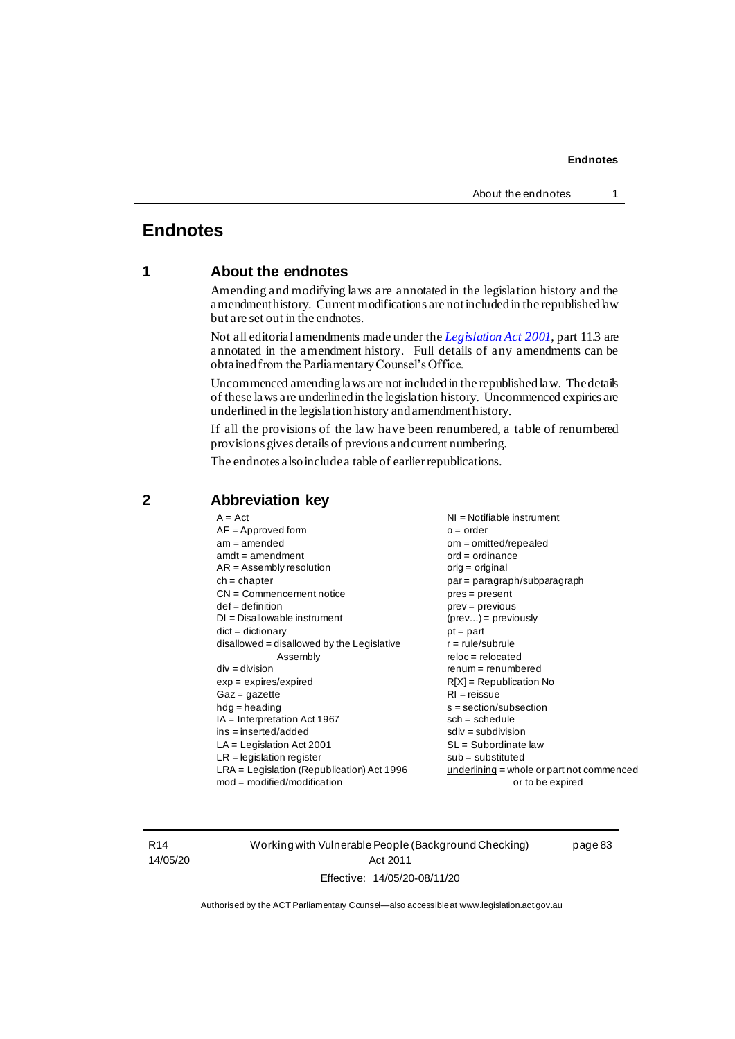# Endnotes

## 1 About the endnotes

Amending and modifying laws are annotated in the legislation history and the amendment history. Current modifications are not included in the republished law but are set out in the endnotes.

Not all editorial amendments made under the *Legislation Act 2001*, part 11.3 are annotated in the amendment history. Full details of any amendments can be obtained from the Parliamentary Counsel's Office.

Uncommenced amending laws are not included in the republished law. The details of these laws are underlined in the legislation history. Uncommenced expiries are underlined in the legislation history and amendment history.

If all the provisions of the law have been renumbered, a table of renumbered provisions gives details of previous and current numbering.

The endnotes also include a table of earlier republications.

## 2 Abbreviation key

A = Act
AF = Approved form
am = amended
amdt = amendment
AR = Assembly resolution
ch = chapter
CN = Commencement notice
def = definition
DI = Disallowable instrument
dict = dictionary
disallowed = disallowed by the Legislative Assembly
div = division
exp = expires/expired
Gaz = gazette
hdg = heading
IA = Interpretation Act 1967
ins = inserted/added
LA = Legislation Act 2001
LR = legislation register
LRA = Legislation (Republication) Act 1996
mod = modified/modification
NI = Notifiable instrument
o = order
om = omitted/repealed
ord = ordinance
orig = original
par = paragraph/subparagraph
pres = present
prev = previous
(prev...) = previously
pt = part
r = rule/subrule
reloc = relocated
renum = renumbered
R[X] = Republication No
RI = reissue
s = section/subsection
sch = schedule
sdiv = subdivision
SL = Subordinate law
sub = substituted
<u>underlining</u> = whole or part not commenced or to be expired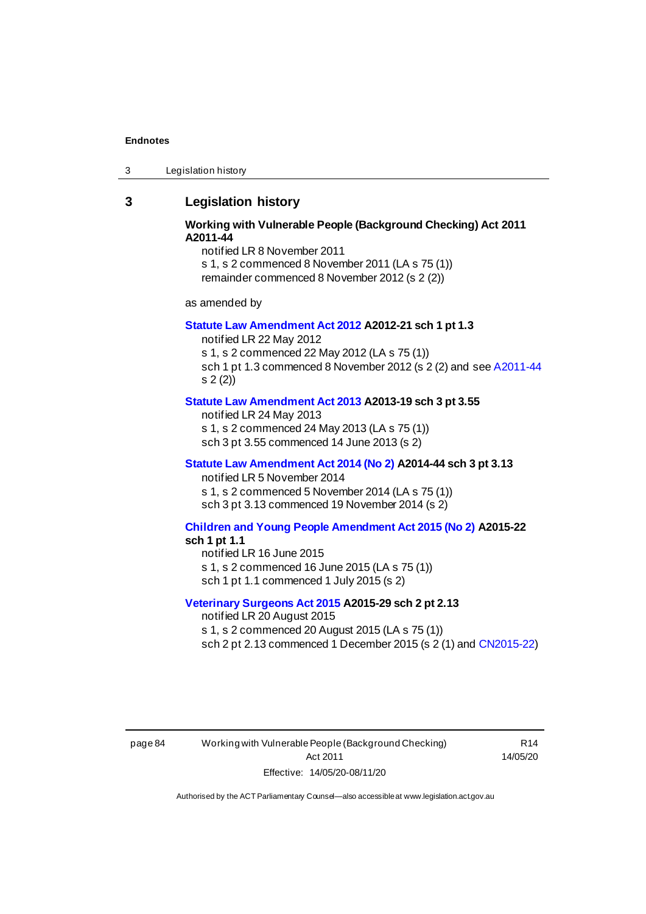## 3 Legislation history

**Working with Vulnerable People (Background Checking) Act 2011 A2011-44**

notified LR 8 November 2011
s 1, s 2 commenced 8 November 2011 (LA s 75 (1))
remainder commenced 8 November 2012 (s 2 (2))

as amended by

**Statute Law Amendment Act 2012 A2012-21 sch 1 pt 1.3**

notified LR 22 May 2012
s 1, s 2 commenced 22 May 2012 (LA s 75 (1))
sch 1 pt 1.3 commenced 8 November 2012 (s 2 (2) and see A2011-44 s 2 (2))

**Statute Law Amendment Act 2013 A2013-19 sch 3 pt 3.55**

notified LR 24 May 2013
s 1, s 2 commenced 24 May 2013 (LA s 75 (1))
sch 3 pt 3.55 commenced 14 June 2013 (s 2)

**Statute Law Amendment Act 2014 (No 2) A2014-44 sch 3 pt 3.13**

notified LR 5 November 2014
s 1, s 2 commenced 5 November 2014 (LA s 75 (1))
sch 3 pt 3.13 commenced 19 November 2014 (s 2)

**Children and Young People Amendment Act 2015 (No 2) A2015-22 sch 1 pt 1.1**

notified LR 16 June 2015
s 1, s 2 commenced 16 June 2015 (LA s 75 (1))
sch 1 pt 1.1 commenced 1 July 2015 (s 2)

**Veterinary Surgeons Act 2015 A2015-29 sch 2 pt 2.13**

notified LR 20 August 2015
s 1, s 2 commenced 20 August 2015 (LA s 75 (1))
sch 2 pt 2.13 commenced 1 December 2015 (s 2 (1) and CN2015-22)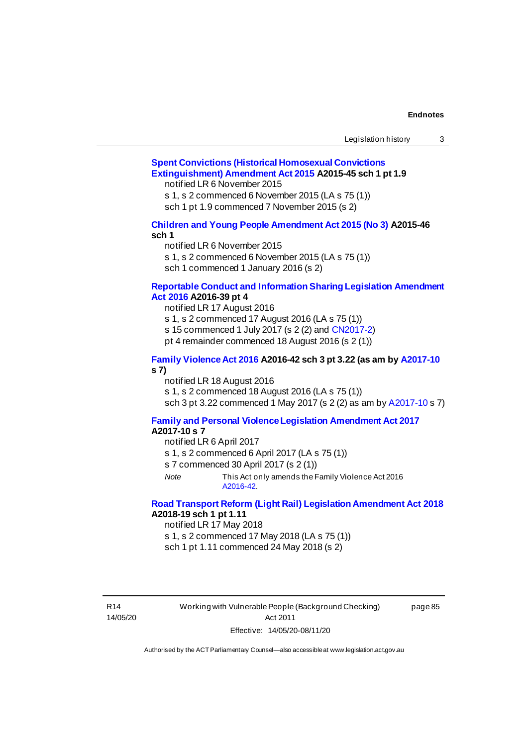**Spent Convictions (Historical Homosexual Convictions Extinguishment) Amendment Act 2015 A2015-45 sch 1 pt 1.9**

notified LR 6 November 2015
s 1, s 2 commenced 6 November 2015 (LA s 75 (1))
sch 1 pt 1.9 commenced 7 November 2015 (s 2)

**Children and Young People Amendment Act 2015 (No 3) A2015-46 sch 1**

notified LR 6 November 2015
s 1, s 2 commenced 6 November 2015 (LA s 75 (1))
sch 1 commenced 1 January 2016 (s 2)

**Reportable Conduct and Information Sharing Legislation Amendment Act 2016 A2016-39 pt 4**

notified LR 17 August 2016
s 1, s 2 commenced 17 August 2016 (LA s 75 (1))
s 15 commenced 1 July 2017 (s 2 (2) and CN2017-2)
pt 4 remainder commenced 18 August 2016 (s 2 (1))

**Family Violence Act 2016 A2016-42 sch 3 pt 3.22 (as am by A2017-10 s 7)**

notified LR 18 August 2016
s 1, s 2 commenced 18 August 2016 (LA s 75 (1))
sch 3 pt 3.22 commenced 1 May 2017 (s 2 (2) as am by A2017-10 s 7)

**Family and Personal Violence Legislation Amendment Act 2017 A2017-10 s 7**

notified LR 6 April 2017
s 1, s 2 commenced 6 April 2017 (LA s 75 (1))
s 7 commenced 30 April 2017 (s 2 (1))

*Note* This Act only amends the Family Violence Act 2016 A2016-42.

**Road Transport Reform (Light Rail) Legislation Amendment Act 2018 A2018-19 sch 1 pt 1.11**

notified LR 17 May 2018
s 1, s 2 commenced 17 May 2018 (LA s 75 (1))
sch 1 pt 1.11 commenced 24 May 2018 (s 2)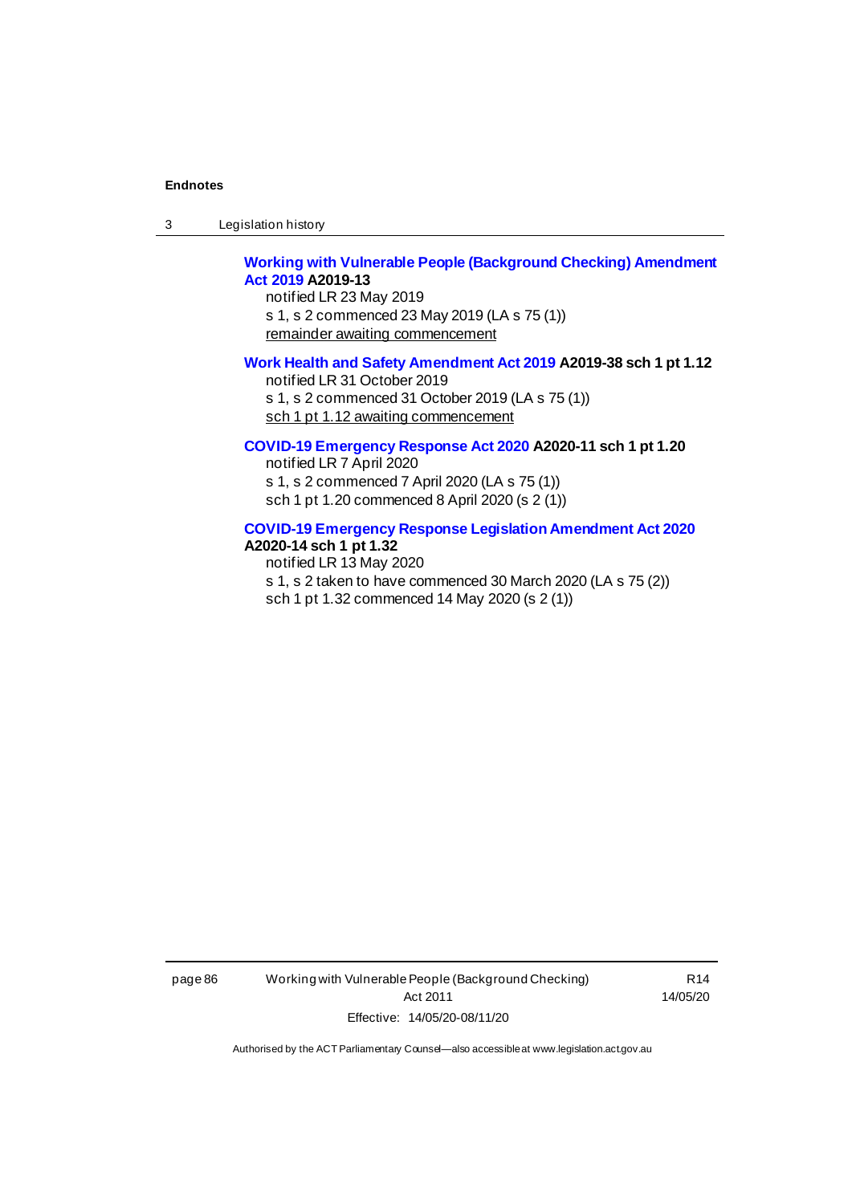**Working with Vulnerable People (Background Checking) Amendment Act 2019** **A2019-13**

notified LR 23 May 2019

s 1, s 2 commenced 23 May 2019 (LA s 75 (1))

remainder awaiting commencement

**Work Health and Safety Amendment Act 2019** **A2019-38 sch 1 pt 1.12**

notified LR 31 October 2019

s 1, s 2 commenced 31 October 2019 (LA s 75 (1))

sch 1 pt 1.12 awaiting commencement

**COVID-19 Emergency Response Act 2020** **A2020-11 sch 1 pt 1.20**

notified LR 7 April 2020

s 1, s 2 commenced 7 April 2020 (LA s 75 (1))

sch 1 pt 1.20 commenced 8 April 2020 (s 2 (1))

**COVID-19 Emergency Response Legislation Amendment Act 2020** **A2020-14 sch 1 pt 1.32**

notified LR 13 May 2020

s 1, s 2 taken to have commenced 30 March 2020 (LA s 75 (2))

sch 1 pt 1.32 commenced 14 May 2020 (s 2 (1))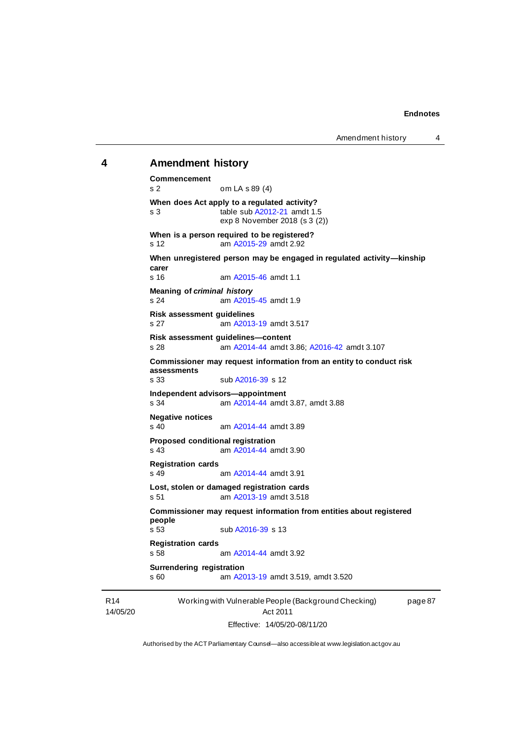## 4 Amendment history

**Commencement**
s 2 om LA s 89 (4)

**When does Act apply to a regulated activity?**
s 3 table sub A2012-21 amdt 1.5
exp 8 November 2018 (s 3 (2))

**When is a person required to be registered?**
s 12 am A2015-29 amdt 2.92

**When unregistered person may be engaged in regulated activity—kinship carer**
s 16 am A2015-46 amdt 1.1

**Meaning of *criminal history***
s 24 am A2015-45 amdt 1.9

**Risk assessment guidelines**
s 27 am A2013-19 amdt 3.517

**Risk assessment guidelines—content**
s 28 am A2014-44 amdt 3.86; A2016-42 amdt 3.107

**Commissioner may request information from an entity to conduct risk assessments**
s 33 sub A2016-39 s 12

**Independent advisors—appointment**
s 34 am A2014-44 amdt 3.87, amdt 3.88

**Negative notices**
s 40 am A2014-44 amdt 3.89

**Proposed conditional registration**
s 43 am A2014-44 amdt 3.90

**Registration cards**
s 49 am A2014-44 amdt 3.91

**Lost, stolen or damaged registration cards**
s 51 am A2013-19 amdt 3.518

**Commissioner may request information from entities about registered people**
s 53 sub A2016-39 s 13

**Registration cards**
s 58 am A2014-44 amdt 3.92

**Surrendering registration**
s 60 am A2013-19 amdt 3.519, amdt 3.520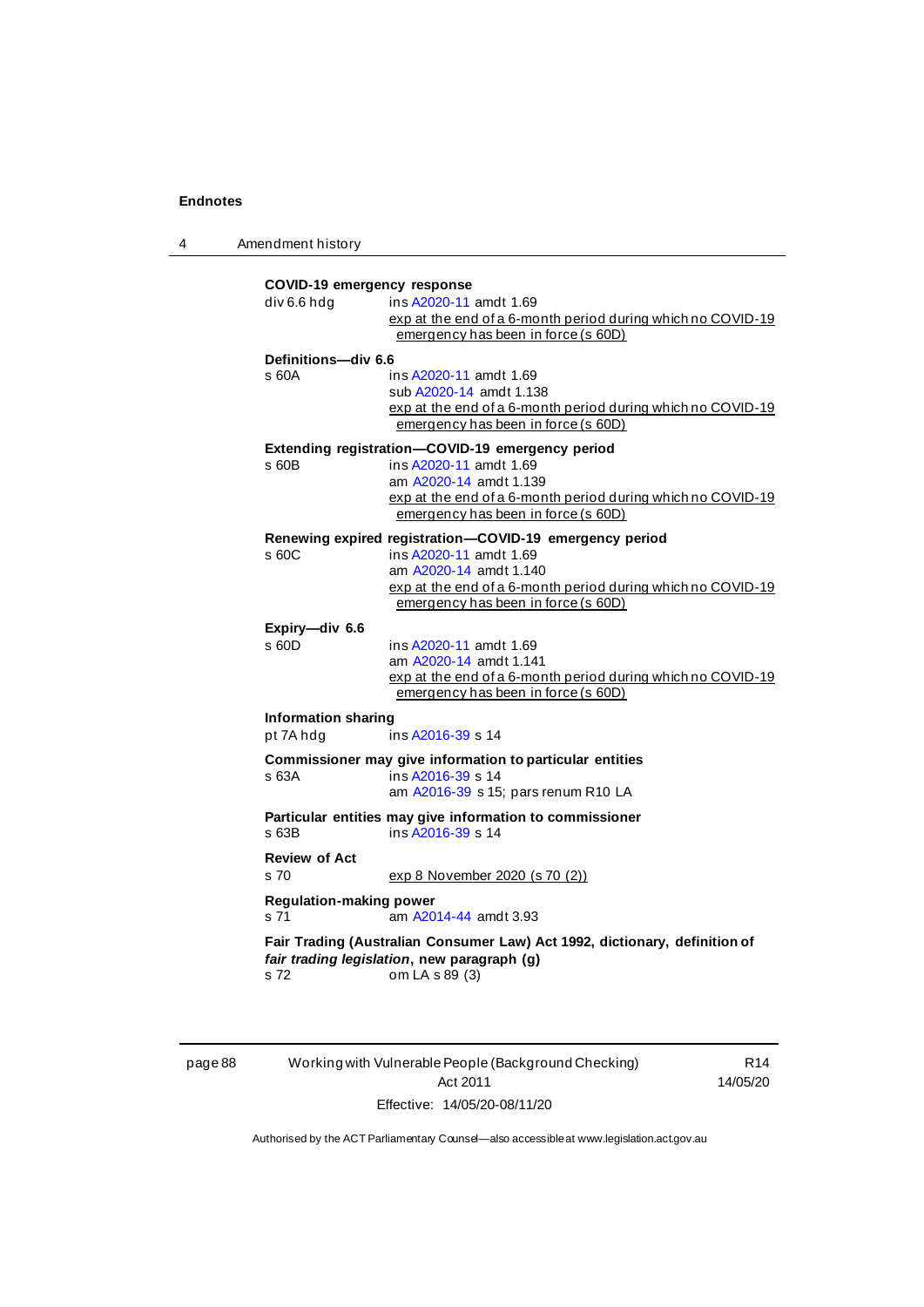**COVID-19 emergency response**

div 6.6 hdg — ins A2020-11 amdt 1.69
exp at the end of a 6-month period during which no COVID-19 emergency has been in force (s 60D)

**Definitions—div 6.6**

s 60A — ins A2020-11 amdt 1.69
sub A2020-14 amdt 1.138
exp at the end of a 6-month period during which no COVID-19 emergency has been in force (s 60D)

**Extending registration—COVID-19 emergency period**

s 60B — ins A2020-11 amdt 1.69
am A2020-14 amdt 1.139
exp at the end of a 6-month period during which no COVID-19 emergency has been in force (s 60D)

**Renewing expired registration—COVID-19 emergency period**

s 60C — ins A2020-11 amdt 1.69
am A2020-14 amdt 1.140
exp at the end of a 6-month period during which no COVID-19 emergency has been in force (s 60D)

**Expiry—div 6.6**

s 60D — ins A2020-11 amdt 1.69
am A2020-14 amdt 1.141
exp at the end of a 6-month period during which no COVID-19 emergency has been in force (s 60D)

**Information sharing**

pt 7A hdg — ins A2016-39 s 14

**Commissioner may give information to particular entities**

s 63A — ins A2016-39 s 14
am A2016-39 s 15; pars renum R10 LA

**Particular entities may give information to commissioner**

s 63B — ins A2016-39 s 14

**Review of Act**

s 70 — exp 8 November 2020 (s 70 (2))

**Regulation-making power**

s 71 — am A2014-44 amdt 3.93

**Fair Trading (Australian Consumer Law) Act 1992, dictionary, definition of *fair trading legislation*, new paragraph (g)**

s 72 — om LA s 89 (3)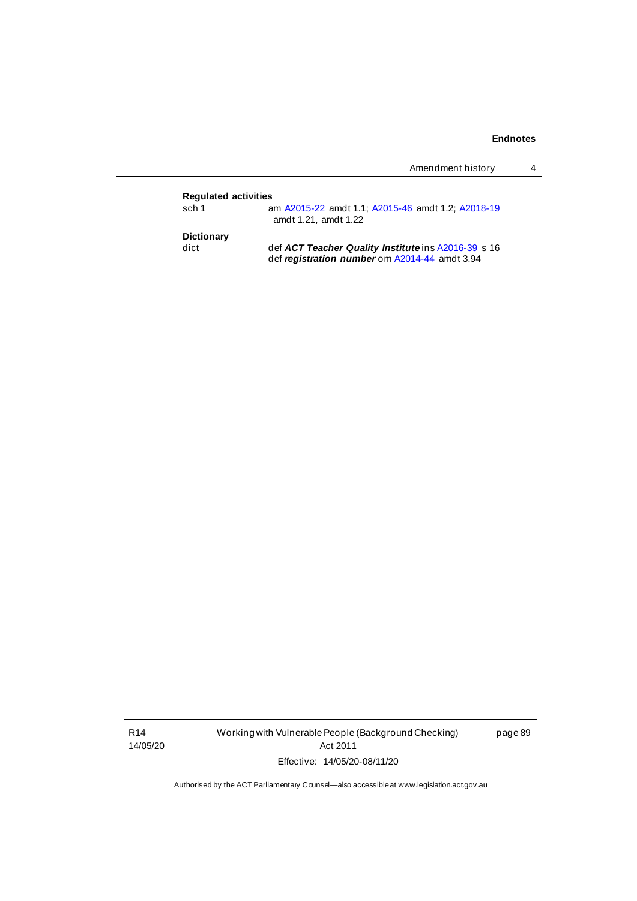**Regulated activities**

sch 1 am A2015-22 amdt 1.1; A2015-46 amdt 1.2; A2018-19 amdt 1.21, amdt 1.22

**Dictionary**

dict def ***ACT Teacher Quality Institute*** ins A2016-39 s 16
def ***registration number*** om A2014-44 amdt 3.94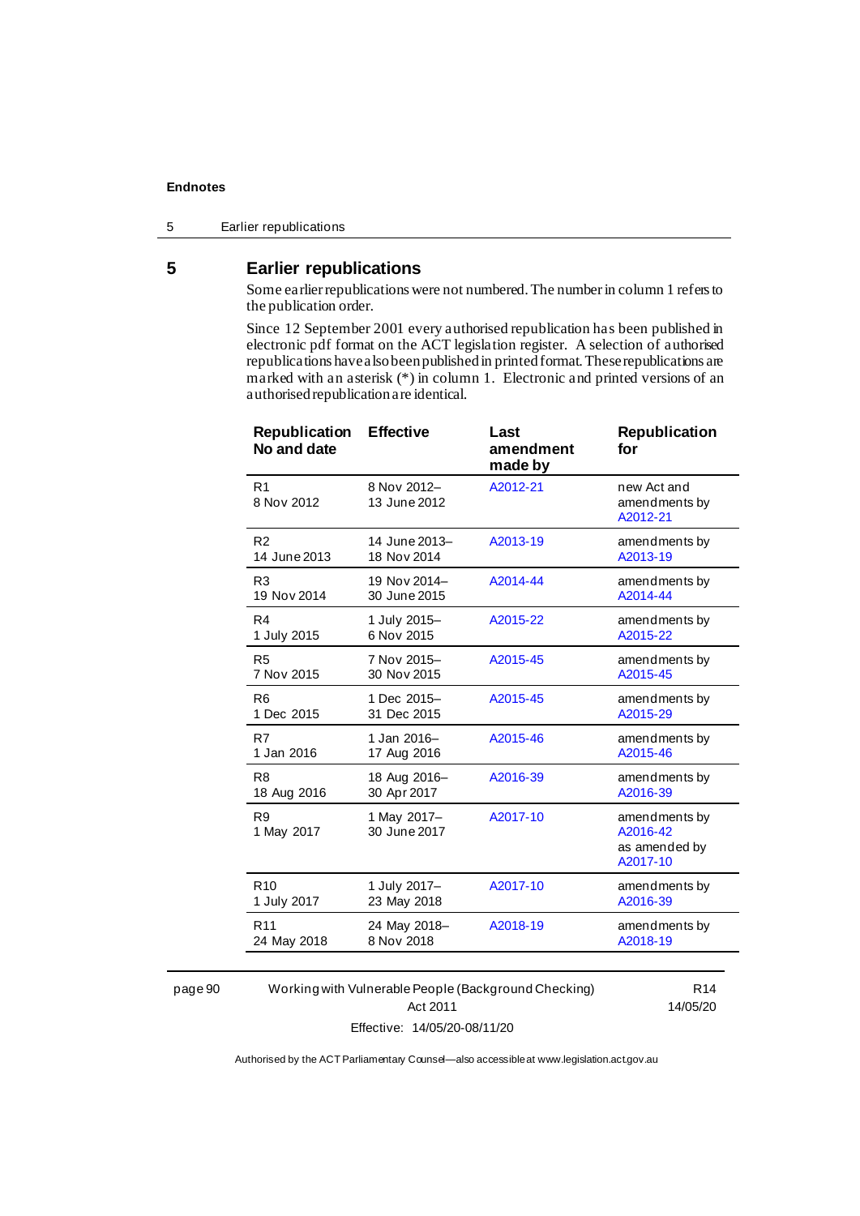## 5 Earlier republications

Some earlier republications were not numbered. The number in column 1 refers to the publication order.

Since 12 September 2001 every authorised republication has been published in electronic pdf format on the ACT legislation register. A selection of authorised republications have also been published in printed format. These republications are marked with an asterisk (*) in column 1. Electronic and printed versions of an authorised republication are identical.

| Republication No and date | Effective | Last amendment made by | Republication for |
|---|---|---|---|
| R1<br>8 Nov 2012 | 8 Nov 2012–<br>13 June 2012 | A2012-21 | new Act and amendments by A2012-21 |
| R2<br>14 June 2013 | 14 June 2013–<br>18 Nov 2014 | A2013-19 | amendments by A2013-19 |
| R3<br>19 Nov 2014 | 19 Nov 2014–<br>30 June 2015 | A2014-44 | amendments by A2014-44 |
| R4<br>1 July 2015 | 1 July 2015–<br>6 Nov 2015 | A2015-22 | amendments by A2015-22 |
| R5<br>7 Nov 2015 | 7 Nov 2015–<br>30 Nov 2015 | A2015-45 | amendments by A2015-45 |
| R6<br>1 Dec 2015 | 1 Dec 2015–<br>31 Dec 2015 | A2015-45 | amendments by A2015-29 |
| R7<br>1 Jan 2016 | 1 Jan 2016–<br>17 Aug 2016 | A2015-46 | amendments by A2015-46 |
| R8<br>18 Aug 2016 | 18 Aug 2016–<br>30 Apr 2017 | A2016-39 | amendments by A2016-39 |
| R9<br>1 May 2017 | 1 May 2017–<br>30 June 2017 | A2017-10 | amendments by A2016-42 as amended by A2017-10 |
| R10<br>1 July 2017 | 1 July 2017–<br>23 May 2018 | A2017-10 | amendments by A2016-39 |
| R11<br>24 May 2018 | 24 May 2018–<br>8 Nov 2018 | A2018-19 | amendments by A2018-19 |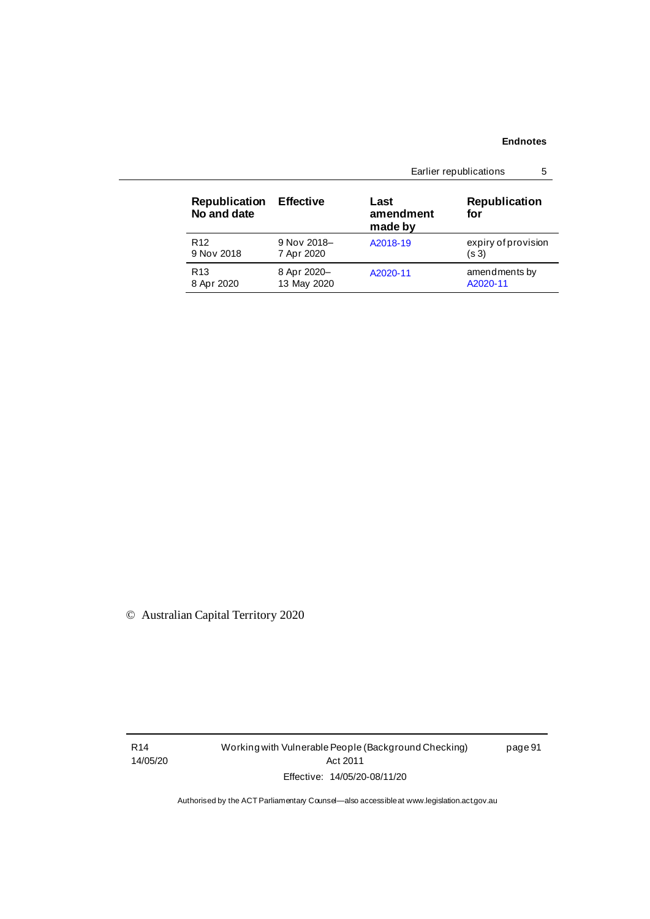| Republication No and date | Effective | Last amendment made by | Republication for |
|---|---|---|---|
| R12<br>9 Nov 2018 | 9 Nov 2018–<br>7 Apr 2020 | A2018-19 | expiry of provision (s 3) |
| R13<br>8 Apr 2020 | 8 Apr 2020–<br>13 May 2020 | A2020-11 | amendments by A2020-11 |

© Australian Capital Territory 2020